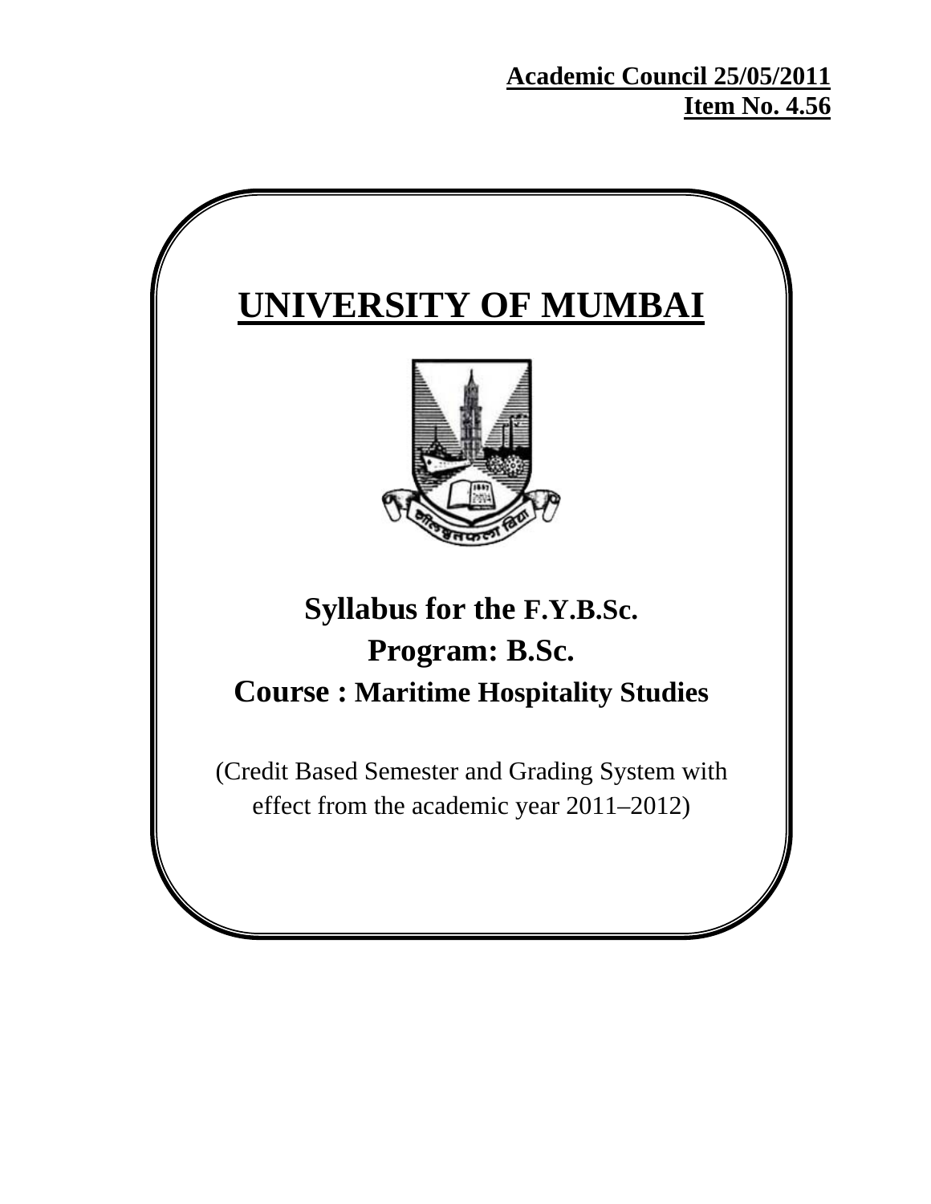**Academic Council 25/05/2011**
**Item No. 4.56**

# UNIVERSITY OF MUMBAI

## Syllabus for the F.Y.B.Sc.
## Program: B.Sc.
## Course : Maritime Hospitality Studies

(Credit Based Semester and Grading System with effect from the academic year 2011–2012)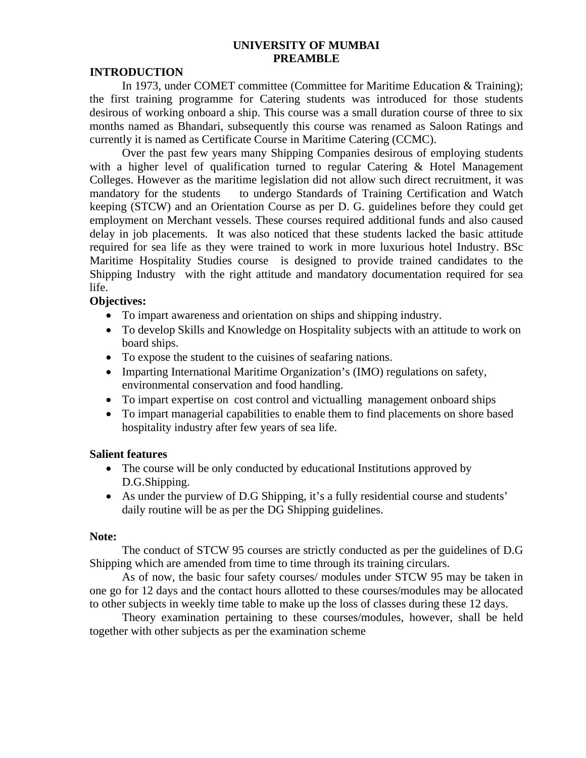# UNIVERSITY OF MUMBAI
## PREAMBLE

### INTRODUCTION

In 1973, under COMET committee (Committee for Maritime Education & Training); the first training programme for Catering students was introduced for those students desirous of working onboard a ship. This course was a small duration course of three to six months named as Bhandari, subsequently this course was renamed as Saloon Ratings and currently it is named as Certificate Course in Maritime Catering (CCMC).

Over the past few years many Shipping Companies desirous of employing students with a higher level of qualification turned to regular Catering & Hotel Management Colleges. However as the maritime legislation did not allow such direct recruitment, it was mandatory for the students to undergo Standards of Training Certification and Watch keeping (STCW) and an Orientation Course as per D. G. guidelines before they could get employment on Merchant vessels. These courses required additional funds and also caused delay in job placements. It was also noticed that these students lacked the basic attitude required for sea life as they were trained to work in more luxurious hotel Industry. BSc Maritime Hospitality Studies course is designed to provide trained candidates to the Shipping Industry with the right attitude and mandatory documentation required for sea life.

**Objectives:**

- To impart awareness and orientation on ships and shipping industry.
- To develop Skills and Knowledge on Hospitality subjects with an attitude to work on board ships.
- To expose the student to the cuisines of seafaring nations.
- Imparting International Maritime Organization's (IMO) regulations on safety, environmental conservation and food handling.
- To impart expertise on cost control and victualling management onboard ships
- To impart managerial capabilities to enable them to find placements on shore based hospitality industry after few years of sea life.

**Salient features**

- The course will be only conducted by educational Institutions approved by D.G.Shipping.
- As under the purview of D.G Shipping, it's a fully residential course and students' daily routine will be as per the DG Shipping guidelines.

**Note:**

The conduct of STCW 95 courses are strictly conducted as per the guidelines of D.G Shipping which are amended from time to time through its training circulars.

As of now, the basic four safety courses/ modules under STCW 95 may be taken in one go for 12 days and the contact hours allotted to these courses/modules may be allocated to other subjects in weekly time table to make up the loss of classes during these 12 days.

Theory examination pertaining to these courses/modules, however, shall be held together with other subjects as per the examination scheme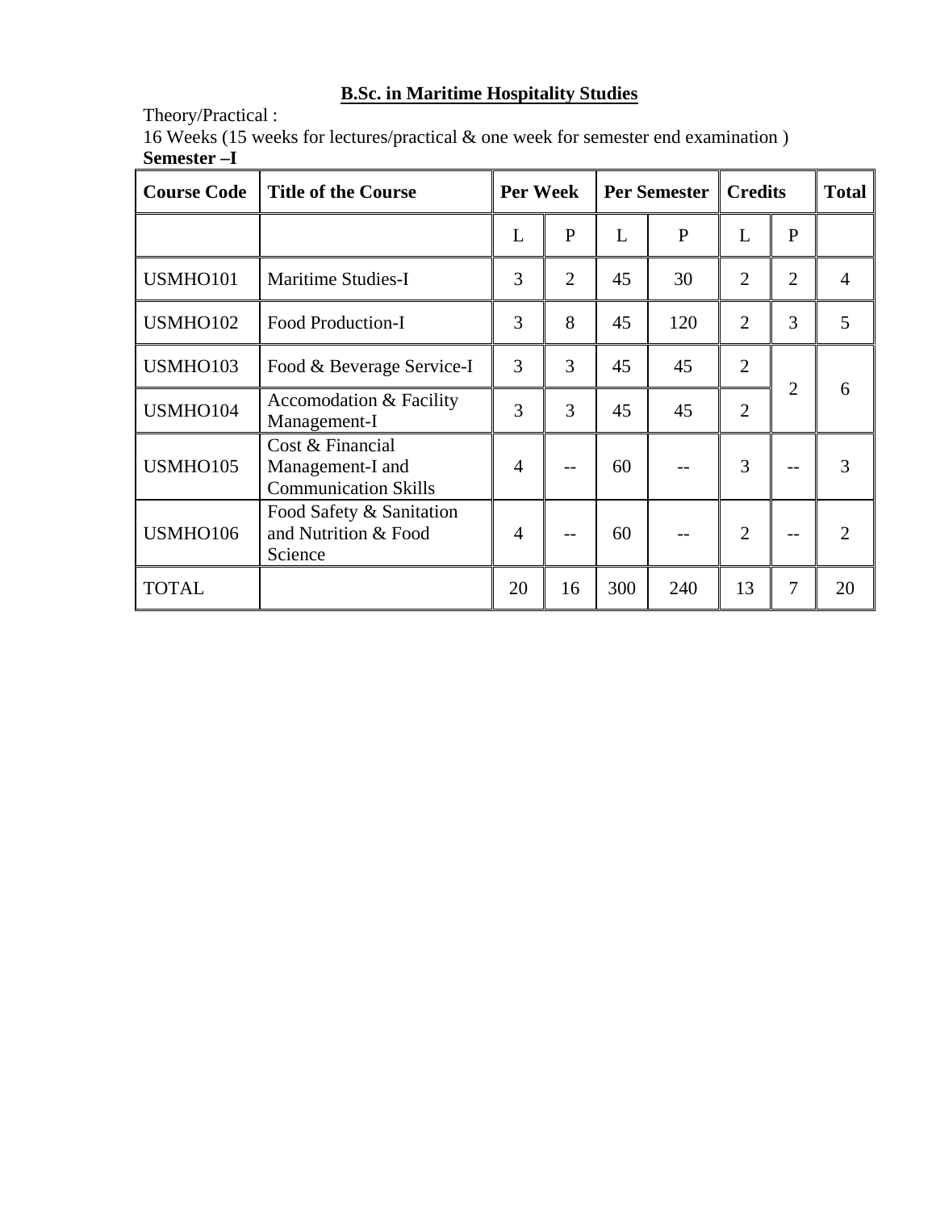## B.Sc. in Maritime Hospitality Studies

Theory/Practical :

16 Weeks (15 weeks for lectures/practical & one week for semester end examination )

**Semester –I**

| Course Code | Title of the Course | Per Week | | Per Semester | | Credits | | Total |
|---|---|---|---|---|---|---|---|---|
| | | L | P | L | P | L | P | |
| USMHO101 | Maritime Studies-I | 3 | 2 | 45 | 30 | 2 | 2 | 4 |
| USMHO102 | Food Production-I | 3 | 8 | 45 | 120 | 2 | 3 | 5 |
| USMHO103 | Food & Beverage Service-I | 3 | 3 | 45 | 45 | 2 | 2 | 6 |
| USMHO104 | Accomodation & Facility Management-I | 3 | 3 | 45 | 45 | 2 | | |
| USMHO105 | Cost & Financial Management-I and Communication Skills | 4 | -- | 60 | -- | 3 | -- | 3 |
| USMHO106 | Food Safety & Sanitation and Nutrition & Food Science | 4 | -- | 60 | -- | 2 | -- | 2 |
| TOTAL | | 20 | 16 | 300 | 240 | 13 | 7 | 20 |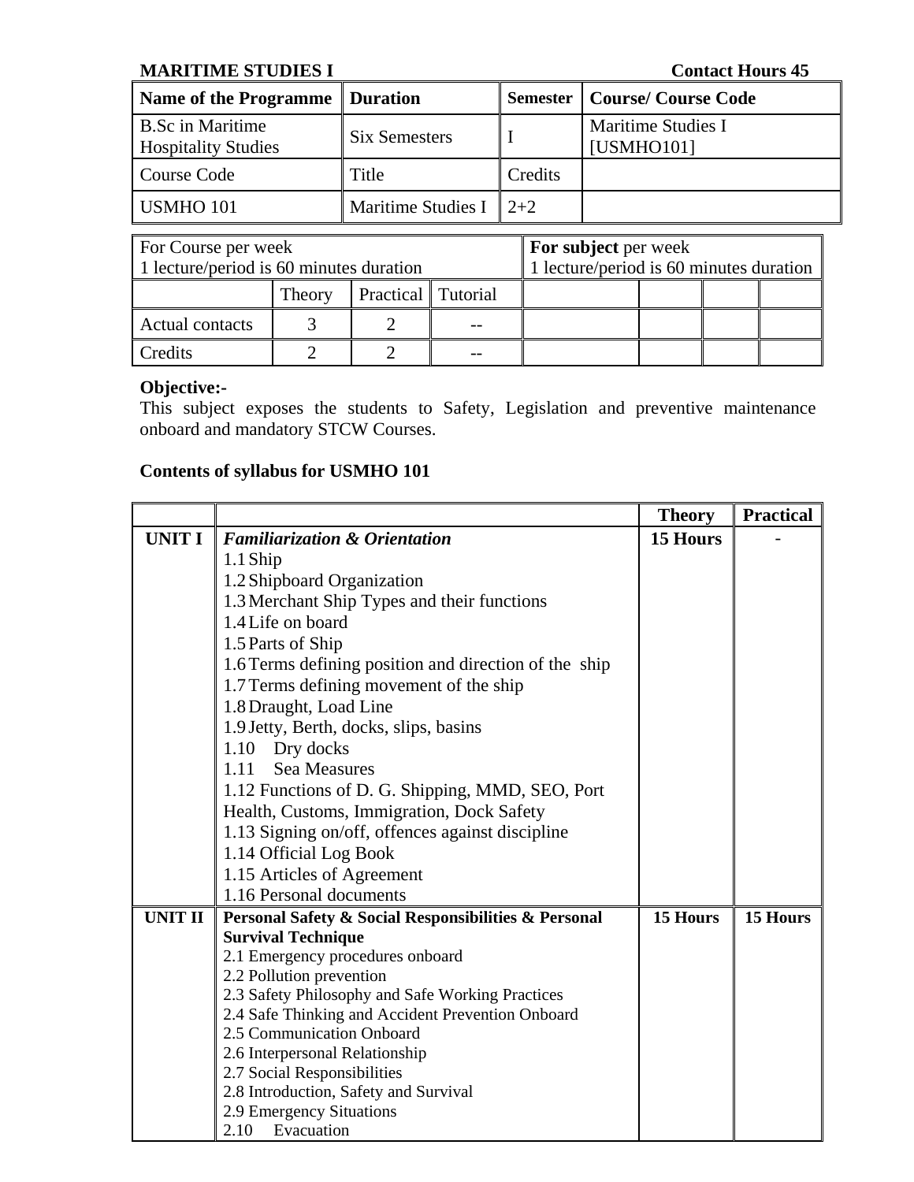**MARITIME STUDIES I** **Contact Hours 45**

| Name of the Programme | Duration | Semester | Course/ Course Code |
|---|---|---|---|
| B.Sc in Maritime Hospitality Studies | Six Semesters | I | Maritime Studies I [USMHO101] |
| Course Code | Title | Credits | |
| USMHO 101 | Maritime Studies I | 2+2 | |

| For Course per week<br>1 lecture/period is 60 minutes duration | | | | **For subject** per week<br>1 lecture/period is 60 minutes duration | | | |
|---|---|---|---|---|---|---|---|
| | Theory | Practical | Tutorial | | | | |
| Actual contacts | 3 | 2 | -- | | | | |
| Credits | 2 | 2 | -- | | | | |

**Objective:-**

This subject exposes the students to Safety, Legislation and preventive maintenance onboard and mandatory STCW Courses.

**Contents of syllabus for USMHO 101**

| | | Theory | Practical |
|---|---|---|---|
| **UNIT I** | ***Familiarization & Orientation***<br>1.1 Ship<br>1.2 Shipboard Organization<br>1.3 Merchant Ship Types and their functions<br>1.4 Life on board<br>1.5 Parts of Ship<br>1.6 Terms defining position and direction of the ship<br>1.7 Terms defining movement of the ship<br>1.8 Draught, Load Line<br>1.9 Jetty, Berth, docks, slips, basins<br>1.10 Dry docks<br>1.11 Sea Measures<br>1.12 Functions of D. G. Shipping, MMD, SEO, Port Health, Customs, Immigration, Dock Safety<br>1.13 Signing on/off, offences against discipline<br>1.14 Official Log Book<br>1.15 Articles of Agreement<br>1.16 Personal documents | **15 Hours** | - |
| **UNIT II** | **Personal Safety & Social Responsibilities & Personal Survival Technique**<br>2.1 Emergency procedures onboard<br>2.2 Pollution prevention<br>2.3 Safety Philosophy and Safe Working Practices<br>2.4 Safe Thinking and Accident Prevention Onboard<br>2.5 Communication Onboard<br>2.6 Interpersonal Relationship<br>2.7 Social Responsibilities<br>2.8 Introduction, Safety and Survival<br>2.9 Emergency Situations<br>2.10 Evacuation | **15 Hours** | **15 Hours** |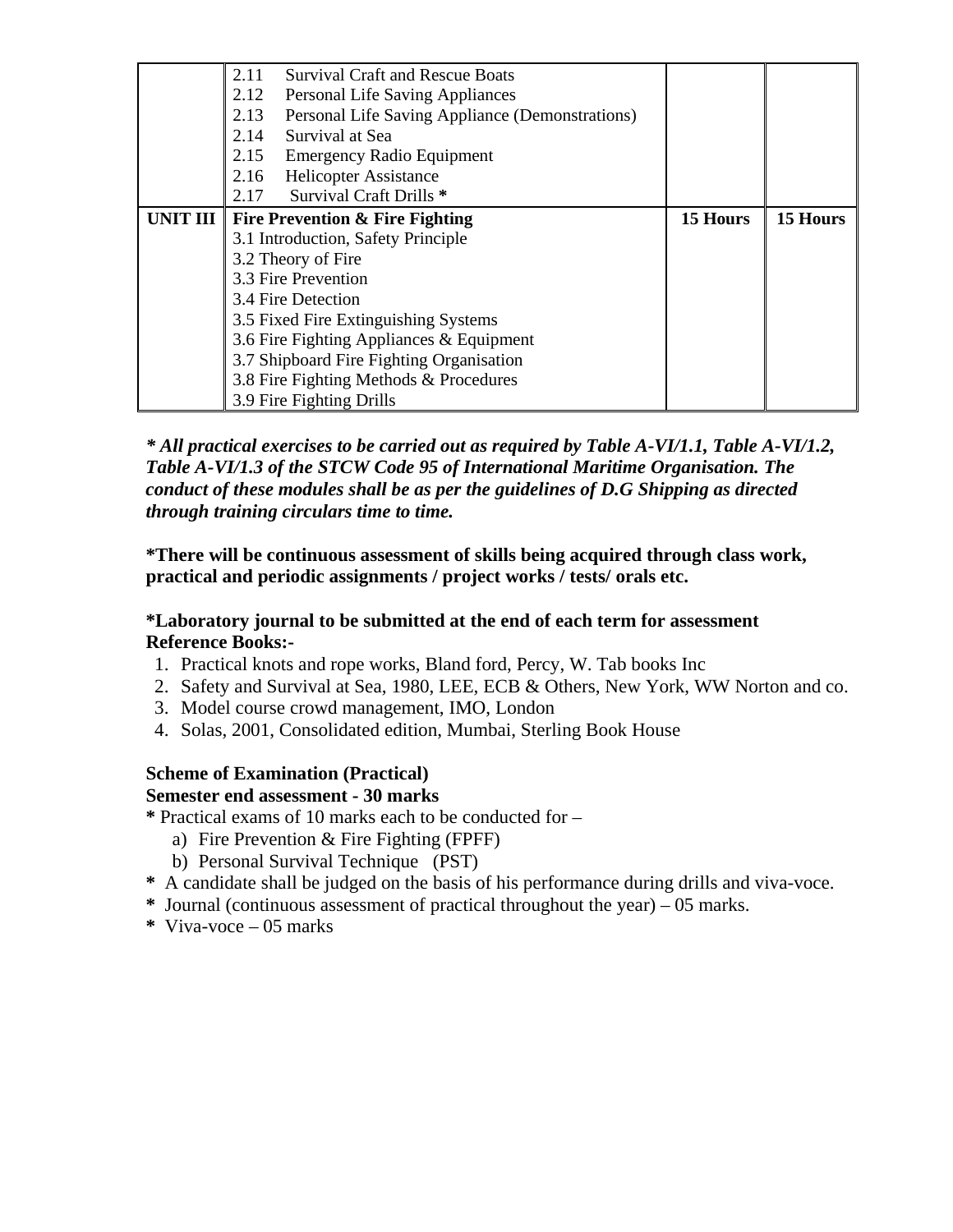| | | | |
|---|---|---|---|
| | 2.11 Survival Craft and Rescue Boats<br>2.12 Personal Life Saving Appliances<br>2.13 Personal Life Saving Appliance (Demonstrations)<br>2.14 Survival at Sea<br>2.15 Emergency Radio Equipment<br>2.16 Helicopter Assistance<br>2.17 Survival Craft Drills * | | |
| **UNIT III** | **Fire Prevention & Fire Fighting**<br>3.1 Introduction, Safety Principle<br>3.2 Theory of Fire<br>3.3 Fire Prevention<br>3.4 Fire Detection<br>3.5 Fixed Fire Extinguishing Systems<br>3.6 Fire Fighting Appliances & Equipment<br>3.7 Shipboard Fire Fighting Organisation<br>3.8 Fire Fighting Methods & Procedures<br>3.9 Fire Fighting Drills | **15 Hours** | **15 Hours** |

***\* All practical exercises to be carried out as required by Table A-VI/1.1, Table A-VI/1.2, Table A-VI/1.3 of the STCW Code 95 of International Maritime Organisation. The conduct of these modules shall be as per the guidelines of D.G Shipping as directed through training circulars time to time.***

**\*There will be continuous assessment of skills being acquired through class work, practical and periodic assignments / project works / tests/ orals etc.**

**\*Laboratory journal to be submitted at the end of each term for assessment**
**Reference Books:-**

1. Practical knots and rope works, Bland ford, Percy, W. Tab books Inc
2. Safety and Survival at Sea, 1980, LEE, ECB & Others, New York, WW Norton and co.
3. Model course crowd management, IMO, London
4. Solas, 2001, Consolidated edition, Mumbai, Sterling Book House

**Scheme of Examination (Practical)**
**Semester end assessment - 30 marks**

**\*** Practical exams of 10 marks each to be conducted for –

a) Fire Prevention & Fire Fighting (FPFF)
b) Personal Survival Technique (PST)

**\*** A candidate shall be judged on the basis of his performance during drills and viva-voce.
**\*** Journal (continuous assessment of practical throughout the year) – 05 marks.
**\*** Viva-voce – 05 marks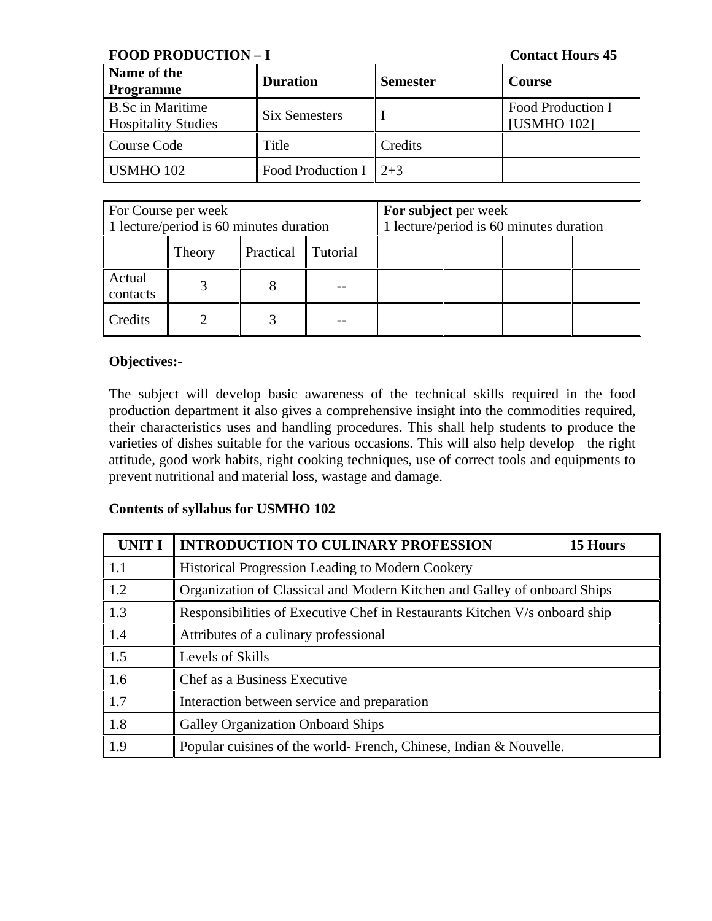**FOOD PRODUCTION – I** **Contact Hours 45**

| **Name of the Programme** | **Duration** | **Semester** | **Course** |
|---|---|---|---|
| B.Sc in Maritime Hospitality Studies | Six Semesters | I | Food Production I [USMHO 102] |
| Course Code | Title | Credits | |
| USMHO 102 | Food Production I | 2+3 | |

| For Course per week<br>1 lecture/period is 60 minutes duration | | | | **For subject** per week<br>1 lecture/period is 60 minutes duration | | | |
|---|---|---|---|---|---|---|---|
| | Theory | Practical | Tutorial | | | | |
| Actual contacts | 3 | 8 | -- | | | | |
| Credits | 2 | 3 | -- | | | | |

**Objectives:-**

The subject will develop basic awareness of the technical skills required in the food production department it also gives a comprehensive insight into the commodities required, their characteristics uses and handling procedures. This shall help students to produce the varieties of dishes suitable for the various occasions. This will also help develop the right attitude, good work habits, right cooking techniques, use of correct tools and equipments to prevent nutritional and material loss, wastage and damage.

**Contents of syllabus for USMHO 102**

| **UNIT I** | **INTRODUCTION TO CULINARY PROFESSION** **15 Hours** |
|---|---|
| 1.1 | Historical Progression Leading to Modern Cookery |
| 1.2 | Organization of Classical and Modern Kitchen and Galley of onboard Ships |
| 1.3 | Responsibilities of Executive Chef in Restaurants Kitchen V/s onboard ship |
| 1.4 | Attributes of a culinary professional |
| 1.5 | Levels of Skills |
| 1.6 | Chef as a Business Executive |
| 1.7 | Interaction between service and preparation |
| 1.8 | Galley Organization Onboard Ships |
| 1.9 | Popular cuisines of the world- French, Chinese, Indian & Nouvelle. |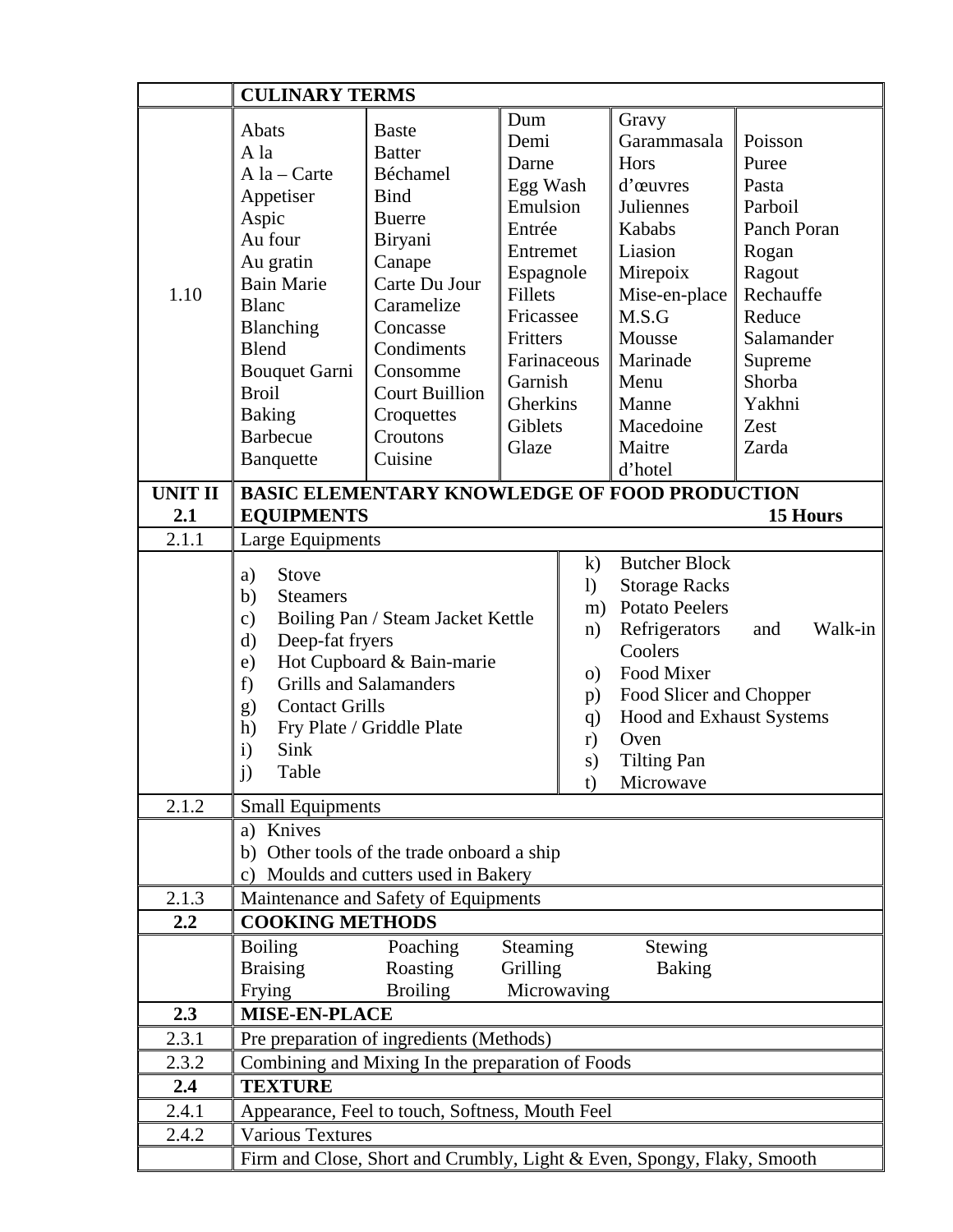| | CULINARY TERMS | | | | |
|---|---|---|---|---|---|
| 1.10 | Abats<br>A la<br>A la – Carte<br>Appetiser<br>Aspic<br>Au four<br>Au gratin<br>Bain Marie<br>Blanc<br>Blanching<br>Blend<br>Bouquet Garni<br>Broil<br>Baking<br>Barbecue<br>Banquette | Baste<br>Batter<br>Béchamel<br>Bind<br>Buerre<br>Biryani<br>Canape<br>Carte Du Jour<br>Caramelize<br>Concasse<br>Condiments<br>Consomme<br>Court Buillion<br>Croquettes<br>Croutons<br>Cuisine | Dum<br>Demi<br>Darne<br>Egg Wash<br>Emulsion<br>Entrée<br>Entremet<br>Espagnole<br>Fillets<br>Fricassee<br>Fritters<br>Farinaceous<br>Garnish<br>Gherkins<br>Giblets<br>Glaze | Gravy<br>Garammasala<br>Hors d'œuvres<br>Juliennes<br>Kababs<br>Liasion<br>Mirepoix<br>Mise-en-place<br>M.S.G<br>Mousse<br>Marinade<br>Menu<br>Manne<br>Macedoine<br>Maitre d'hotel | Poisson<br>Puree<br>Pasta<br>Parboil<br>Panch Poran<br>Rogan<br>Ragout<br>Rechauffe<br>Reduce<br>Salamander<br>Supreme<br>Shorba<br>Yakhni<br>Zest<br>Zarda |

| | |
|---|---|
| **UNIT II**<br>**2.1** | **BASIC ELEMENTARY KNOWLEDGE OF FOOD PRODUCTION EQUIPMENTS** **15 Hours** |
| 2.1.1 | Large Equipments |
| | a) Stove<br>b) Steamers<br>c) Boiling Pan / Steam Jacket Kettle<br>d) Deep-fat fryers<br>e) Hot Cupboard & Bain-marie<br>f) Grills and Salamanders<br>g) Contact Grills<br>h) Fry Plate / Griddle Plate<br>i) Sink<br>j) Table<br>k) Butcher Block<br>l) Storage Racks<br>m) Potato Peelers<br>n) Refrigerators and Walk-in Coolers<br>o) Food Mixer<br>p) Food Slicer and Chopper<br>q) Hood and Exhaust Systems<br>r) Oven<br>s) Tilting Pan<br>t) Microwave |
| 2.1.2 | Small Equipments |
| | a) Knives<br>b) Other tools of the trade onboard a ship<br>c) Moulds and cutters used in Bakery |
| 2.1.3 | Maintenance and Safety of Equipments |
| **2.2** | **COOKING METHODS** |
| | Boiling, Poaching, Steaming, Stewing<br>Braising, Roasting, Grilling, Baking<br>Frying, Broiling, Microwaving |
| **2.3** | **MISE-EN-PLACE** |
| 2.3.1 | Pre preparation of ingredients (Methods) |
| 2.3.2 | Combining and Mixing In the preparation of Foods |
| **2.4** | **TEXTURE** |
| 2.4.1 | Appearance, Feel to touch, Softness, Mouth Feel |
| 2.4.2 | Various Textures |
| | Firm and Close, Short and Crumbly, Light & Even, Spongy, Flaky, Smooth |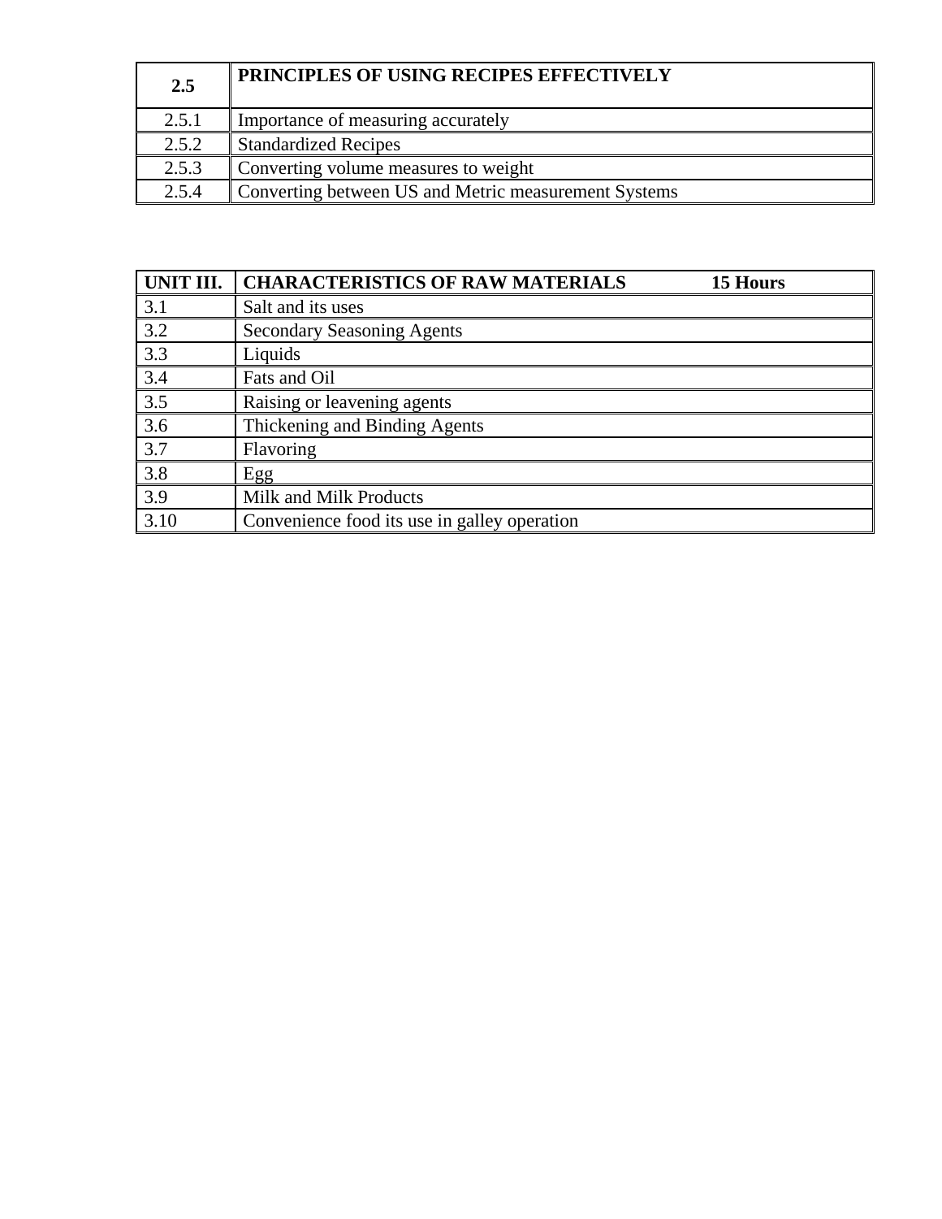| **2.5** | **PRINCIPLES OF USING RECIPES EFFECTIVELY** |
|---|---|
| 2.5.1 | Importance of measuring accurately |
| 2.5.2 | Standardized Recipes |
| 2.5.3 | Converting volume measures to weight |
| 2.5.4 | Converting between US and Metric measurement Systems |

| **UNIT III.** | **CHARACTERISTICS OF RAW MATERIALS 15 Hours** |
|---|---|
| 3.1 | Salt and its uses |
| 3.2 | Secondary Seasoning Agents |
| 3.3 | Liquids |
| 3.4 | Fats and Oil |
| 3.5 | Raising or leavening agents |
| 3.6 | Thickening and Binding Agents |
| 3.7 | Flavoring |
| 3.8 | Egg |
| 3.9 | Milk and Milk Products |
| 3.10 | Convenience food its use in galley operation |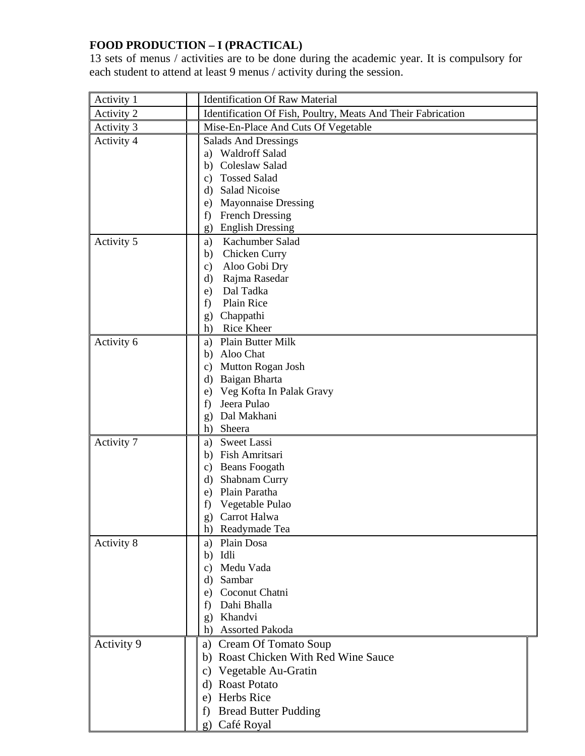**FOOD PRODUCTION – I (PRACTICAL)**

13 sets of menus / activities are to be done during the academic year. It is compulsory for each student to attend at least 9 menus / activity during the session.

| Activity | | Menu / Activity |
|---|---|---|
| Activity 1 | | Identification Of Raw Material |
| Activity 2 | | Identification Of Fish, Poultry, Meats And Their Fabrication |
| Activity 3 | | Mise-En-Place And Cuts Of Vegetable |
| Activity 4 | | Salads And Dressings<br>a) Waldroff Salad<br>b) Coleslaw Salad<br>c) Tossed Salad<br>d) Salad Nicoise<br>e) Mayonnaise Dressing<br>f) French Dressing<br>g) English Dressing |
| Activity 5 | | a) Kachumber Salad<br>b) Chicken Curry<br>c) Aloo Gobi Dry<br>d) Rajma Rasedar<br>e) Dal Tadka<br>f) Plain Rice<br>g) Chappathi<br>h) Rice Kheer |
| Activity 6 | | a) Plain Butter Milk<br>b) Aloo Chat<br>c) Mutton Rogan Josh<br>d) Baigan Bharta<br>e) Veg Kofta In Palak Gravy<br>f) Jeera Pulao<br>g) Dal Makhani<br>h) Sheera |
| Activity 7 | | a) Sweet Lassi<br>b) Fish Amritsari<br>c) Beans Foogath<br>d) Shabnam Curry<br>e) Plain Paratha<br>f) Vegetable Pulao<br>g) Carrot Halwa<br>h) Readymade Tea |
| Activity 8 | | a) Plain Dosa<br>b) Idli<br>c) Medu Vada<br>d) Sambar<br>e) Coconut Chatni<br>f) Dahi Bhalla<br>g) Khandvi<br>h) Assorted Pakoda |
| Activity 9 | | a) Cream Of Tomato Soup<br>b) Roast Chicken With Red Wine Sauce<br>c) Vegetable Au-Gratin<br>d) Roast Potato<br>e) Herbs Rice<br>f) Bread Butter Pudding<br>g) Café Royal |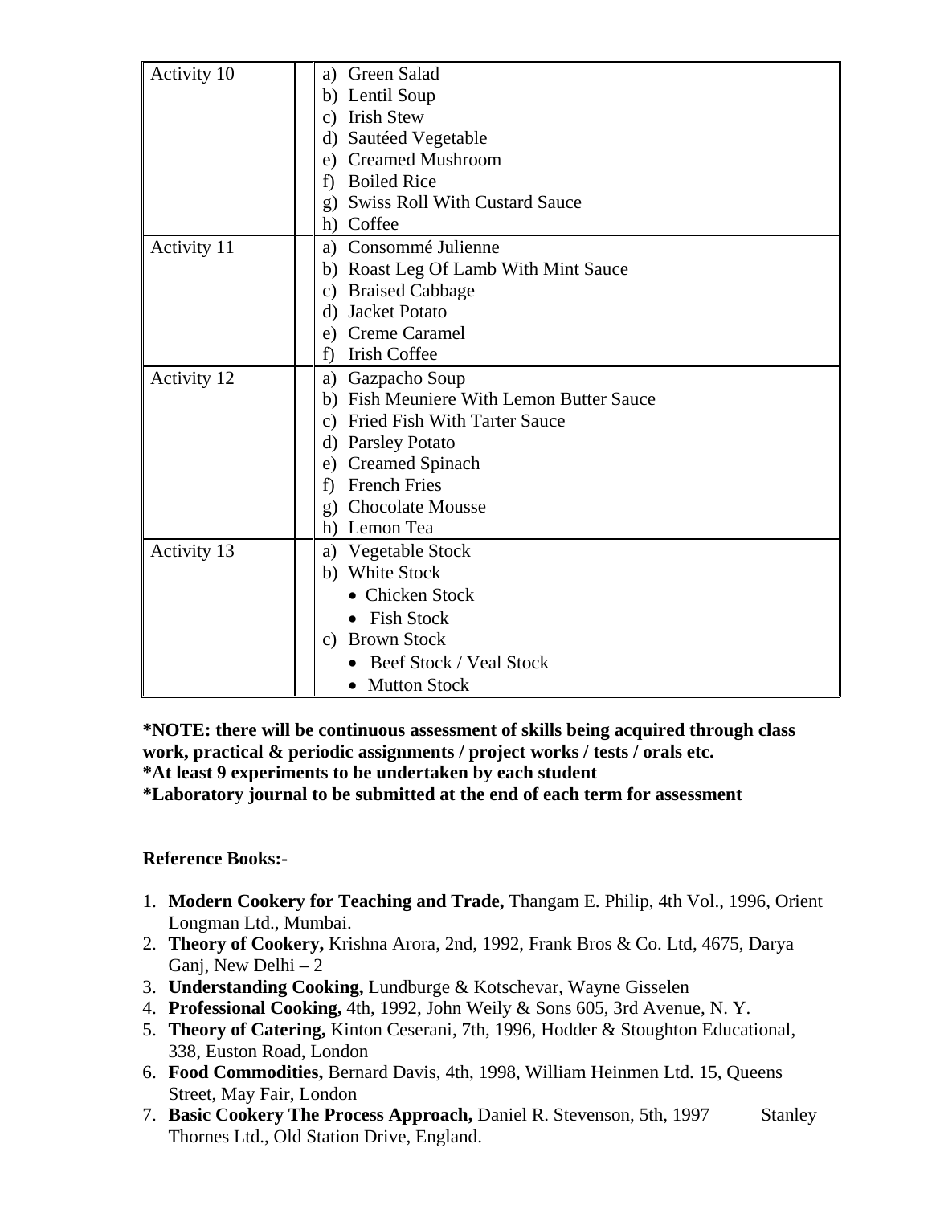| | | |
|---|---|---|
| Activity 10 | | a) Green Salad<br>b) Lentil Soup<br>c) Irish Stew<br>d) Sautéed Vegetable<br>e) Creamed Mushroom<br>f) Boiled Rice<br>g) Swiss Roll With Custard Sauce<br>h) Coffee |
| Activity 11 | | a) Consommé Julienne<br>b) Roast Leg Of Lamb With Mint Sauce<br>c) Braised Cabbage<br>d) Jacket Potato<br>e) Creme Caramel<br>f) Irish Coffee |
| Activity 12 | | a) Gazpacho Soup<br>b) Fish Meuniere With Lemon Butter Sauce<br>c) Fried Fish With Tarter Sauce<br>d) Parsley Potato<br>e) Creamed Spinach<br>f) French Fries<br>g) Chocolate Mousse<br>h) Lemon Tea |
| Activity 13 | | a) Vegetable Stock<br>b) White Stock<br>• Chicken Stock<br>• Fish Stock<br>c) Brown Stock<br>• Beef Stock / Veal Stock<br>• Mutton Stock |

**\*NOTE: there will be continuous assessment of skills being acquired through class work, practical & periodic assignments / project works / tests / orals etc.**
**\*At least 9 experiments to be undertaken by each student**
**\*Laboratory journal to be submitted at the end of each term for assessment**

**Reference Books:-**

1. **Modern Cookery for Teaching and Trade,** Thangam E. Philip, 4th Vol., 1996, Orient Longman Ltd., Mumbai.
2. **Theory of Cookery,** Krishna Arora, 2nd, 1992, Frank Bros & Co. Ltd, 4675, Darya Ganj, New Delhi – 2
3. **Understanding Cooking,** Lundburge & Kotschevar, Wayne Gisselen
4. **Professional Cooking,** 4th, 1992, John Weily & Sons 605, 3rd Avenue, N. Y.
5. **Theory of Catering,** Kinton Ceserani, 7th, 1996, Hodder & Stoughton Educational, 338, Euston Road, London
6. **Food Commodities,** Bernard Davis, 4th, 1998, William Heinmen Ltd. 15, Queens Street, May Fair, London
7. **Basic Cookery The Process Approach,** Daniel R. Stevenson, 5th, 1997 Stanley Thornes Ltd., Old Station Drive, England.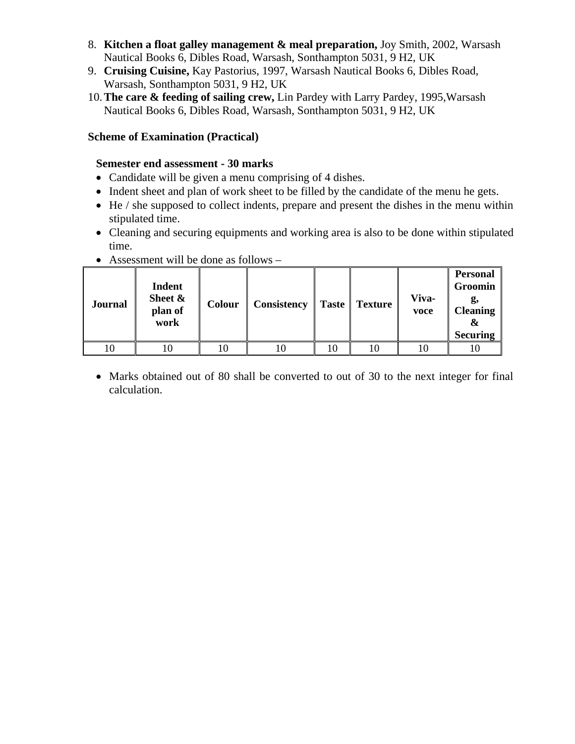8. **Kitchen a float galley management & meal preparation,** Joy Smith, 2002, Warsash Nautical Books 6, Dibles Road, Warsash, Sonthampton 5031, 9 H2, UK
9. **Cruising Cuisine,** Kay Pastorius, 1997, Warsash Nautical Books 6, Dibles Road, Warsash, Sonthampton 5031, 9 H2, UK
10. **The care & feeding of sailing crew,** Lin Pardey with Larry Pardey, 1995,Warsash Nautical Books 6, Dibles Road, Warsash, Sonthampton 5031, 9 H2, UK

**Scheme of Examination (Practical)**

**Semester end assessment - 30 marks**

- Candidate will be given a menu comprising of 4 dishes.
- Indent sheet and plan of work sheet to be filled by the candidate of the menu he gets.
- He / she supposed to collect indents, prepare and present the dishes in the menu within stipulated time.
- Cleaning and securing equipments and working area is also to be done within stipulated time.
- Assessment will be done as follows –

| Journal | Indent Sheet & plan of work | Colour | Consistency | Taste | Texture | Viva-voce | Personal Grooming, Cleaning & Securing |
|---|---|---|---|---|---|---|---|
| 10 | 10 | 10 | 10 | 10 | 10 | 10 | 10 |

- Marks obtained out of 80 shall be converted to out of 30 to the next integer for final calculation.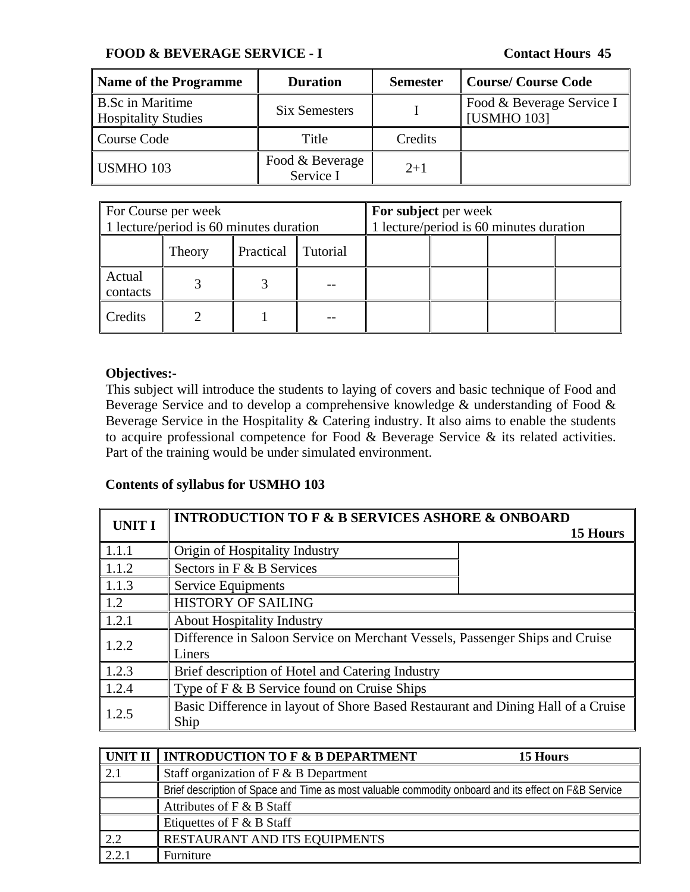**FOOD & BEVERAGE SERVICE - I** **Contact Hours 45**

| Name of the Programme | Duration | Semester | Course/ Course Code |
|---|---|---|---|
| B.Sc in Maritime Hospitality Studies | Six Semesters | I | Food & Beverage Service I [USMHO 103] |
| Course Code | Title | Credits | |
| USMHO 103 | Food & Beverage Service I | 2+1 | |

| For Course per week 1 lecture/period is 60 minutes duration | | | | For subject per week 1 lecture/period is 60 minutes duration | | | |
|---|---|---|---|---|---|---|---|
| | Theory | Practical | Tutorial | | | | |
| Actual contacts | 3 | 3 | -- | | | | |
| Credits | 2 | 1 | -- | | | | |

**Objectives:-**

This subject will introduce the students to laying of covers and basic technique of Food and Beverage Service and to develop a comprehensive knowledge & understanding of Food & Beverage Service in the Hospitality & Catering industry. It also aims to enable the students to acquire professional competence for Food & Beverage Service & its related activities. Part of the training would be under simulated environment.

**Contents of syllabus for USMHO 103**

| UNIT I | INTRODUCTION TO F & B SERVICES ASHORE & ONBOARD **15 Hours** |
|---|---|
| 1.1.1 | Origin of Hospitality Industry |
| 1.1.2 | Sectors in F & B Services |
| 1.1.3 | Service Equipments |
| 1.2 | HISTORY OF SAILING |
| 1.2.1 | About Hospitality Industry |
| 1.2.2 | Difference in Saloon Service on Merchant Vessels, Passenger Ships and Cruise Liners |
| 1.2.3 | Brief description of Hotel and Catering Industry |
| 1.2.4 | Type of F & B Service found on Cruise Ships |
| 1.2.5 | Basic Difference in layout of Shore Based Restaurant and Dining Hall of a Cruise Ship |

| UNIT II | INTRODUCTION TO F & B DEPARTMENT **15 Hours** |
|---|---|
| 2.1 | Staff organization of F & B Department |
| | Brief description of Space and Time as most valuable commodity onboard and its effect on F&B Service |
| | Attributes of F & B Staff |
| | Etiquettes of F & B Staff |
| 2.2 | RESTAURANT AND ITS EQUIPMENTS |
| 2.2.1 | Furniture |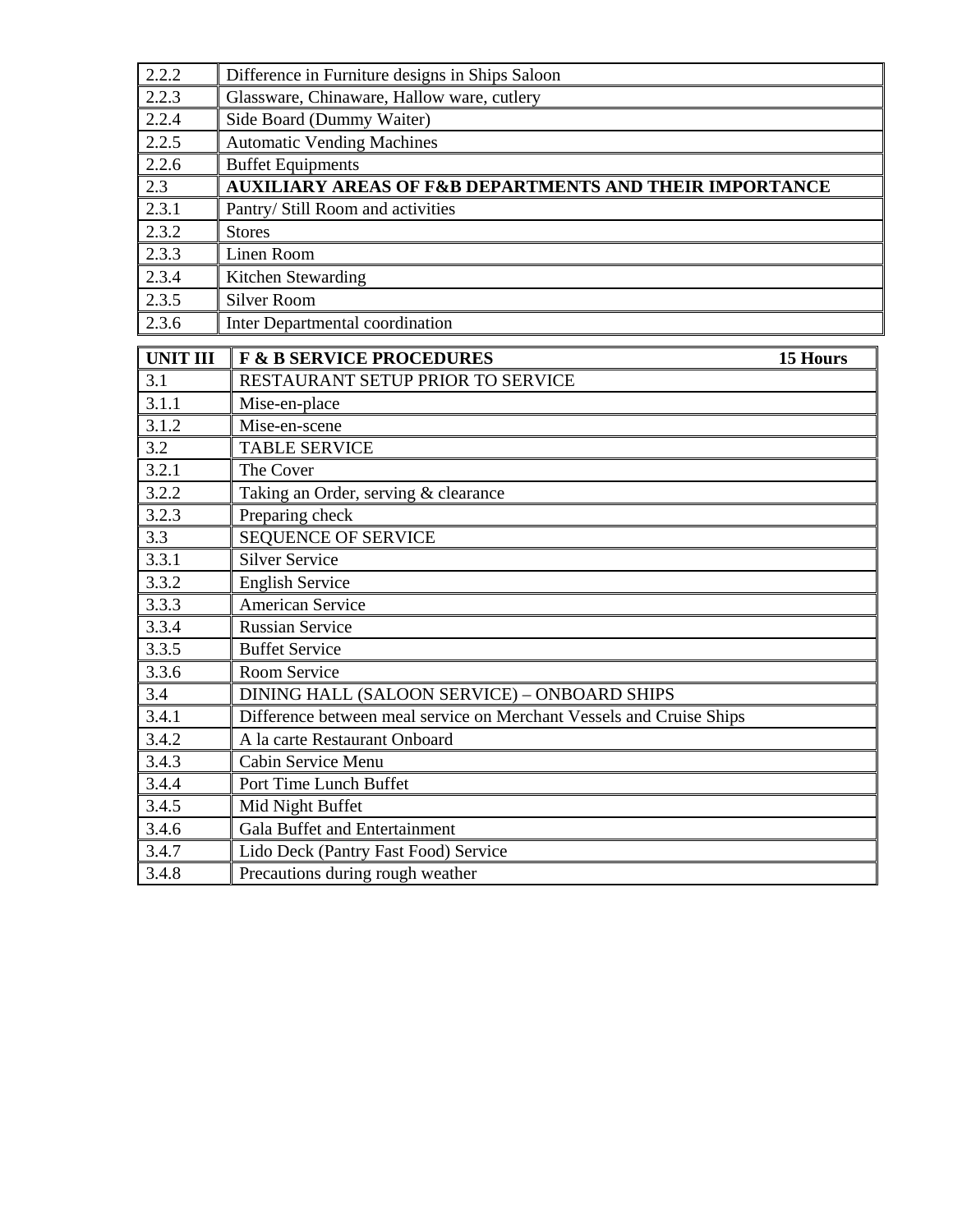| | |
|---|---|
| 2.2.2 | Difference in Furniture designs in Ships Saloon |
| 2.2.3 | Glassware, Chinaware, Hallow ware, cutlery |
| 2.2.4 | Side Board (Dummy Waiter) |
| 2.2.5 | Automatic Vending Machines |
| 2.2.6 | Buffet Equipments |
| 2.3 | **AUXILIARY AREAS OF F&B DEPARTMENTS AND THEIR IMPORTANCE** |
| 2.3.1 | Pantry/ Still Room and activities |
| 2.3.2 | Stores |
| 2.3.3 | Linen Room |
| 2.3.4 | Kitchen Stewarding |
| 2.3.5 | Silver Room |
| 2.3.6 | Inter Departmental coordination |

| **UNIT III** | **F & B SERVICE PROCEDURES** **15 Hours** |
|---|---|
| 3.1 | RESTAURANT SETUP PRIOR TO SERVICE |
| 3.1.1 | Mise-en-place |
| 3.1.2 | Mise-en-scene |
| 3.2 | TABLE SERVICE |
| 3.2.1 | The Cover |
| 3.2.2 | Taking an Order, serving & clearance |
| 3.2.3 | Preparing check |
| 3.3 | SEQUENCE OF SERVICE |
| 3.3.1 | Silver Service |
| 3.3.2 | English Service |
| 3.3.3 | American Service |
| 3.3.4 | Russian Service |
| 3.3.5 | Buffet Service |
| 3.3.6 | Room Service |
| 3.4 | DINING HALL (SALOON SERVICE) – ONBOARD SHIPS |
| 3.4.1 | Difference between meal service on Merchant Vessels and Cruise Ships |
| 3.4.2 | A la carte Restaurant Onboard |
| 3.4.3 | Cabin Service Menu |
| 3.4.4 | Port Time Lunch Buffet |
| 3.4.5 | Mid Night Buffet |
| 3.4.6 | Gala Buffet and Entertainment |
| 3.4.7 | Lido Deck (Pantry Fast Food) Service |
| 3.4.8 | Precautions during rough weather |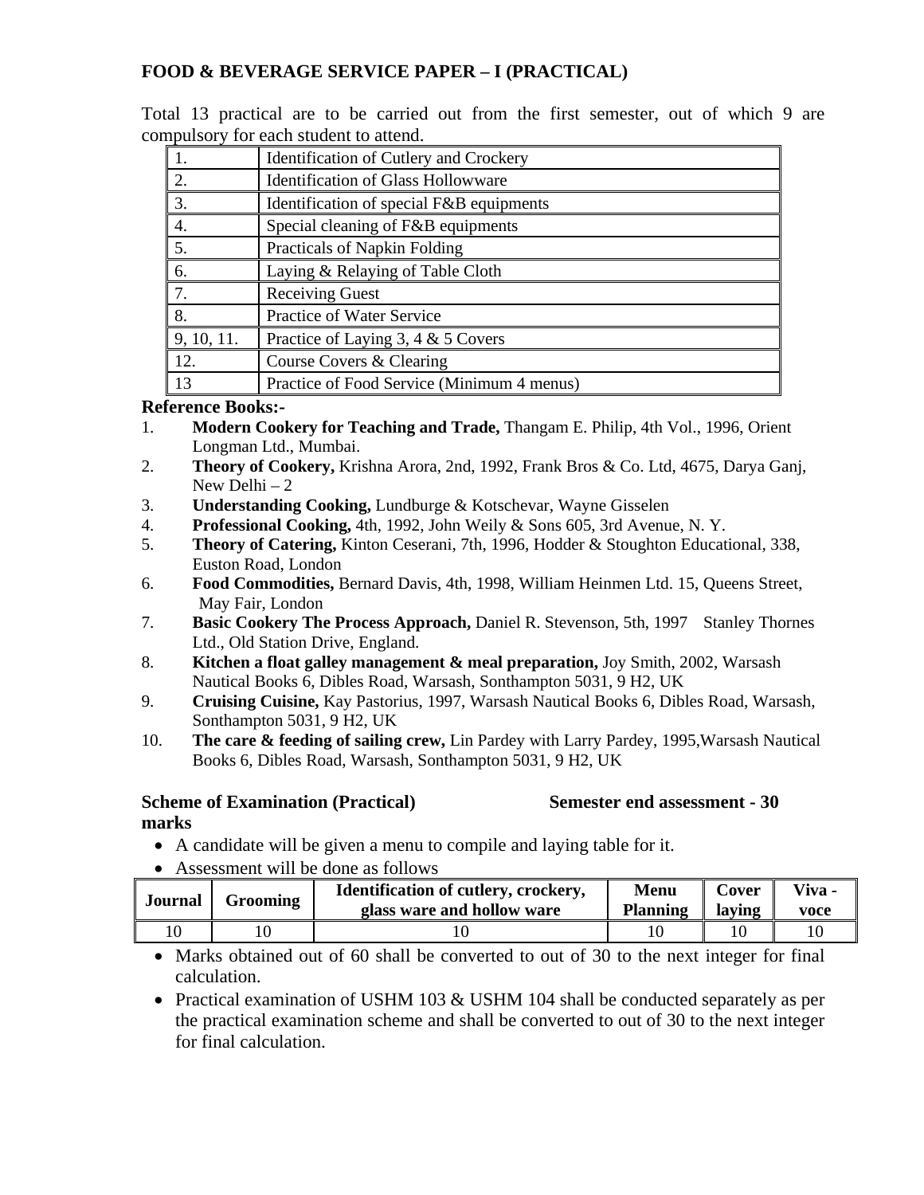**FOOD & BEVERAGE SERVICE PAPER – I (PRACTICAL)**

Total 13 practical are to be carried out from the first semester, out of which 9 are compulsory for each student to attend.

| | |
|---|---|
| 1. | Identification of Cutlery and Crockery |
| 2. | Identification of Glass Hollowware |
| 3. | Identification of special F&B equipments |
| 4. | Special cleaning of F&B equipments |
| 5. | Practicals of Napkin Folding |
| 6. | Laying & Relaying of Table Cloth |
| 7. | Receiving Guest |
| 8. | Practice of Water Service |
| 9, 10, 11. | Practice of Laying 3, 4 & 5 Covers |
| 12. | Course Covers & Clearing |
| 13 | Practice of Food Service (Minimum 4 menus) |

**Reference Books:-**

1. **Modern Cookery for Teaching and Trade,** Thangam E. Philip, 4th Vol., 1996, Orient Longman Ltd., Mumbai.
2. **Theory of Cookery,** Krishna Arora, 2nd, 1992, Frank Bros & Co. Ltd, 4675, Darya Ganj, New Delhi – 2
3. **Understanding Cooking,** Lundburge & Kotschevar, Wayne Gisselen
4. **Professional Cooking,** 4th, 1992, John Weily & Sons 605, 3rd Avenue, N. Y.
5. **Theory of Catering,** Kinton Ceserani, 7th, 1996, Hodder & Stoughton Educational, 338, Euston Road, London
6. **Food Commodities,** Bernard Davis, 4th, 1998, William Heinmen Ltd. 15, Queens Street, May Fair, London
7. **Basic Cookery The Process Approach,** Daniel R. Stevenson, 5th, 1997 Stanley Thornes Ltd., Old Station Drive, England.
8. **Kitchen a float galley management & meal preparation,** Joy Smith, 2002, Warsash Nautical Books 6, Dibles Road, Warsash, Sonthampton 5031, 9 H2, UK
9. **Cruising Cuisine,** Kay Pastorius, 1997, Warsash Nautical Books 6, Dibles Road, Warsash, Sonthampton 5031, 9 H2, UK
10. **The care & feeding of sailing crew,** Lin Pardey with Larry Pardey, 1995,Warsash Nautical Books 6, Dibles Road, Warsash, Sonthampton 5031, 9 H2, UK

**Scheme of Examination (Practical) Semester end assessment - 30 marks**

- A candidate will be given a menu to compile and laying table for it.
- Assessment will be done as follows

| Journal | Grooming | Identification of cutlery, crockery, glass ware and hollow ware | Menu Planning | Cover laying | Viva - voce |
|---|---|---|---|---|---|
| 10 | 10 | 10 | 10 | 10 | 10 |

- Marks obtained out of 60 shall be converted to out of 30 to the next integer for final calculation.
- Practical examination of USHM 103 & USHM 104 shall be conducted separately as per the practical examination scheme and shall be converted to out of 30 to the next integer for final calculation.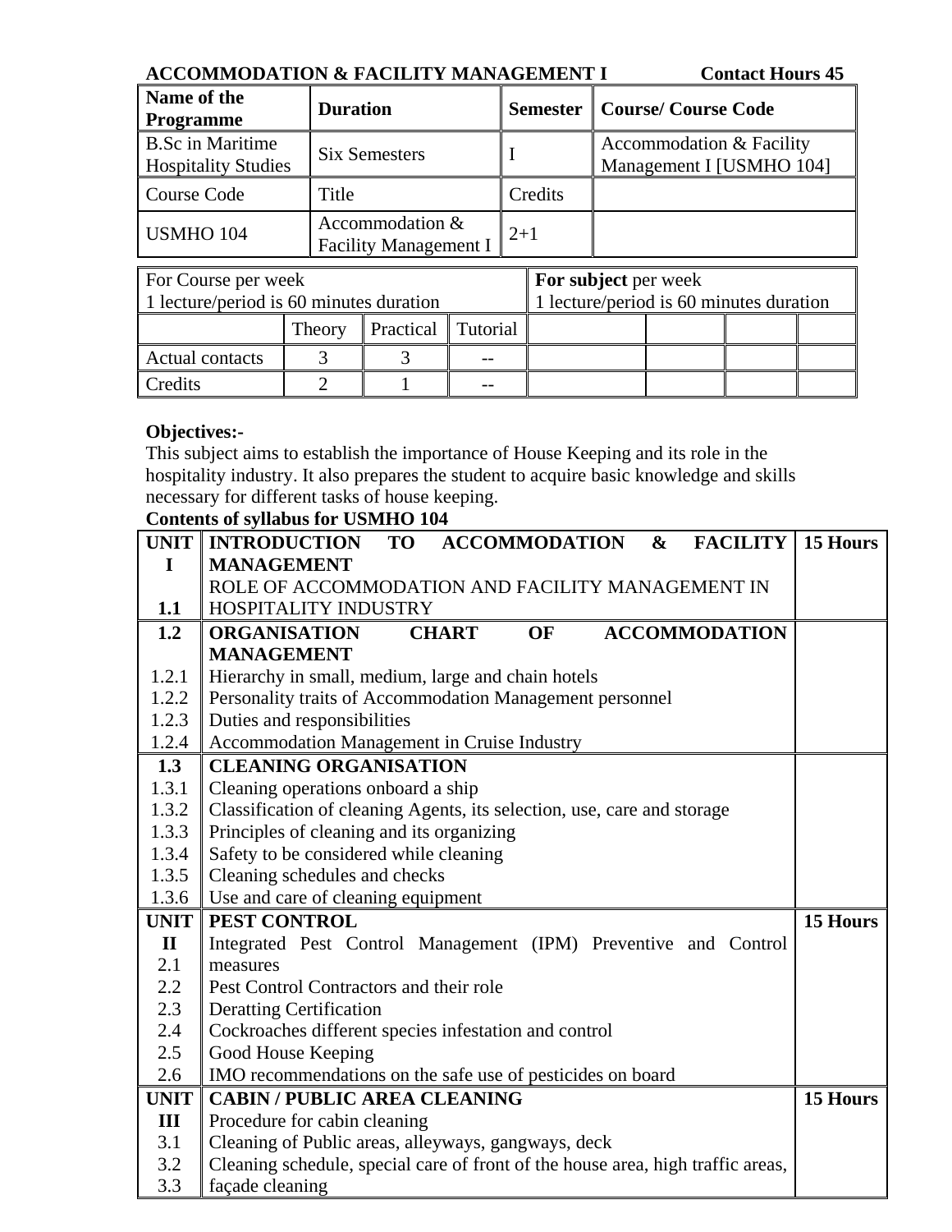**ACCOMMODATION & FACILITY MANAGEMENT I** **Contact Hours 45**

| Name of the Programme | Duration | Semester | Course/ Course Code |
|---|---|---|---|
| B.Sc in Maritime Hospitality Studies | Six Semesters | I | Accommodation & Facility Management I [USMHO 104] |
| Course Code | Title | Credits | |
| USMHO 104 | Accommodation & Facility Management I | 2+1 | |

| For Course per week<br>1 lecture/period is 60 minutes duration | | | | **For subject** per week<br>1 lecture/period is 60 minutes duration | | | |
|---|---|---|---|---|---|---|---|
| | Theory | Practical | Tutorial | | | | |
| Actual contacts | 3 | 3 | -- | | | | |
| Credits | 2 | 1 | -- | | | | |

**Objectives:-**

This subject aims to establish the importance of House Keeping and its role in the hospitality industry. It also prepares the student to acquire basic knowledge and skills necessary for different tasks of house keeping.

**Contents of syllabus for USMHO 104**

| | | |
|---|---|---|
| **UNIT I** | **INTRODUCTION TO ACCOMMODATION & FACILITY MANAGEMENT** | **15 Hours** |
| 1.1 | ROLE OF ACCOMMODATION AND FACILITY MANAGEMENT IN HOSPITALITY INDUSTRY | |
| **1.2** | **ORGANISATION CHART OF ACCOMMODATION MANAGEMENT** | |
| 1.2.1 | Hierarchy in small, medium, large and chain hotels | |
| 1.2.2 | Personality traits of Accommodation Management personnel | |
| 1.2.3 | Duties and responsibilities | |
| 1.2.4 | Accommodation Management in Cruise Industry | |
| **1.3** | **CLEANING ORGANISATION** | |
| 1.3.1 | Cleaning operations onboard a ship | |
| 1.3.2 | Classification of cleaning Agents, its selection, use, care and storage | |
| 1.3.3 | Principles of cleaning and its organizing | |
| 1.3.4 | Safety to be considered while cleaning | |
| 1.3.5 | Cleaning schedules and checks | |
| 1.3.6 | Use and care of cleaning equipment | |
| **UNIT II** | **PEST CONTROL** | **15 Hours** |
| 2.1 | Integrated Pest Control Management (IPM) Preventive and Control measures | |
| 2.2 | Pest Control Contractors and their role | |
| 2.3 | Deratting Certification | |
| 2.4 | Cockroaches different species infestation and control | |
| 2.5 | Good House Keeping | |
| 2.6 | IMO recommendations on the safe use of pesticides on board | |
| **UNIT III** | **CABIN / PUBLIC AREA CLEANING** | **15 Hours** |
| 3.1 | Procedure for cabin cleaning | |
| 3.2 | Cleaning of Public areas, alleyways, gangways, deck | |
| 3.3 | Cleaning schedule, special care of front of the house area, high traffic areas, façade cleaning | |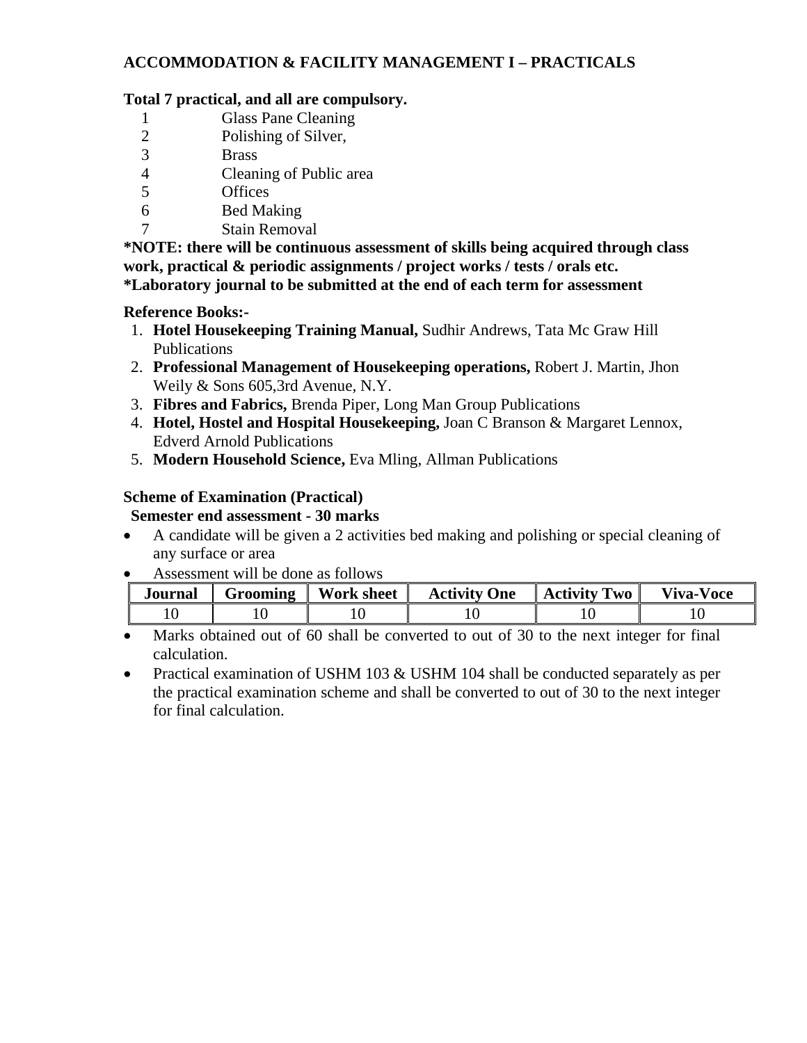## ACCOMMODATION & FACILITY MANAGEMENT I – PRACTICALS

**Total 7 practical, and all are compulsory.**

1. Glass Pane Cleaning
2. Polishing of Silver,
3. Brass
4. Cleaning of Public area
5. Offices
6. Bed Making
7. Stain Removal

***NOTE: there will be continuous assessment of skills being acquired through class work, practical & periodic assignments / project works / tests / orals etc.**
***Laboratory journal to be submitted at the end of each term for assessment**

**Reference Books:-**

1. **Hotel Housekeeping Training Manual,** Sudhir Andrews, Tata Mc Graw Hill Publications
2. **Professional Management of Housekeeping operations,** Robert J. Martin, Jhon Weily & Sons 605,3rd Avenue, N.Y.
3. **Fibres and Fabrics,** Brenda Piper, Long Man Group Publications
4. **Hotel, Hostel and Hospital Housekeeping,** Joan C Branson & Margaret Lennox, Edverd Arnold Publications
5. **Modern Household Science,** Eva Mling, Allman Publications

**Scheme of Examination (Practical)**
**Semester end assessment - 30 marks**

- A candidate will be given a 2 activities bed making and polishing or special cleaning of any surface or area
- Assessment will be done as follows

| Journal | Grooming | Work sheet | Activity One | Activity Two | Viva-Voce |
|---|---|---|---|---|---|
| 10 | 10 | 10 | 10 | 10 | 10 |

- Marks obtained out of 60 shall be converted to out of 30 to the next integer for final calculation.
- Practical examination of USHM 103 & USHM 104 shall be conducted separately as per the practical examination scheme and shall be converted to out of 30 to the next integer for final calculation.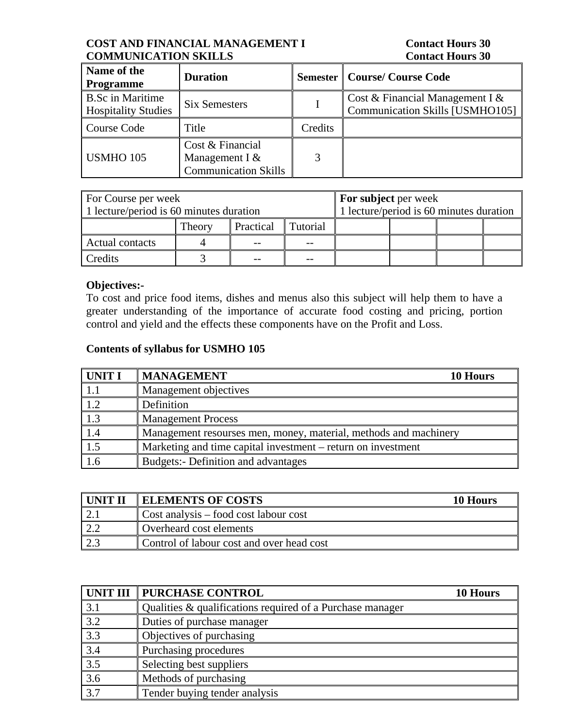**COST AND FINANCIAL MANAGEMENT I** **Contact Hours 30**
**COMMUNICATION SKILLS** **Contact Hours 30**

| Name of the Programme | Duration | Semester | Course/ Course Code |
|---|---|---|---|
| B.Sc in Maritime Hospitality Studies | Six Semesters | I | Cost & Financial Management I & Communication Skills [USMHO105] |
| Course Code | Title | Credits | |
| USMHO 105 | Cost & Financial Management I & Communication Skills | 3 | |

| For Course per week 1 lecture/period is 60 minutes duration | | | | **For subject** per week 1 lecture/period is 60 minutes duration | | | |
|---|---|---|---|---|---|---|---|
| | Theory | Practical | Tutorial | | | | |
| Actual contacts | 4 | -- | -- | | | | |
| Credits | 3 | -- | -- | | | | |

**Objectives:-**

To cost and price food items, dishes and menus also this subject will help them to have a greater understanding of the importance of accurate food costing and pricing, portion control and yield and the effects these components have on the Profit and Loss.

**Contents of syllabus for USMHO 105**

| UNIT I | MANAGEMENT 10 Hours |
|---|---|
| 1.1 | Management objectives |
| 1.2 | Definition |
| 1.3 | Management Process |
| 1.4 | Management resourses men, money, material, methods and machinery |
| 1.5 | Marketing and time capital investment – return on investment |
| 1.6 | Budgets:- Definition and advantages |

| UNIT II | ELEMENTS OF COSTS 10 Hours |
|---|---|
| 2.1 | Cost analysis – food cost labour cost |
| 2.2 | Overheard cost elements |
| 2.3 | Control of labour cost and over head cost |

| UNIT III | PURCHASE CONTROL 10 Hours |
|---|---|
| 3.1 | Qualities & qualifications required of a Purchase manager |
| 3.2 | Duties of purchase manager |
| 3.3 | Objectives of purchasing |
| 3.4 | Purchasing procedures |
| 3.5 | Selecting best suppliers |
| 3.6 | Methods of purchasing |
| 3.7 | Tender buying tender analysis |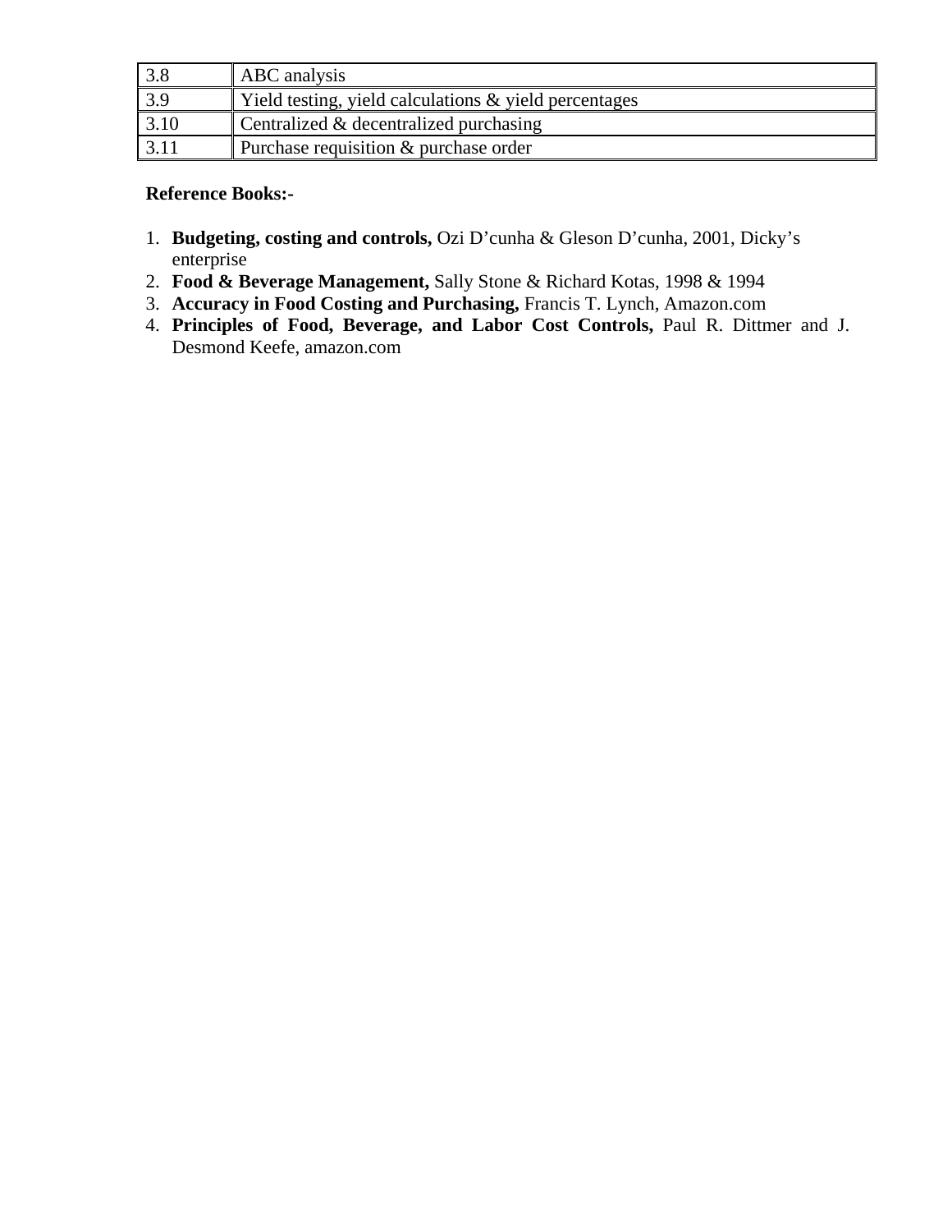| 3.8 | ABC analysis |
|---|---|
| 3.9 | Yield testing, yield calculations & yield percentages |
| 3.10 | Centralized & decentralized purchasing |
| 3.11 | Purchase requisition & purchase order |

**Reference Books:-**

1. **Budgeting, costing and controls,** Ozi D'cunha & Gleson D'cunha, 2001, Dicky's enterprise
2. **Food & Beverage Management,** Sally Stone & Richard Kotas, 1998 & 1994
3. **Accuracy in Food Costing and Purchasing,** Francis T. Lynch, Amazon.com
4. **Principles of Food, Beverage, and Labor Cost Controls,** Paul R. Dittmer and J. Desmond Keefe, amazon.com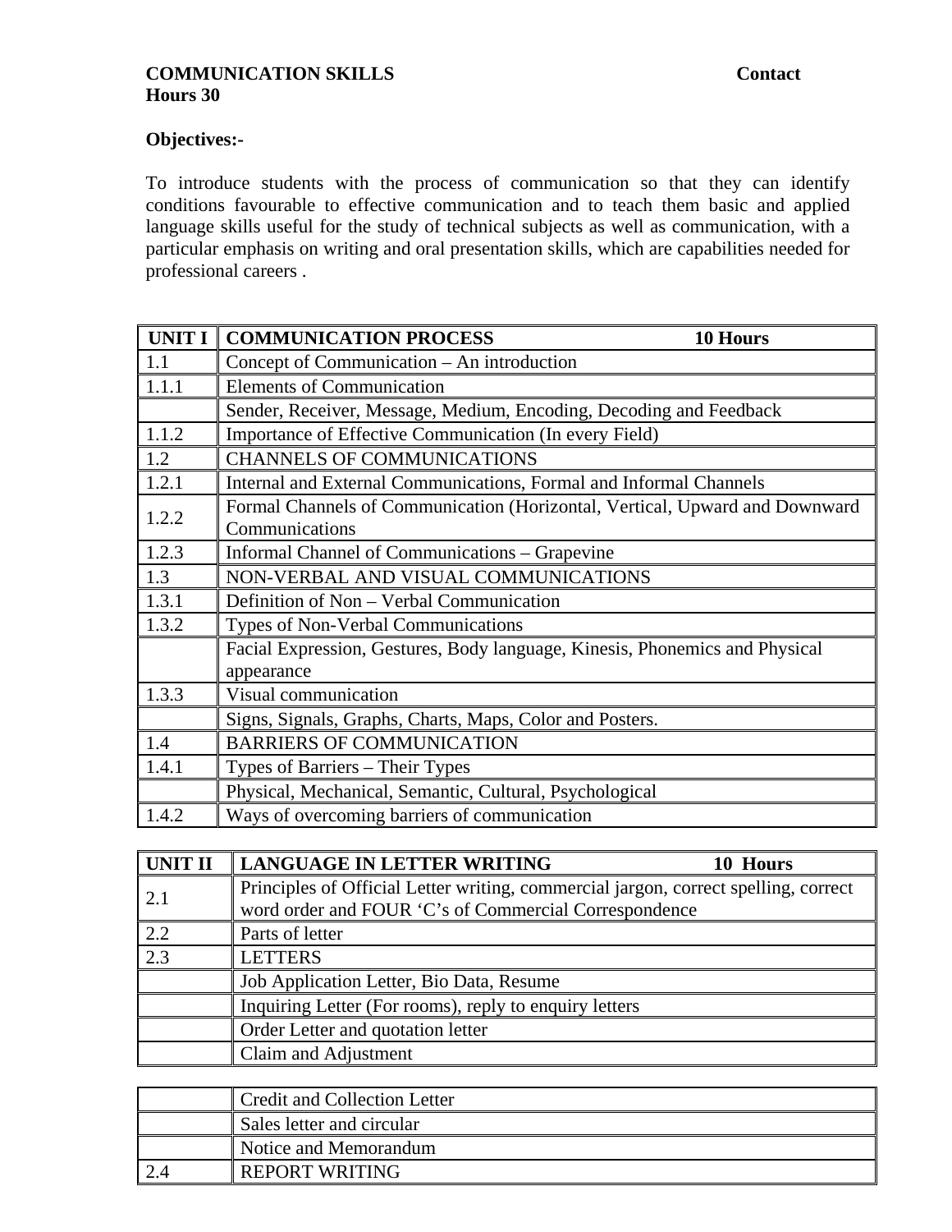**COMMUNICATION SKILLS** **Contact Hours 30**

**Objectives:-**

To introduce students with the process of communication so that they can identify conditions favourable to effective communication and to teach them basic and applied language skills useful for the study of technical subjects as well as communication, with a particular emphasis on writing and oral presentation skills, which are capabilities needed for professional careers .

| **UNIT I** | **COMMUNICATION PROCESS** **10 Hours** |
|---|---|
| 1.1 | Concept of Communication – An introduction |
| 1.1.1 | Elements of Communication |
| | Sender, Receiver, Message, Medium, Encoding, Decoding and Feedback |
| 1.1.2 | Importance of Effective Communication (In every Field) |
| 1.2 | CHANNELS OF COMMUNICATIONS |
| 1.2.1 | Internal and External Communications, Formal and Informal Channels |
| 1.2.2 | Formal Channels of Communication (Horizontal, Vertical, Upward and Downward Communications |
| 1.2.3 | Informal Channel of Communications – Grapevine |
| 1.3 | NON-VERBAL AND VISUAL COMMUNICATIONS |
| 1.3.1 | Definition of Non – Verbal Communication |
| 1.3.2 | Types of Non-Verbal Communications |
| | Facial Expression, Gestures, Body language, Kinesis, Phonemics and Physical appearance |
| 1.3.3 | Visual communication |
| | Signs, Signals, Graphs, Charts, Maps, Color and Posters. |
| 1.4 | BARRIERS OF COMMUNICATION |
| 1.4.1 | Types of Barriers – Their Types |
| | Physical, Mechanical, Semantic, Cultural, Psychological |
| 1.4.2 | Ways of overcoming barriers of communication |

| **UNIT II** | **LANGUAGE IN LETTER WRITING** **10 Hours** |
|---|---|
| 2.1 | Principles of Official Letter writing, commercial jargon, correct spelling, correct word order and FOUR 'C's of Commercial Correspondence |
| 2.2 | Parts of letter |
| 2.3 | LETTERS |
| | Job Application Letter, Bio Data, Resume |
| | Inquiring Letter (For rooms), reply to enquiry letters |
| | Order Letter and quotation letter |
| | Claim and Adjustment |
| | Credit and Collection Letter |
| | Sales letter and circular |
| | Notice and Memorandum |
| 2.4 | REPORT WRITING |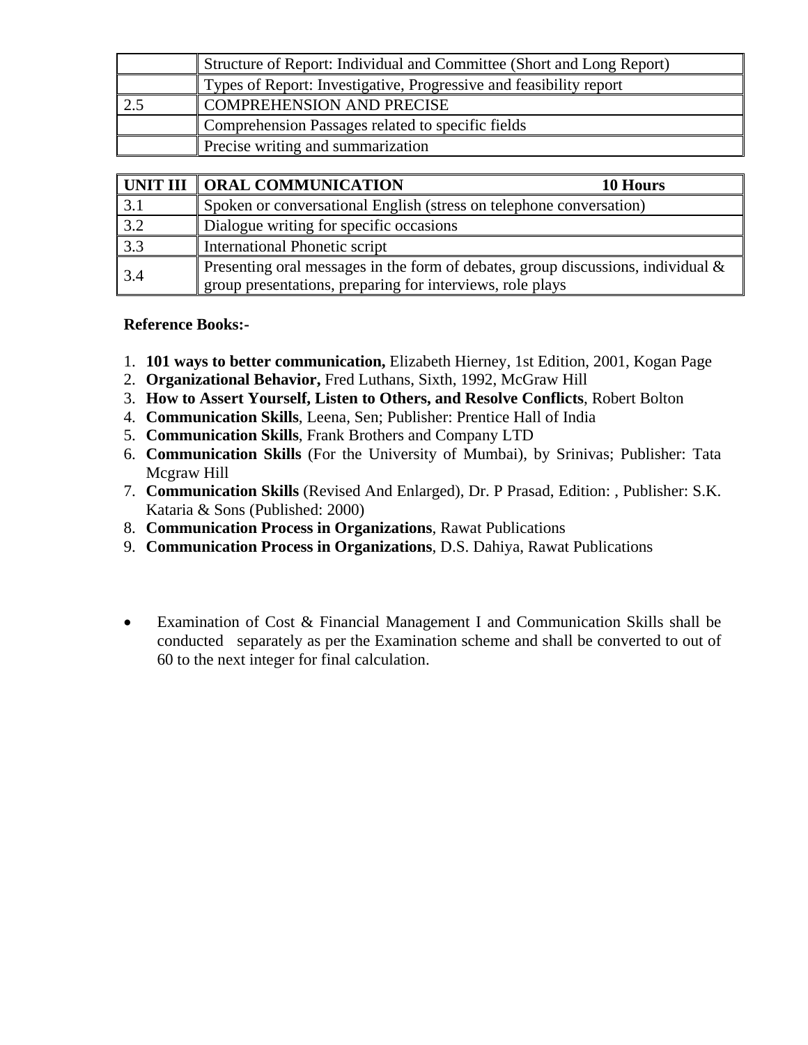| | |
|---|---|
| | Structure of Report: Individual and Committee (Short and Long Report) |
| | Types of Report: Investigative, Progressive and feasibility report |
| 2.5 | COMPREHENSION AND PRECISE |
| | Comprehension Passages related to specific fields |
| | Precise writing and summarization |

| **UNIT III** | **ORAL COMMUNICATION 10 Hours** |
|---|---|
| 3.1 | Spoken or conversational English (stress on telephone conversation) |
| 3.2 | Dialogue writing for specific occasions |
| 3.3 | International Phonetic script |
| 3.4 | Presenting oral messages in the form of debates, group discussions, individual & group presentations, preparing for interviews, role plays |

**Reference Books:-**

1. **101 ways to better communication,** Elizabeth Hierney, 1st Edition, 2001, Kogan Page
2. **Organizational Behavior,** Fred Luthans, Sixth, 1992, McGraw Hill
3. **How to Assert Yourself, Listen to Others, and Resolve Conflicts**, Robert Bolton
4. **Communication Skills**, Leena, Sen; Publisher: Prentice Hall of India
5. **Communication Skills**, Frank Brothers and Company LTD
6. **Communication Skills** (For the University of Mumbai), by Srinivas; Publisher: Tata Mcgraw Hill
7. **Communication Skills** (Revised And Enlarged), Dr. P Prasad, Edition: , Publisher: S.K. Kataria & Sons (Published: 2000)
8. **Communication Process in Organizations**, Rawat Publications
9. **Communication Process in Organizations**, D.S. Dahiya, Rawat Publications

- Examination of Cost & Financial Management I and Communication Skills shall be conducted separately as per the Examination scheme and shall be converted to out of 60 to the next integer for final calculation.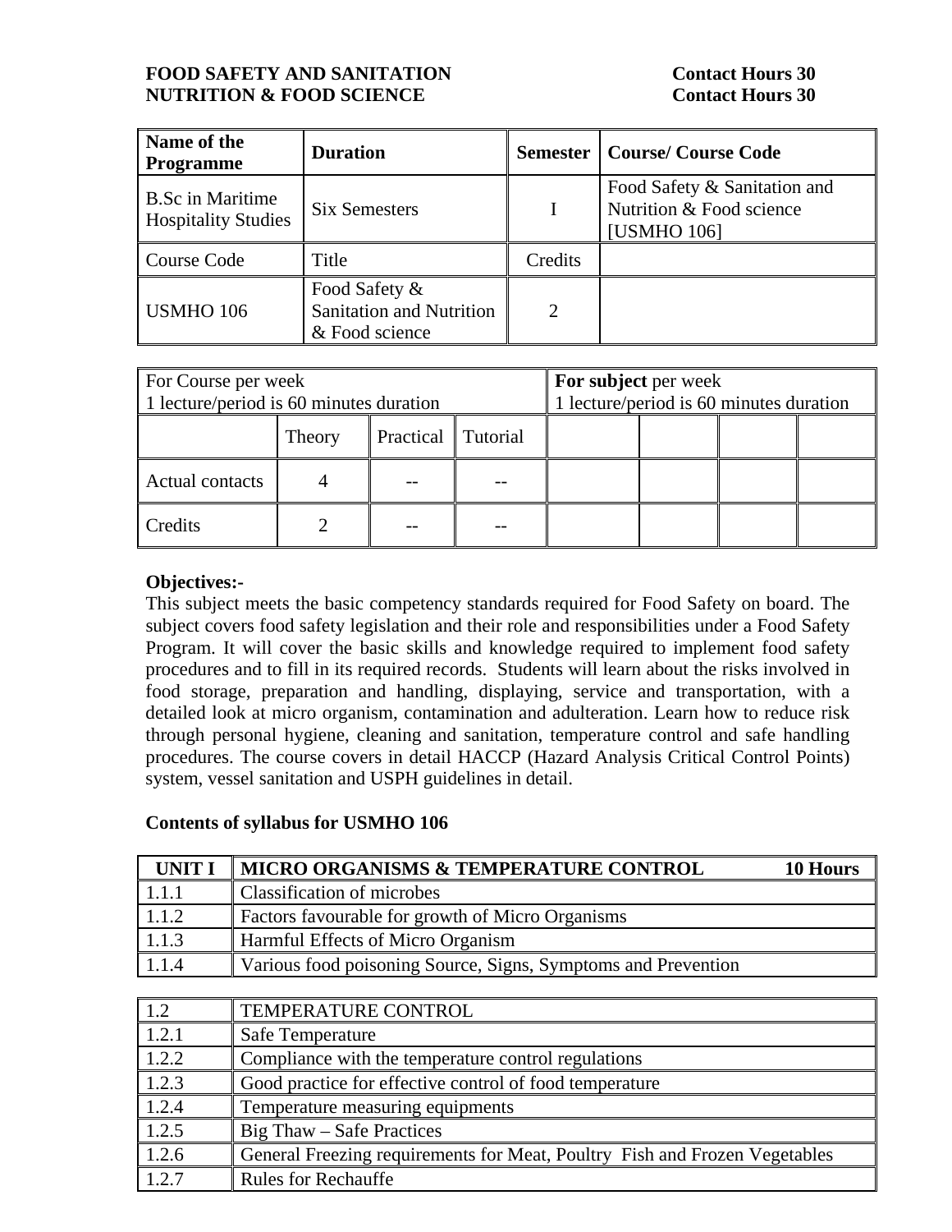**FOOD SAFETY AND SANITATION** **Contact Hours 30**
**NUTRITION & FOOD SCIENCE** **Contact Hours 30**

| Name of the Programme | Duration | Semester | Course/ Course Code |
|---|---|---|---|
| B.Sc in Maritime Hospitality Studies | Six Semesters | I | Food Safety & Sanitation and Nutrition & Food science [USMHO 106] |
| Course Code | Title | Credits | |
| USMHO 106 | Food Safety & Sanitation and Nutrition & Food science | 2 | |

| For Course per week<br>1 lecture/period is 60 minutes duration | | | | For subject per week<br>1 lecture/period is 60 minutes duration | | | |
|---|---|---|---|---|---|---|---|
| | Theory | Practical | Tutorial | | | | |
| Actual contacts | 4 | -- | -- | | | | |
| Credits | 2 | -- | -- | | | | |

**Objectives:-**

This subject meets the basic competency standards required for Food Safety on board. The subject covers food safety legislation and their role and responsibilities under a Food Safety Program. It will cover the basic skills and knowledge required to implement food safety procedures and to fill in its required records. Students will learn about the risks involved in food storage, preparation and handling, displaying, service and transportation, with a detailed look at micro organism, contamination and adulteration. Learn how to reduce risk through personal hygiene, cleaning and sanitation, temperature control and safe handling procedures. The course covers in detail HACCP (Hazard Analysis Critical Control Points) system, vessel sanitation and USPH guidelines in detail.

**Contents of syllabus for USMHO 106**

| UNIT I | MICRO ORGANISMS & TEMPERATURE CONTROL 10 Hours |
|---|---|
| 1.1.1 | Classification of microbes |
| 1.1.2 | Factors favourable for growth of Micro Organisms |
| 1.1.3 | Harmful Effects of Micro Organism |
| 1.1.4 | Various food poisoning Source, Signs, Symptoms and Prevention |

| 1.2 | TEMPERATURE CONTROL |
|---|---|
| 1.2.1 | Safe Temperature |
| 1.2.2 | Compliance with the temperature control regulations |
| 1.2.3 | Good practice for effective control of food temperature |
| 1.2.4 | Temperature measuring equipments |
| 1.2.5 | Big Thaw – Safe Practices |
| 1.2.6 | General Freezing requirements for Meat, Poultry Fish and Frozen Vegetables |
| 1.2.7 | Rules for Rechauffe |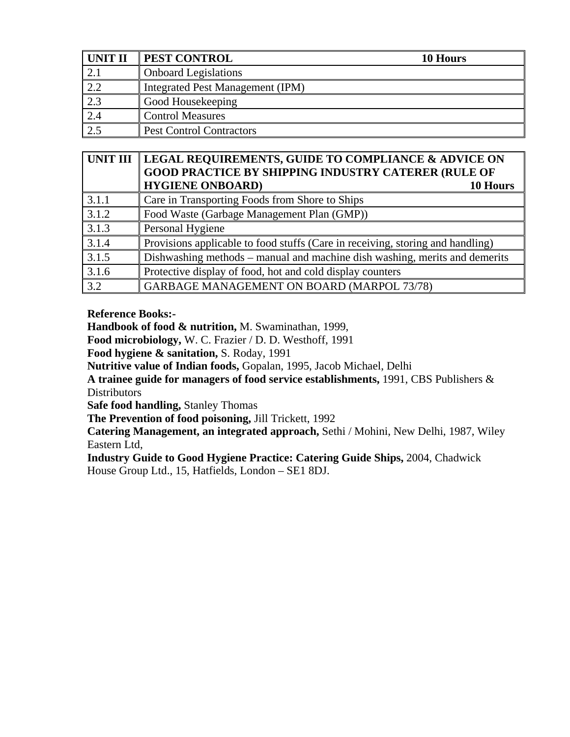| **UNIT II** | **PEST CONTROL** **10 Hours** |
|---|---|
| 2.1 | Onboard Legislations |
| 2.2 | Integrated Pest Management (IPM) |
| 2.3 | Good Housekeeping |
| 2.4 | Control Measures |
| 2.5 | Pest Control Contractors |

| **UNIT III** | **LEGAL REQUIREMENTS, GUIDE TO COMPLIANCE & ADVICE ON GOOD PRACTICE BY SHIPPING INDUSTRY CATERER (RULE OF HYGIENE ONBOARD)** **10 Hours** |
|---|---|
| 3.1.1 | Care in Transporting Foods from Shore to Ships |
| 3.1.2 | Food Waste (Garbage Management Plan (GMP)) |
| 3.1.3 | Personal Hygiene |
| 3.1.4 | Provisions applicable to food stuffs (Care in receiving, storing and handling) |
| 3.1.5 | Dishwashing methods – manual and machine dish washing, merits and demerits |
| 3.1.6 | Protective display of food, hot and cold display counters |
| 3.2 | GARBAGE MANAGEMENT ON BOARD (MARPOL 73/78) |

**Reference Books:-**

**Handbook of food & nutrition,** M. Swaminathan, 1999,

**Food microbiology,** W. C. Frazier / D. D. Westhoff, 1991

**Food hygiene & sanitation,** S. Roday, 1991

**Nutritive value of Indian foods,** Gopalan, 1995, Jacob Michael, Delhi

**A trainee guide for managers of food service establishments,** 1991, CBS Publishers & Distributors

**Safe food handling,** Stanley Thomas

**The Prevention of food poisoning,** Jill Trickett, 1992

**Catering Management, an integrated approach,** Sethi / Mohini, New Delhi, 1987, Wiley Eastern Ltd,

**Industry Guide to Good Hygiene Practice: Catering Guide Ships,** 2004, Chadwick House Group Ltd., 15, Hatfields, London – SE1 8DJ.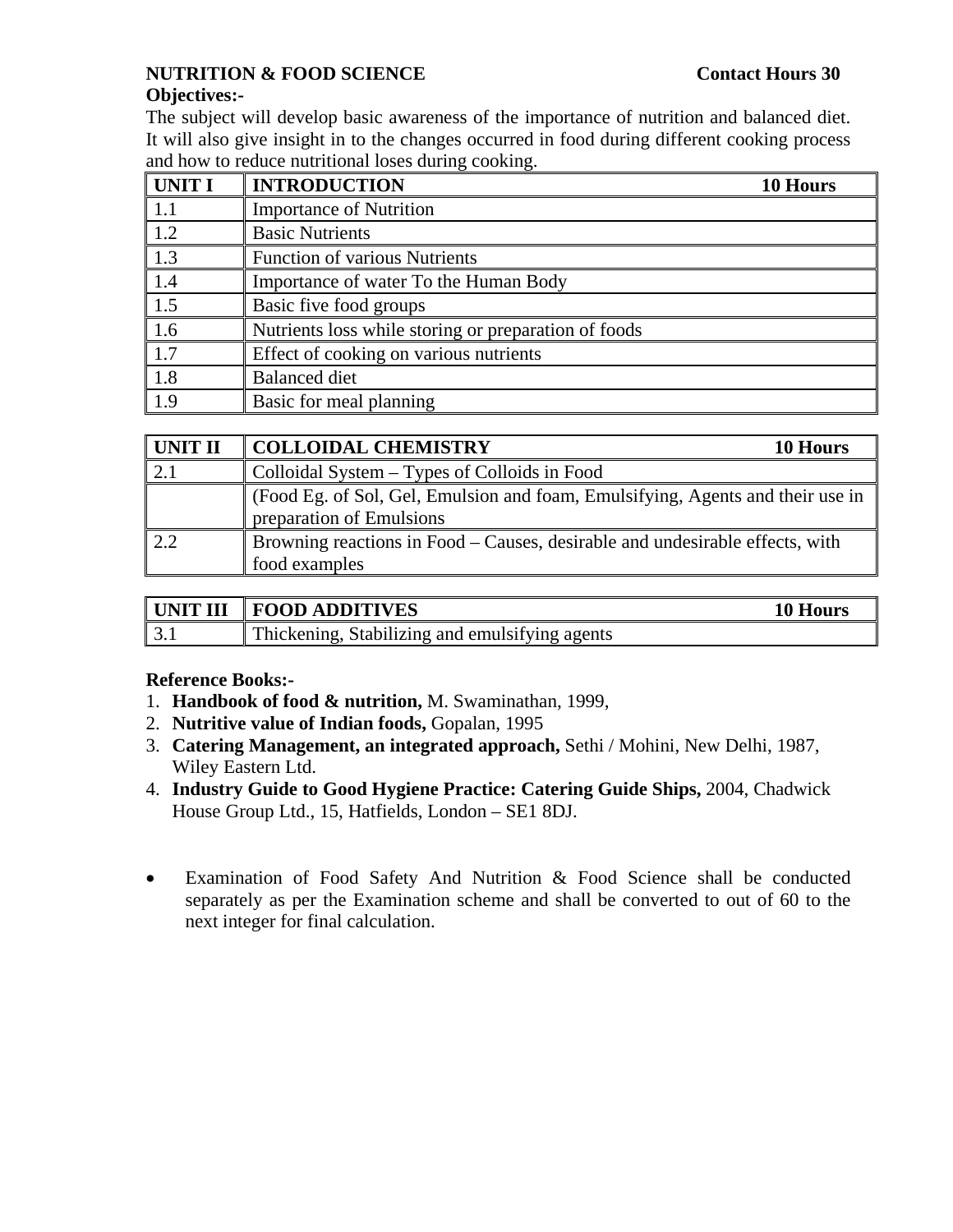**NUTRITION & FOOD SCIENCE** **Contact Hours 30**

**Objectives:-**

The subject will develop basic awareness of the importance of nutrition and balanced diet. It will also give insight in to the changes occurred in food during different cooking process and how to reduce nutritional loses during cooking.

| **UNIT I** | **INTRODUCTION** **10 Hours** |
|---|---|
| 1.1 | Importance of Nutrition |
| 1.2 | Basic Nutrients |
| 1.3 | Function of various Nutrients |
| 1.4 | Importance of water To the Human Body |
| 1.5 | Basic five food groups |
| 1.6 | Nutrients loss while storing or preparation of foods |
| 1.7 | Effect of cooking on various nutrients |
| 1.8 | Balanced diet |
| 1.9 | Basic for meal planning |

| **UNIT II** | **COLLOIDAL CHEMISTRY** **10 Hours** |
|---|---|
| 2.1 | Colloidal System – Types of Colloids in Food |
| | (Food Eg. of Sol, Gel, Emulsion and foam, Emulsifying, Agents and their use in preparation of Emulsions |
| 2.2 | Browning reactions in Food – Causes, desirable and undesirable effects, with food examples |

| **UNIT III** | **FOOD ADDITIVES** **10 Hours** |
|---|---|
| 3.1 | Thickening, Stabilizing and emulsifying agents |

**Reference Books:-**

1. **Handbook of food & nutrition,** M. Swaminathan, 1999,
2. **Nutritive value of Indian foods,** Gopalan, 1995
3. **Catering Management, an integrated approach,** Sethi / Mohini, New Delhi, 1987, Wiley Eastern Ltd.
4. **Industry Guide to Good Hygiene Practice: Catering Guide Ships,** 2004, Chadwick House Group Ltd., 15, Hatfields, London – SE1 8DJ.

- Examination of Food Safety And Nutrition & Food Science shall be conducted separately as per the Examination scheme and shall be converted to out of 60 to the next integer for final calculation.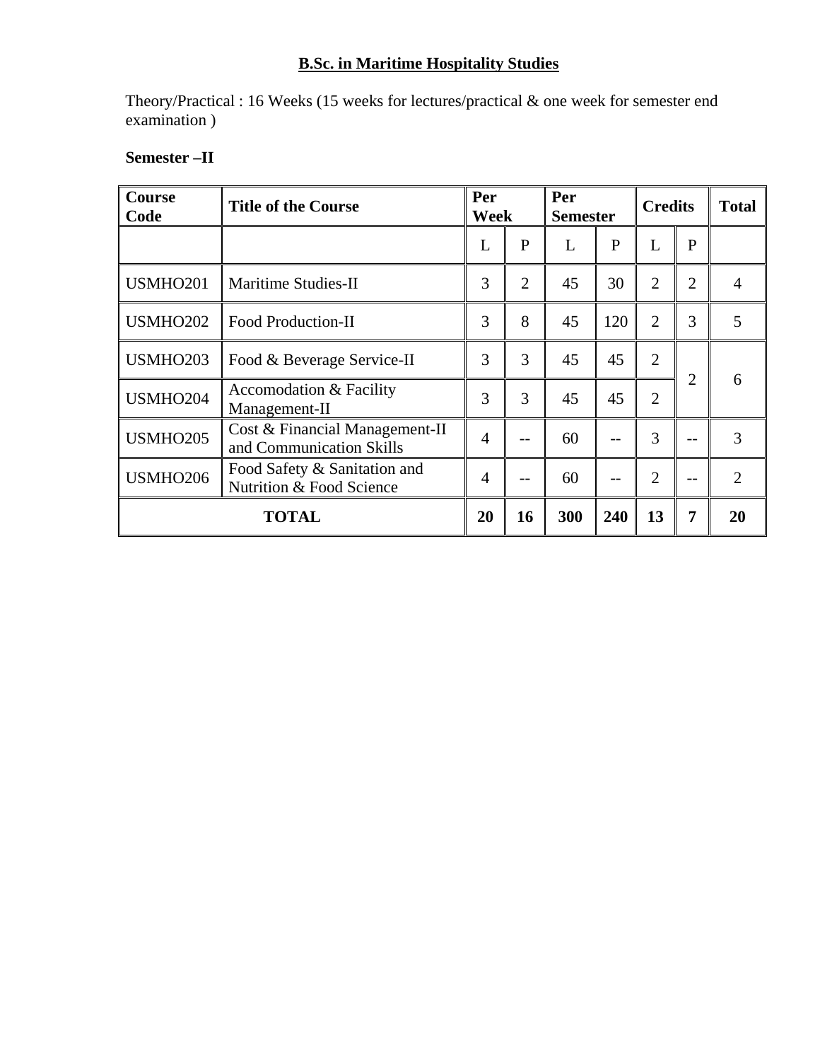## B.Sc. in Maritime Hospitality Studies

Theory/Practical : 16 Weeks (15 weeks for lectures/practical & one week for semester end examination )

**Semester –II**

| Course Code | Title of the Course | Per Week | | Per Semester | | Credits | | Total |
|---|---|---|---|---|---|---|---|---|
| | | L | P | L | P | L | P | |
| USMHO201 | Maritime Studies-II | 3 | 2 | 45 | 30 | 2 | 2 | 4 |
| USMHO202 | Food Production-II | 3 | 8 | 45 | 120 | 2 | 3 | 5 |
| USMHO203 | Food & Beverage Service-II | 3 | 3 | 45 | 45 | 2 | 2 | 6 |
| USMHO204 | Accomodation & Facility Management-II | 3 | 3 | 45 | 45 | 2 | | |
| USMHO205 | Cost & Financial Management-II and Communication Skills | 4 | -- | 60 | -- | 3 | -- | 3 |
| USMHO206 | Food Safety & Sanitation and Nutrition & Food Science | 4 | -- | 60 | -- | 2 | -- | 2 |
| **TOTAL** | | **20** | **16** | **300** | **240** | **13** | **7** | **20** |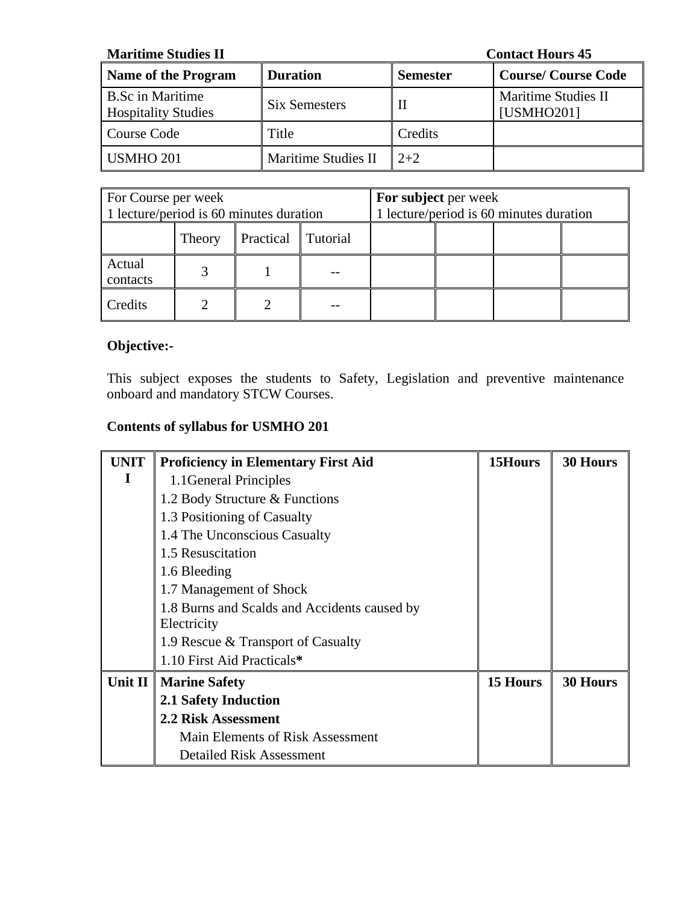**Maritime Studies II** **Contact Hours 45**

| Name of the Program | Duration | Semester | Course/ Course Code |
|---|---|---|---|
| B.Sc in Maritime Hospitality Studies | Six Semesters | II | Maritime Studies II [USMHO201] |
| Course Code | Title | Credits | |
| USMHO 201 | Maritime Studies II | 2+2 | |

| For Course per week<br>1 lecture/period is 60 minutes duration | | | | For **subject** per week<br>1 lecture/period is 60 minutes duration | | | |
|---|---|---|---|---|---|---|---|
| | Theory | Practical | Tutorial | | | | |
| Actual contacts | 3 | 1 | -- | | | | |
| Credits | 2 | 2 | -- | | | | |

**Objective:-**

This subject exposes the students to Safety, Legislation and preventive maintenance onboard and mandatory STCW Courses.

**Contents of syllabus for USMHO 201**

| UNIT | | | |
|---|---|---|---|
| **UNIT I** | **Proficiency in Elementary First Aid**<br>1.1General Principles<br>1.2 Body Structure & Functions<br>1.3 Positioning of Casualty<br>1.4 The Unconscious Casualty<br>1.5 Resuscitation<br>1.6 Bleeding<br>1.7 Management of Shock<br>1.8 Burns and Scalds and Accidents caused by Electricity<br>1.9 Rescue & Transport of Casualty<br>1.10 First Aid Practicals* | **15Hours** | **30 Hours** |
| **Unit II** | **Marine Safety**<br>**2.1 Safety Induction**<br>**2.2 Risk Assessment**<br>Main Elements of Risk Assessment<br>Detailed Risk Assessment | **15 Hours** | **30 Hours** |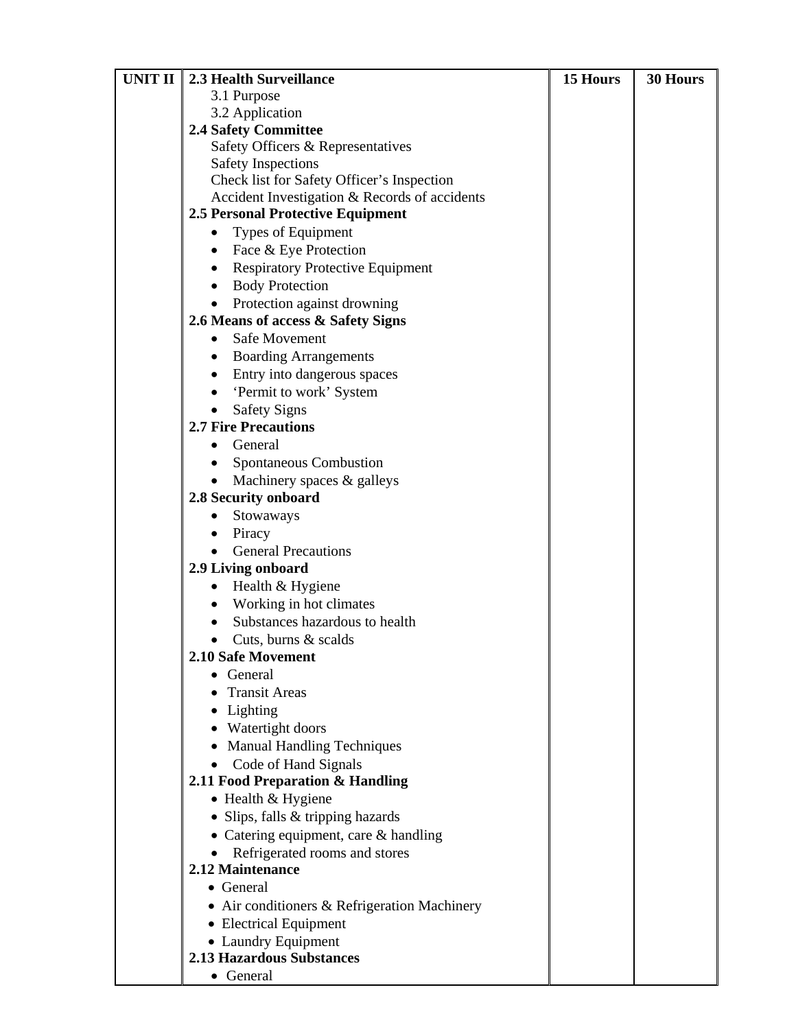| UNIT II | **2.3 Health Surveillance**<br>3.1 Purpose<br>3.2 Application<br>**2.4 Safety Committee**<br>Safety Officers & Representatives<br>Safety Inspections<br>Check list for Safety Officer's Inspection<br>Accident Investigation & Records of accidents<br>**2.5 Personal Protective Equipment**<br>• Types of Equipment<br>• Face & Eye Protection<br>• Respiratory Protective Equipment<br>• Body Protection<br>• Protection against drowning<br>**2.6 Means of access & Safety Signs**<br>• Safe Movement<br>• Boarding Arrangements<br>• Entry into dangerous spaces<br>• 'Permit to work' System<br>• Safety Signs<br>**2.7 Fire Precautions**<br>• General<br>• Spontaneous Combustion<br>• Machinery spaces & galleys<br>**2.8 Security onboard**<br>• Stowaways<br>• Piracy<br>• General Precautions<br>**2.9 Living onboard**<br>• Health & Hygiene<br>• Working in hot climates<br>• Substances hazardous to health<br>• Cuts, burns & scalds<br>**2.10 Safe Movement**<br>• General<br>• Transit Areas<br>• Lighting<br>• Watertight doors<br>• Manual Handling Techniques<br>• Code of Hand Signals<br>**2.11 Food Preparation & Handling**<br>• Health & Hygiene<br>• Slips, falls & tripping hazards<br>• Catering equipment, care & handling<br>• Refrigerated rooms and stores<br>**2.12 Maintenance**<br>• General<br>• Air conditioners & Refrigeration Machinery<br>• Electrical Equipment<br>• Laundry Equipment<br>**2.13 Hazardous Substances**<br>• General | 15 Hours | 30 Hours |
|---|---|---|---|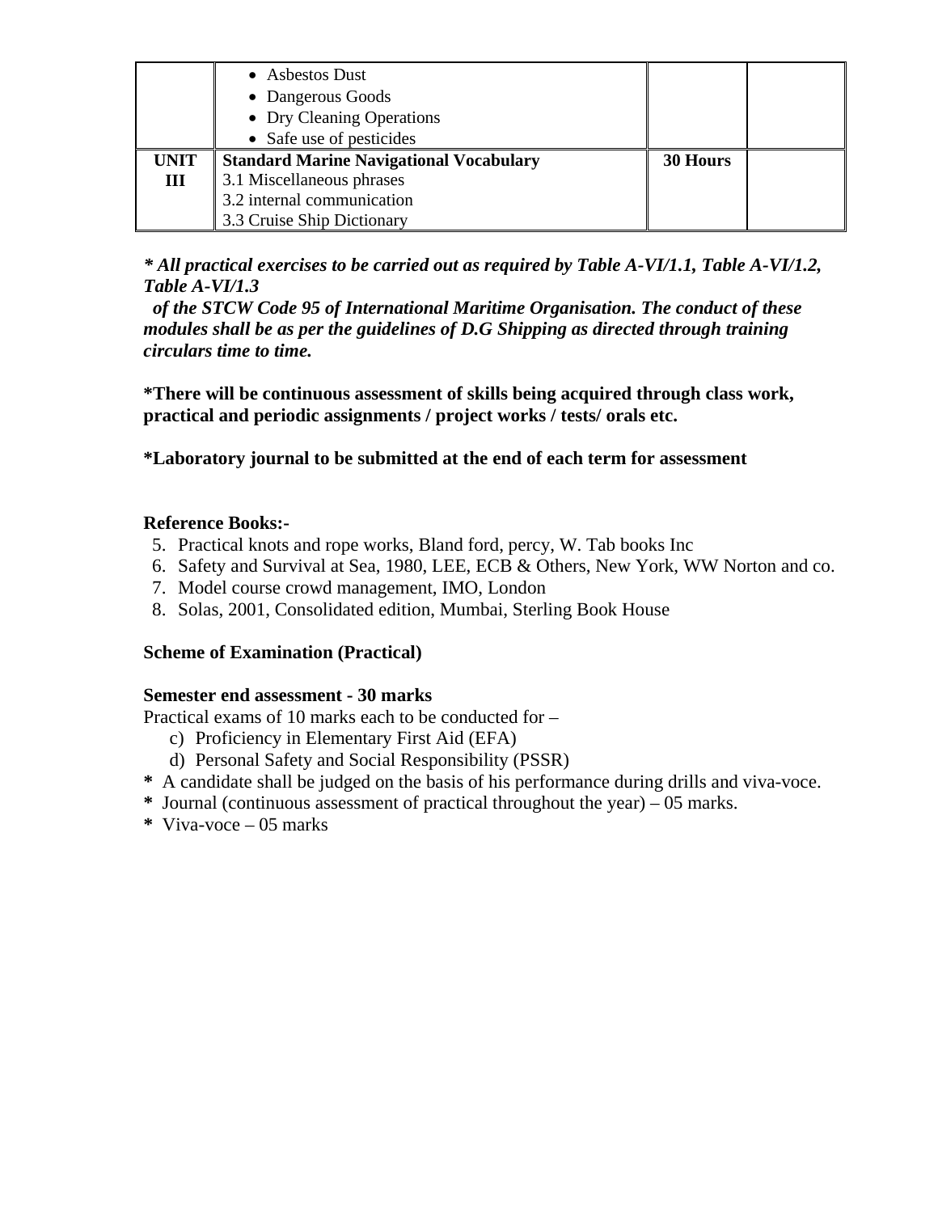| | | | |
|---|---|---|---|
| | • Asbestos Dust<br>• Dangerous Goods<br>• Dry Cleaning Operations<br>• Safe use of pesticides | | |
| **UNIT III** | **Standard Marine Navigational Vocabulary**<br>3.1 Miscellaneous phrases<br>3.2 internal communication<br>3.3 Cruise Ship Dictionary | **30 Hours** | |

***\* All practical exercises to be carried out as required by Table A-VI/1.1, Table A-VI/1.2, Table A-VI/1.3 of the STCW Code 95 of International Maritime Organisation. The conduct of these modules shall be as per the guidelines of D.G Shipping as directed through training circulars time to time.***

**\*There will be continuous assessment of skills being acquired through class work, practical and periodic assignments / project works / tests/ orals etc.**

**\*Laboratory journal to be submitted at the end of each term for assessment**

**Reference Books:-**

5. Practical knots and rope works, Bland ford, percy, W. Tab books Inc
6. Safety and Survival at Sea, 1980, LEE, ECB & Others, New York, WW Norton and co.
7. Model course crowd management, IMO, London
8. Solas, 2001, Consolidated edition, Mumbai, Sterling Book House

**Scheme of Examination (Practical)**

**Semester end assessment - 30 marks**

Practical exams of 10 marks each to be conducted for –

c) Proficiency in Elementary First Aid (EFA)
d) Personal Safety and Social Responsibility (PSSR)

**\*** A candidate shall be judged on the basis of his performance during drills and viva-voce.
**\*** Journal (continuous assessment of practical throughout the year) – 05 marks.
**\*** Viva-voce – 05 marks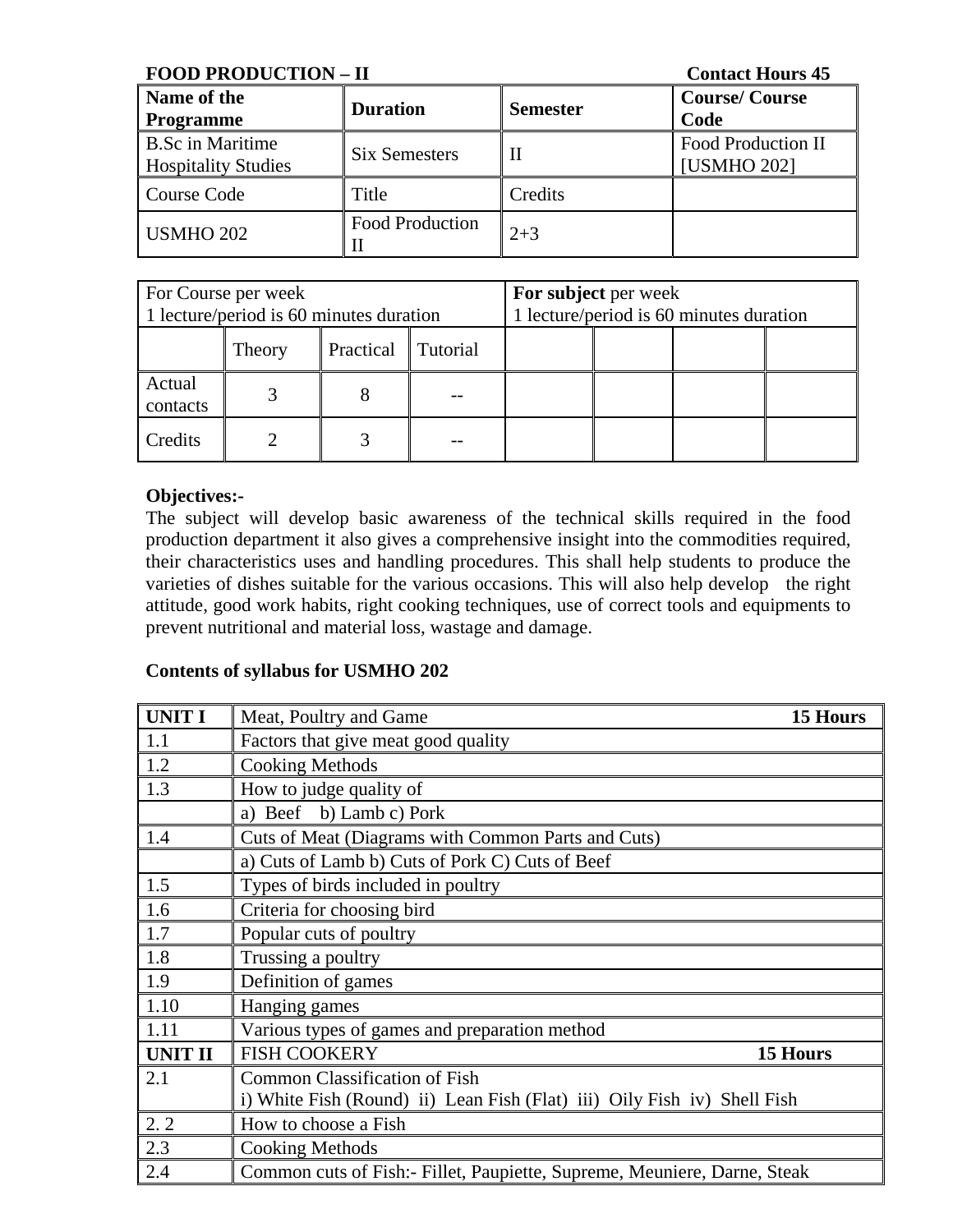**FOOD PRODUCTION – II** **Contact Hours 45**

| **Name of the Programme** | **Duration** | **Semester** | **Course/ Course Code** |
|---|---|---|---|
| B.Sc in Maritime Hospitality Studies | Six Semesters | II | Food Production II [USMHO 202] |
| Course Code | Title | Credits | |
| USMHO 202 | Food Production II | 2+3 | |

| For Course per week 1 lecture/period is 60 minutes duration | | | | **For subject** per week 1 lecture/period is 60 minutes duration | | | |
|---|---|---|---|---|---|---|---|
| | Theory | Practical | Tutorial | | | | |
| Actual contacts | 3 | 8 | -- | | | | |
| Credits | 2 | 3 | -- | | | | |

**Objectives:-**

The subject will develop basic awareness of the technical skills required in the food production department it also gives a comprehensive insight into the commodities required, their characteristics uses and handling procedures. This shall help students to produce the varieties of dishes suitable for the various occasions. This will also help develop the right attitude, good work habits, right cooking techniques, use of correct tools and equipments to prevent nutritional and material loss, wastage and damage.

**Contents of syllabus for USMHO 202**

| **UNIT I** | Meat, Poultry and Game **15 Hours** |
|---|---|
| 1.1 | Factors that give meat good quality |
| 1.2 | Cooking Methods |
| 1.3 | How to judge quality of |
| | a) Beef b) Lamb c) Pork |
| 1.4 | Cuts of Meat (Diagrams with Common Parts and Cuts) |
| | a) Cuts of Lamb b) Cuts of Pork C) Cuts of Beef |
| 1.5 | Types of birds included in poultry |
| 1.6 | Criteria for choosing bird |
| 1.7 | Popular cuts of poultry |
| 1.8 | Trussing a poultry |
| 1.9 | Definition of games |
| 1.10 | Hanging games |
| 1.11 | Various types of games and preparation method |
| **UNIT II** | FISH COOKERY **15 Hours** |
| 2.1 | Common Classification of Fish<br>i) White Fish (Round) ii) Lean Fish (Flat) iii) Oily Fish iv) Shell Fish |
| 2. 2 | How to choose a Fish |
| 2.3 | Cooking Methods |
| 2.4 | Common cuts of Fish:- Fillet, Paupiette, Supreme, Meuniere, Darne, Steak |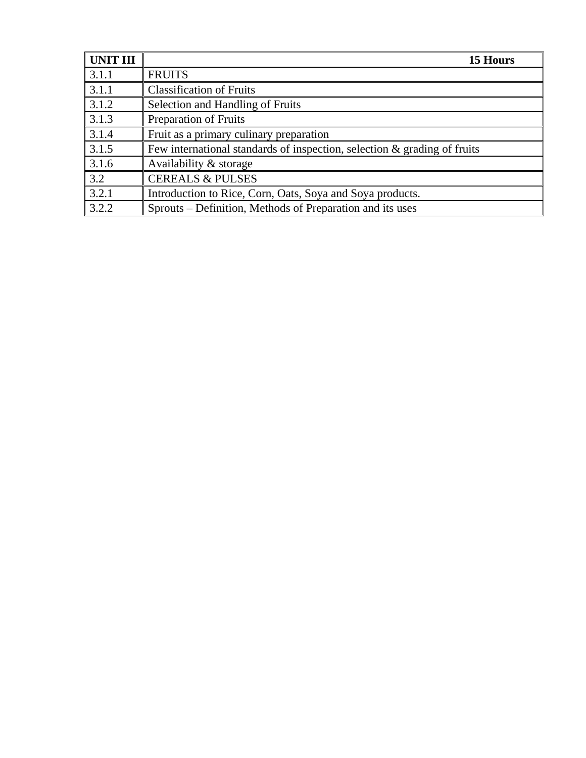| **UNIT III** | **15 Hours** |
|---|---|
| 3.1.1 | FRUITS |
| 3.1.1 | Classification of Fruits |
| 3.1.2 | Selection and Handling of Fruits |
| 3.1.3 | Preparation of Fruits |
| 3.1.4 | Fruit as a primary culinary preparation |
| 3.1.5 | Few international standards of inspection, selection & grading of fruits |
| 3.1.6 | Availability & storage |
| 3.2 | CEREALS & PULSES |
| 3.2.1 | Introduction to Rice, Corn, Oats, Soya and Soya products. |
| 3.2.2 | Sprouts – Definition, Methods of Preparation and its uses |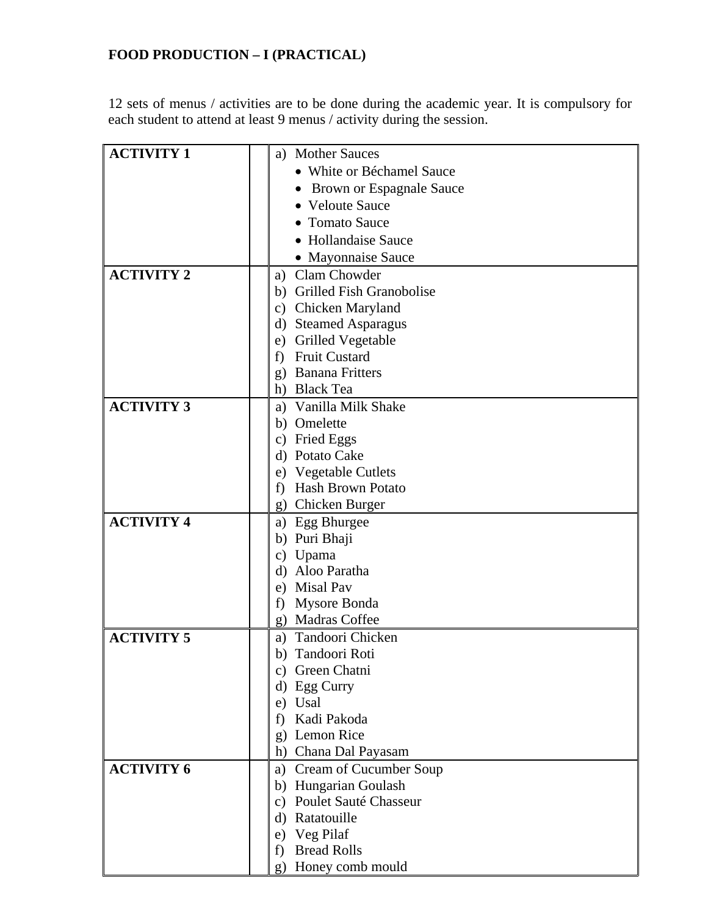**FOOD PRODUCTION – I (PRACTICAL)**

12 sets of menus / activities are to be done during the academic year. It is compulsory for each student to attend at least 9 menus / activity during the session.

| | | |
|---|---|---|
| **ACTIVITY 1** | | a) Mother Sauces<br>• White or Béchamel Sauce<br>• Brown or Espagnale Sauce<br>• Veloute Sauce<br>• Tomato Sauce<br>• Hollandaise Sauce<br>• Mayonnaise Sauce |
| **ACTIVITY 2** | | a) Clam Chowder<br>b) Grilled Fish Granobolise<br>c) Chicken Maryland<br>d) Steamed Asparagus<br>e) Grilled Vegetable<br>f) Fruit Custard<br>g) Banana Fritters<br>h) Black Tea |
| **ACTIVITY 3** | | a) Vanilla Milk Shake<br>b) Omelette<br>c) Fried Eggs<br>d) Potato Cake<br>e) Vegetable Cutlets<br>f) Hash Brown Potato<br>g) Chicken Burger |
| **ACTIVITY 4** | | a) Egg Bhurgee<br>b) Puri Bhaji<br>c) Upama<br>d) Aloo Paratha<br>e) Misal Pav<br>f) Mysore Bonda<br>g) Madras Coffee |
| **ACTIVITY 5** | | a) Tandoori Chicken<br>b) Tandoori Roti<br>c) Green Chatni<br>d) Egg Curry<br>e) Usal<br>f) Kadi Pakoda<br>g) Lemon Rice<br>h) Chana Dal Payasam |
| **ACTIVITY 6** | | a) Cream of Cucumber Soup<br>b) Hungarian Goulash<br>c) Poulet Sauté Chasseur<br>d) Ratatouille<br>e) Veg Pilaf<br>f) Bread Rolls<br>g) Honey comb mould |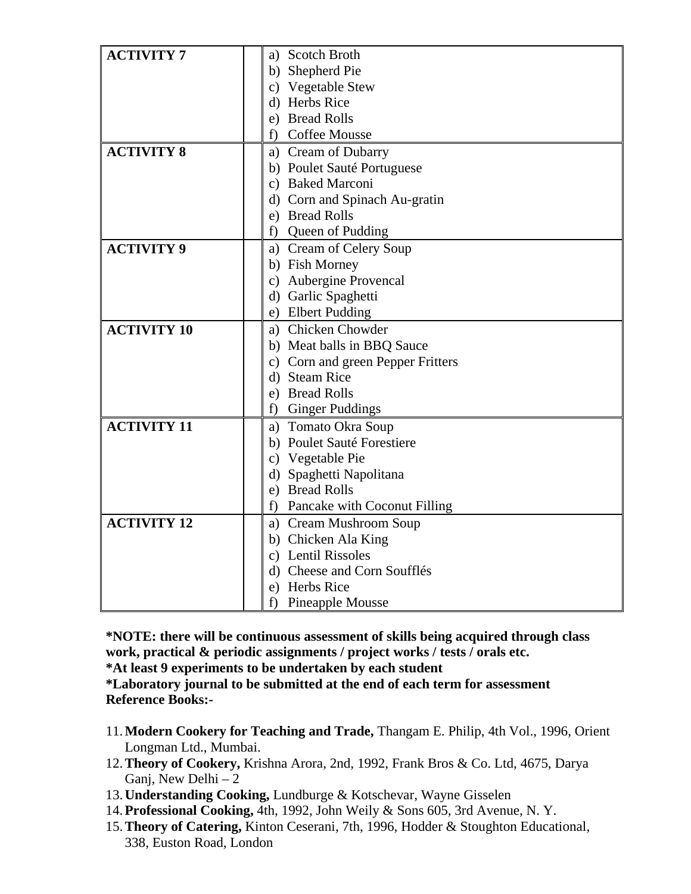| | | |
|---|---|---|
| **ACTIVITY 7** | | a) Scotch Broth<br>b) Shepherd Pie<br>c) Vegetable Stew<br>d) Herbs Rice<br>e) Bread Rolls<br>f) Coffee Mousse |
| **ACTIVITY 8** | | a) Cream of Dubarry<br>b) Poulet Sauté Portuguese<br>c) Baked Marconi<br>d) Corn and Spinach Au-gratin<br>e) Bread Rolls<br>f) Queen of Pudding |
| **ACTIVITY 9** | | a) Cream of Celery Soup<br>b) Fish Morney<br>c) Aubergine Provencal<br>d) Garlic Spaghetti<br>e) Elbert Pudding |
| **ACTIVITY 10** | | a) Chicken Chowder<br>b) Meat balls in BBQ Sauce<br>c) Corn and green Pepper Fritters<br>d) Steam Rice<br>e) Bread Rolls<br>f) Ginger Puddings |
| **ACTIVITY 11** | | a) Tomato Okra Soup<br>b) Poulet Sauté Forestiere<br>c) Vegetable Pie<br>d) Spaghetti Napolitana<br>e) Bread Rolls<br>f) Pancake with Coconut Filling |
| **ACTIVITY 12** | | a) Cream Mushroom Soup<br>b) Chicken Ala King<br>c) Lentil Rissoles<br>d) Cheese and Corn Soufflés<br>e) Herbs Rice<br>f) Pineapple Mousse |

**\*NOTE: there will be continuous assessment of skills being acquired through class work, practical & periodic assignments / project works / tests / orals etc.**
**\*At least 9 experiments to be undertaken by each student**
**\*Laboratory journal to be submitted at the end of each term for assessment**
**Reference Books:-**

11. **Modern Cookery for Teaching and Trade,** Thangam E. Philip, 4th Vol., 1996, Orient Longman Ltd., Mumbai.
12. **Theory of Cookery,** Krishna Arora, 2nd, 1992, Frank Bros & Co. Ltd, 4675, Darya Ganj, New Delhi – 2
13. **Understanding Cooking,** Lundburge & Kotschevar, Wayne Gisselen
14. **Professional Cooking,** 4th, 1992, John Weily & Sons 605, 3rd Avenue, N. Y.
15. **Theory of Catering,** Kinton Ceserani, 7th, 1996, Hodder & Stoughton Educational, 338, Euston Road, London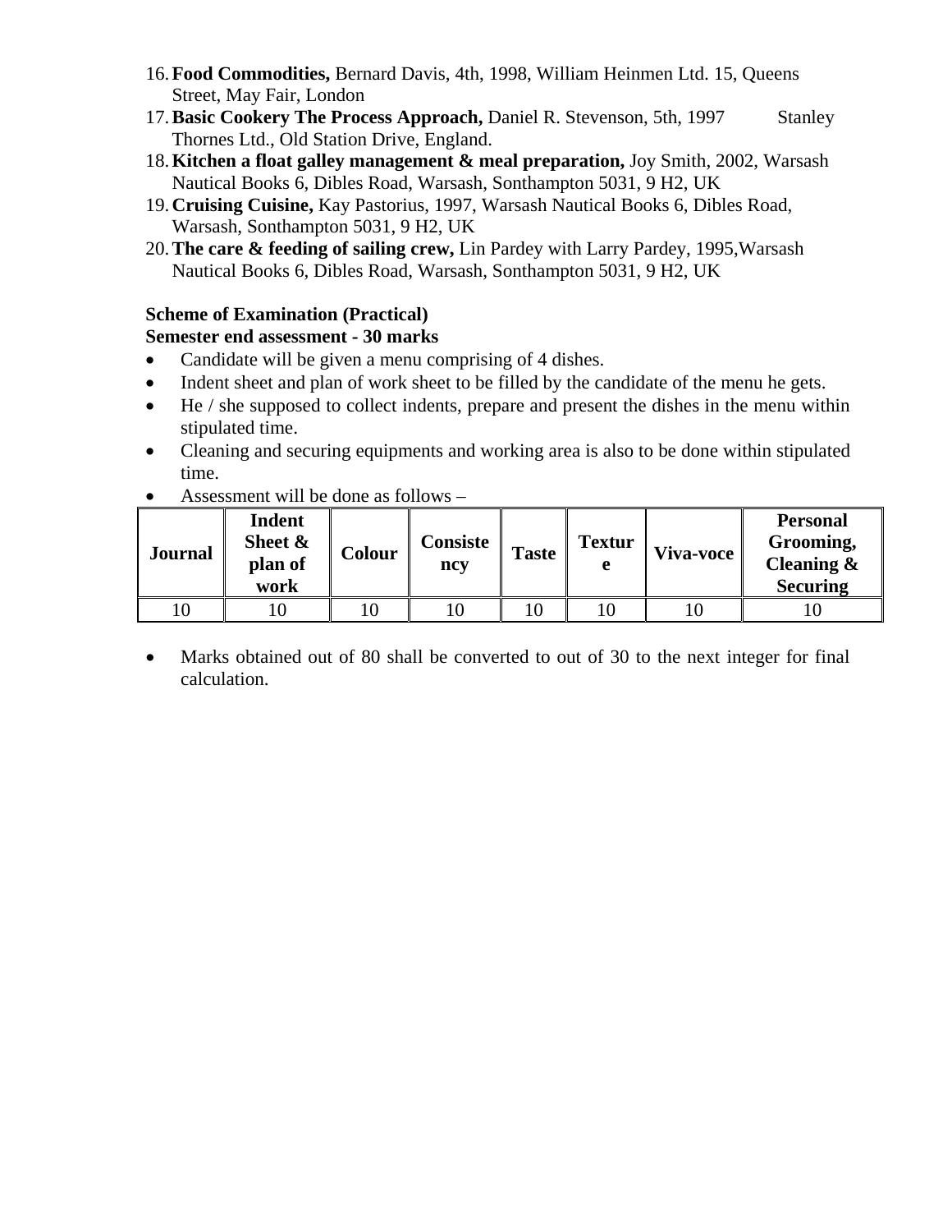16. **Food Commodities,** Bernard Davis, 4th, 1998, William Heinmen Ltd. 15, Queens Street, May Fair, London
17. **Basic Cookery The Process Approach,** Daniel R. Stevenson, 5th, 1997 Stanley Thornes Ltd., Old Station Drive, England.
18. **Kitchen a float galley management & meal preparation,** Joy Smith, 2002, Warsash Nautical Books 6, Dibles Road, Warsash, Sonthampton 5031, 9 H2, UK
19. **Cruising Cuisine,** Kay Pastorius, 1997, Warsash Nautical Books 6, Dibles Road, Warsash, Sonthampton 5031, 9 H2, UK
20. **The care & feeding of sailing crew,** Lin Pardey with Larry Pardey, 1995,Warsash Nautical Books 6, Dibles Road, Warsash, Sonthampton 5031, 9 H2, UK

**Scheme of Examination (Practical)**
**Semester end assessment - 30 marks**

- Candidate will be given a menu comprising of 4 dishes.
- Indent sheet and plan of work sheet to be filled by the candidate of the menu he gets.
- He / she supposed to collect indents, prepare and present the dishes in the menu within stipulated time.
- Cleaning and securing equipments and working area is also to be done within stipulated time.
- Assessment will be done as follows –

| Journal | Indent Sheet & plan of work | Colour | Consistency | Taste | Texture | Viva-voce | Personal Grooming, Cleaning & Securing |
|---|---|---|---|---|---|---|---|
| 10 | 10 | 10 | 10 | 10 | 10 | 10 | 10 |

- Marks obtained out of 80 shall be converted to out of 30 to the next integer for final calculation.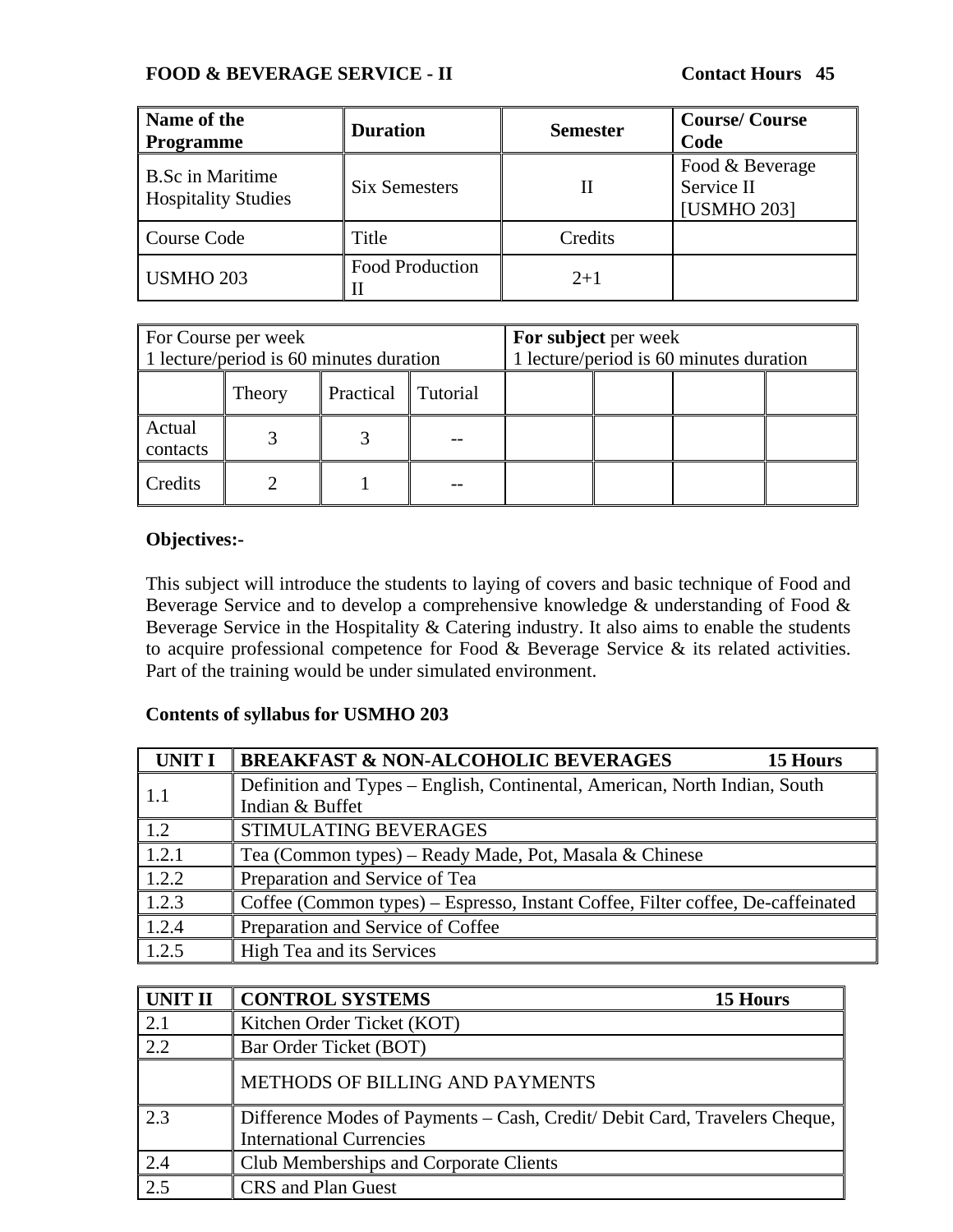**FOOD & BEVERAGE SERVICE - II** **Contact Hours 45**

| **Name of the Programme** | **Duration** | **Semester** | **Course/ Course Code** |
|---|---|---|---|
| B.Sc in Maritime Hospitality Studies | Six Semesters | II | Food & Beverage Service II [USMHO 203] |
| Course Code | Title | Credits | |
| USMHO 203 | Food Production II | 2+1 | |

| For Course per week 1 lecture/period is 60 minutes duration | | | | **For subject** per week 1 lecture/period is 60 minutes duration | | | |
|---|---|---|---|---|---|---|---|
| | Theory | Practical | Tutorial | | | | |
| Actual contacts | 3 | 3 | -- | | | | |
| Credits | 2 | 1 | -- | | | | |

**Objectives:-**

This subject will introduce the students to laying of covers and basic technique of Food and Beverage Service and to develop a comprehensive knowledge & understanding of Food & Beverage Service in the Hospitality & Catering industry. It also aims to enable the students to acquire professional competence for Food & Beverage Service & its related activities. Part of the training would be under simulated environment.

**Contents of syllabus for USMHO 203**

| **UNIT I** | **BREAKFAST & NON-ALCOHOLIC BEVERAGES 15 Hours** |
|---|---|
| 1.1 | Definition and Types – English, Continental, American, North Indian, South Indian & Buffet |
| 1.2 | STIMULATING BEVERAGES |
| 1.2.1 | Tea (Common types) – Ready Made, Pot, Masala & Chinese |
| 1.2.2 | Preparation and Service of Tea |
| 1.2.3 | Coffee (Common types) – Espresso, Instant Coffee, Filter coffee, De-caffeinated |
| 1.2.4 | Preparation and Service of Coffee |
| 1.2.5 | High Tea and its Services |

| **UNIT II** | **CONTROL SYSTEMS 15 Hours** |
|---|---|
| 2.1 | Kitchen Order Ticket (KOT) |
| 2.2 | Bar Order Ticket (BOT) |
| | METHODS OF BILLING AND PAYMENTS |
| 2.3 | Difference Modes of Payments – Cash, Credit/ Debit Card, Travelers Cheque, International Currencies |
| 2.4 | Club Memberships and Corporate Clients |
| 2.5 | CRS and Plan Guest |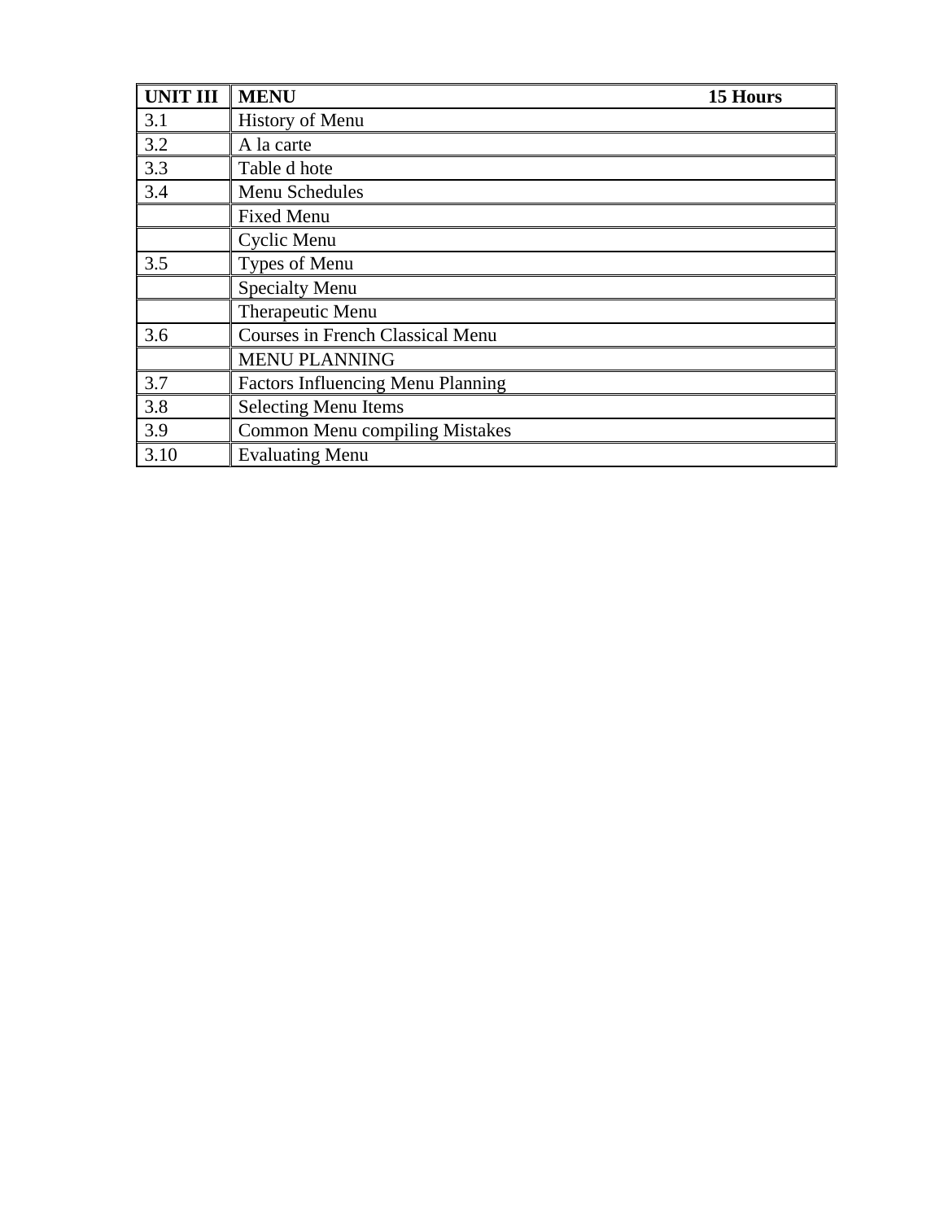| **UNIT III** | **MENU** **15 Hours** |
|---|---|
| 3.1 | History of Menu |
| 3.2 | A la carte |
| 3.3 | Table d hote |
| 3.4 | Menu Schedules |
| | Fixed Menu |
| | Cyclic Menu |
| 3.5 | Types of Menu |
| | Specialty Menu |
| | Therapeutic Menu |
| 3.6 | Courses in French Classical Menu |
| | MENU PLANNING |
| 3.7 | Factors Influencing Menu Planning |
| 3.8 | Selecting Menu Items |
| 3.9 | Common Menu compiling Mistakes |
| 3.10 | Evaluating Menu |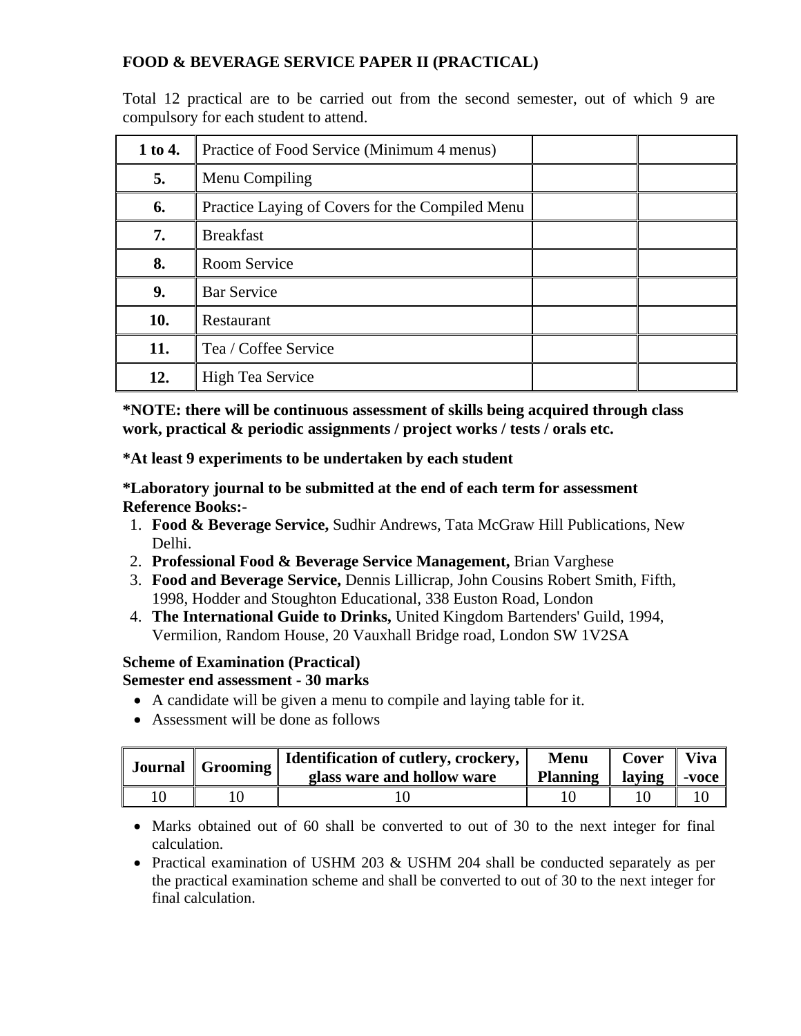**FOOD & BEVERAGE SERVICE PAPER II (PRACTICAL)**

Total 12 practical are to be carried out from the second semester, out of which 9 are compulsory for each student to attend.

| | | | |
|---|---|---|---|
| **1 to 4.** | Practice of Food Service (Minimum 4 menus) | | |
| **5.** | Menu Compiling | | |
| **6.** | Practice Laying of Covers for the Compiled Menu | | |
| **7.** | Breakfast | | |
| **8.** | Room Service | | |
| **9.** | Bar Service | | |
| **10.** | Restaurant | | |
| **11.** | Tea / Coffee Service | | |
| **12.** | High Tea Service | | |

**\*NOTE: there will be continuous assessment of skills being acquired through class work, practical & periodic assignments / project works / tests / orals etc.**

**\*At least 9 experiments to be undertaken by each student**

**\*Laboratory journal to be submitted at the end of each term for assessment**
**Reference Books:-**

1. **Food & Beverage Service,** Sudhir Andrews, Tata McGraw Hill Publications, New Delhi.
2. **Professional Food & Beverage Service Management,** Brian Varghese
3. **Food and Beverage Service,** Dennis Lillicrap, John Cousins Robert Smith, Fifth, 1998, Hodder and Stoughton Educational, 338 Euston Road, London
4. **The International Guide to Drinks,** United Kingdom Bartenders' Guild, 1994, Vermilion, Random House, 20 Vauxhall Bridge road, London SW 1V2SA

**Scheme of Examination (Practical)**
**Semester end assessment - 30 marks**

- A candidate will be given a menu to compile and laying table for it.
- Assessment will be done as follows

| Journal | Grooming | Identification of cutlery, crockery, glass ware and hollow ware | Menu Planning | Cover laying | Viva -voce |
|---|---|---|---|---|---|
| 10 | 10 | 10 | 10 | 10 | 10 |

- Marks obtained out of 60 shall be converted to out of 30 to the next integer for final calculation.
- Practical examination of USHM 203 & USHM 204 shall be conducted separately as per the practical examination scheme and shall be converted to out of 30 to the next integer for final calculation.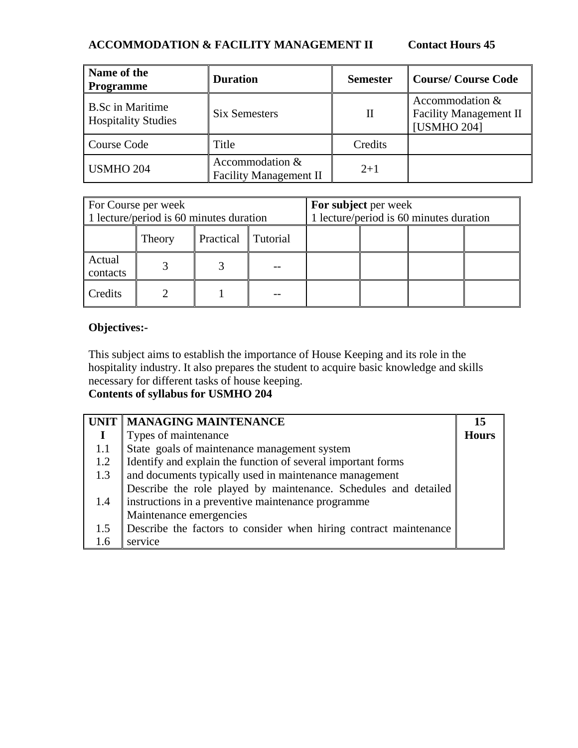**ACCOMMODATION & FACILITY MANAGEMENT II Contact Hours 45**

| **Name of the Programme** | **Duration** | **Semester** | **Course/ Course Code** |
|---|---|---|---|
| B.Sc in Maritime Hospitality Studies | Six Semesters | II | Accommodation & Facility Management II [USMHO 204] |
| Course Code | Title | Credits | |
| USMHO 204 | Accommodation & Facility Management II | 2+1 | |

| For Course per week 1 lecture/period is 60 minutes duration | | | | **For subject** per week 1 lecture/period is 60 minutes duration | | | |
|---|---|---|---|---|---|---|---|
| | Theory | Practical | Tutorial | | | | |
| Actual contacts | 3 | 3 | -- | | | | |
| Credits | 2 | 1 | -- | | | | |

**Objectives:-**

This subject aims to establish the importance of House Keeping and its role in the hospitality industry. It also prepares the student to acquire basic knowledge and skills necessary for different tasks of house keeping.

**Contents of syllabus for USMHO 204**

| **UNIT I** | **MANAGING MAINTENANCE** | **15 Hours** |
|---|---|---|
| | Types of maintenance | |
| 1.1 | State goals of maintenance management system | |
| 1.2 | Identify and explain the function of several important forms and documents typically used in maintenance management | |
| 1.3 | Describe the role played by maintenance. Schedules and detailed instructions in a preventive maintenance programme | |
| 1.4 | Maintenance emergencies | |
| 1.5 | Describe the factors to consider when hiring contract maintenance service | |
| 1.6 | | |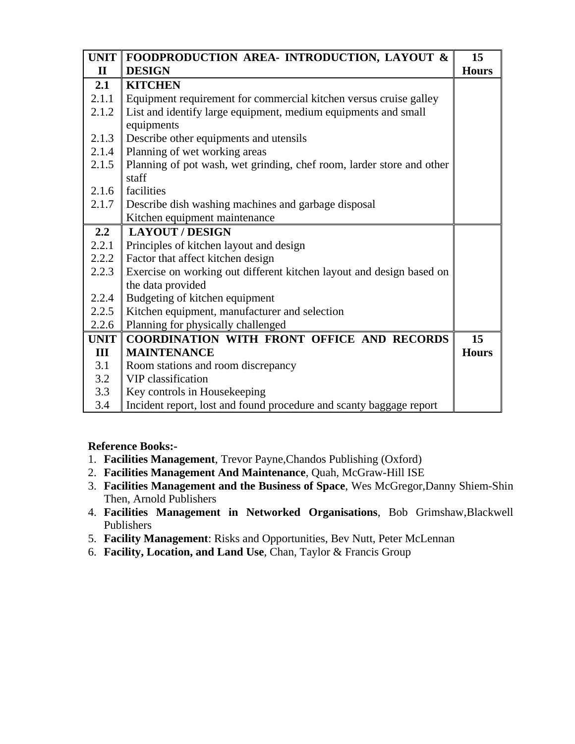| UNIT II | FOODPRODUCTION AREA- INTRODUCTION, LAYOUT & DESIGN | 15 Hours |
|---|---|---|
| **2.1** | **KITCHEN** | |
| 2.1.1 | Equipment requirement for commercial kitchen versus cruise galley | |
| 2.1.2 | List and identify large equipment, medium equipments and small equipments | |
| 2.1.3 | Describe other equipments and utensils | |
| 2.1.4 | Planning of wet working areas | |
| 2.1.5 | Planning of pot wash, wet grinding, chef room, larder store and other staff | |
| 2.1.6 | facilities | |
| 2.1.7 | Describe dish washing machines and garbage disposal | |
| | Kitchen equipment maintenance | |
| **2.2** | **LAYOUT / DESIGN** | |
| 2.2.1 | Principles of kitchen layout and design | |
| 2.2.2 | Factor that affect kitchen design | |
| 2.2.3 | Exercise on working out different kitchen layout and design based on the data provided | |
| 2.2.4 | Budgeting of kitchen equipment | |
| 2.2.5 | Kitchen equipment, manufacturer and selection | |
| 2.2.6 | Planning for physically challenged | |
| **UNIT III** | **COORDINATION WITH FRONT OFFICE AND RECORDS MAINTENANCE** | **15 Hours** |
| 3.1 | Room stations and room discrepancy | |
| 3.2 | VIP classification | |
| 3.3 | Key controls in Housekeeping | |
| 3.4 | Incident report, lost and found procedure and scanty baggage report | |

**Reference Books:-**

1. **Facilities Management**, Trevor Payne,Chandos Publishing (Oxford)
2. **Facilities Management And Maintenance**, Quah, McGraw-Hill ISE
3. **Facilities Management and the Business of Space**, Wes McGregor,Danny Shiem-Shin Then, Arnold Publishers
4. **Facilities Management in Networked Organisations**, Bob Grimshaw,Blackwell Publishers
5. **Facility Management**: Risks and Opportunities, Bev Nutt, Peter McLennan
6. **Facility, Location, and Land Use**, Chan, Taylor & Francis Group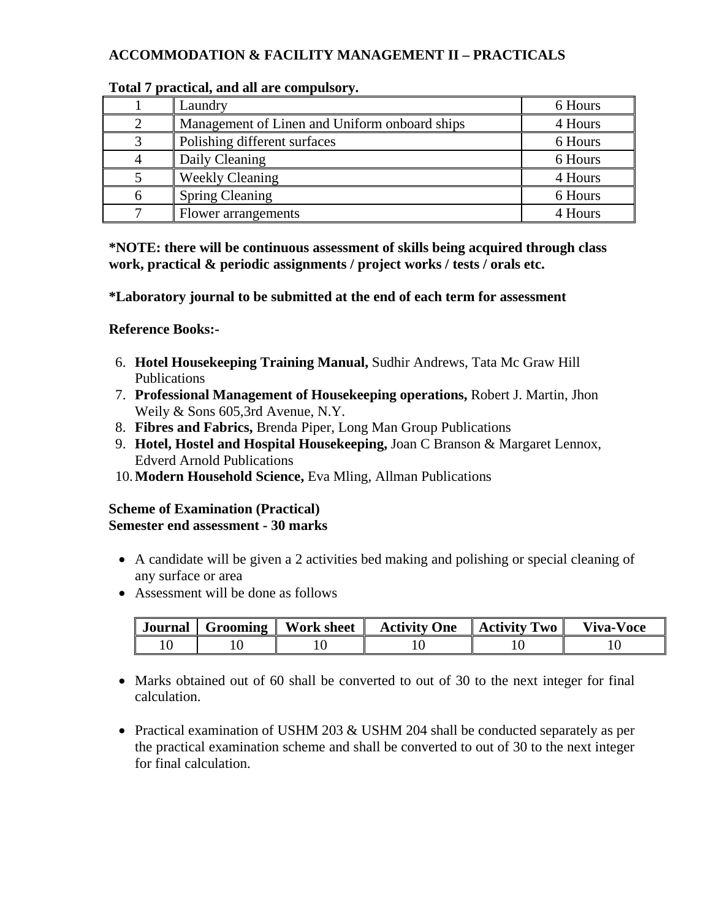**ACCOMMODATION & FACILITY MANAGEMENT II – PRACTICALS**

**Total 7 practical, and all are compulsory.**

| | | |
|---|---|---|
| 1 | Laundry | 6 Hours |
| 2 | Management of Linen and Uniform onboard ships | 4 Hours |
| 3 | Polishing different surfaces | 6 Hours |
| 4 | Daily Cleaning | 6 Hours |
| 5 | Weekly Cleaning | 4 Hours |
| 6 | Spring Cleaning | 6 Hours |
| 7 | Flower arrangements | 4 Hours |

**\*NOTE: there will be continuous assessment of skills being acquired through class work, practical & periodic assignments / project works / tests / orals etc.**

**\*Laboratory journal to be submitted at the end of each term for assessment**

**Reference Books:-**

6. **Hotel Housekeeping Training Manual,** Sudhir Andrews, Tata Mc Graw Hill Publications
7. **Professional Management of Housekeeping operations,** Robert J. Martin, Jhon Weily & Sons 605,3rd Avenue, N.Y.
8. **Fibres and Fabrics,** Brenda Piper, Long Man Group Publications
9. **Hotel, Hostel and Hospital Housekeeping,** Joan C Branson & Margaret Lennox, Edverd Arnold Publications
10. **Modern Household Science,** Eva Mling, Allman Publications

**Scheme of Examination (Practical)**
**Semester end assessment - 30 marks**

- A candidate will be given a 2 activities bed making and polishing or special cleaning of any surface or area
- Assessment will be done as follows

| Journal | Grooming | Work sheet | Activity One | Activity Two | Viva-Voce |
|---|---|---|---|---|---|
| 10 | 10 | 10 | 10 | 10 | 10 |

- Marks obtained out of 60 shall be converted to out of 30 to the next integer for final calculation.

- Practical examination of USHM 203 & USHM 204 shall be conducted separately as per the practical examination scheme and shall be converted to out of 30 to the next integer for final calculation.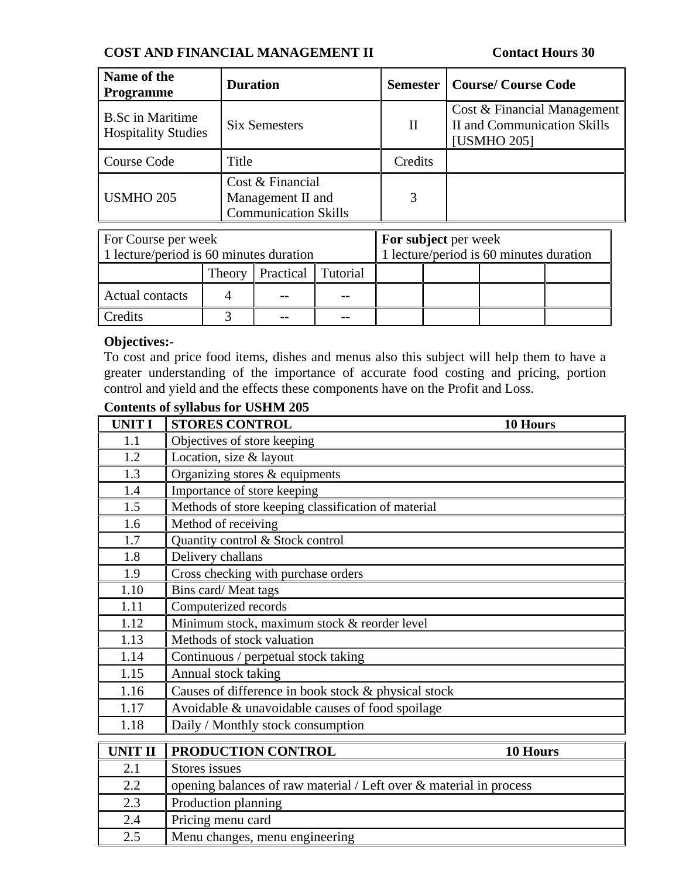**COST AND FINANCIAL MANAGEMENT II** **Contact Hours 30**

| Name of the Programme | Duration | Semester | Course/ Course Code |
|---|---|---|---|
| B.Sc in Maritime Hospitality Studies | Six Semesters | II | Cost & Financial Management II and Communication Skills [USMHO 205] |
| Course Code | Title | Credits | |
| USMHO 205 | Cost & Financial Management II and Communication Skills | 3 | |

| For Course per week<br>1 lecture/period is 60 minutes duration | | | | **For subject** per week<br>1 lecture/period is 60 minutes duration | | | |
|---|---|---|---|---|---|---|---|
| | Theory | Practical | Tutorial | | | | |
| Actual contacts | 4 | -- | -- | | | | |
| Credits | 3 | -- | -- | | | | |

**Objectives:-**

To cost and price food items, dishes and menus also this subject will help them to have a greater understanding of the importance of accurate food costing and pricing, portion control and yield and the effects these components have on the Profit and Loss.

**Contents of syllabus for USHM 205**

| UNIT I | STORES CONTROL 10 Hours |
|---|---|
| 1.1 | Objectives of store keeping |
| 1.2 | Location, size & layout |
| 1.3 | Organizing stores & equipments |
| 1.4 | Importance of store keeping |
| 1.5 | Methods of store keeping classification of material |
| 1.6 | Method of receiving |
| 1.7 | Quantity control & Stock control |
| 1.8 | Delivery challans |
| 1.9 | Cross checking with purchase orders |
| 1.10 | Bins card/ Meat tags |
| 1.11 | Computerized records |
| 1.12 | Minimum stock, maximum stock & reorder level |
| 1.13 | Methods of stock valuation |
| 1.14 | Continuous / perpetual stock taking |
| 1.15 | Annual stock taking |
| 1.16 | Causes of difference in book stock & physical stock |
| 1.17 | Avoidable & unavoidable causes of food spoilage |
| 1.18 | Daily / Monthly stock consumption |

| UNIT II | PRODUCTION CONTROL 10 Hours |
|---|---|
| 2.1 | Stores issues |
| 2.2 | opening balances of raw material / Left over & material in process |
| 2.3 | Production planning |
| 2.4 | Pricing menu card |
| 2.5 | Menu changes, menu engineering |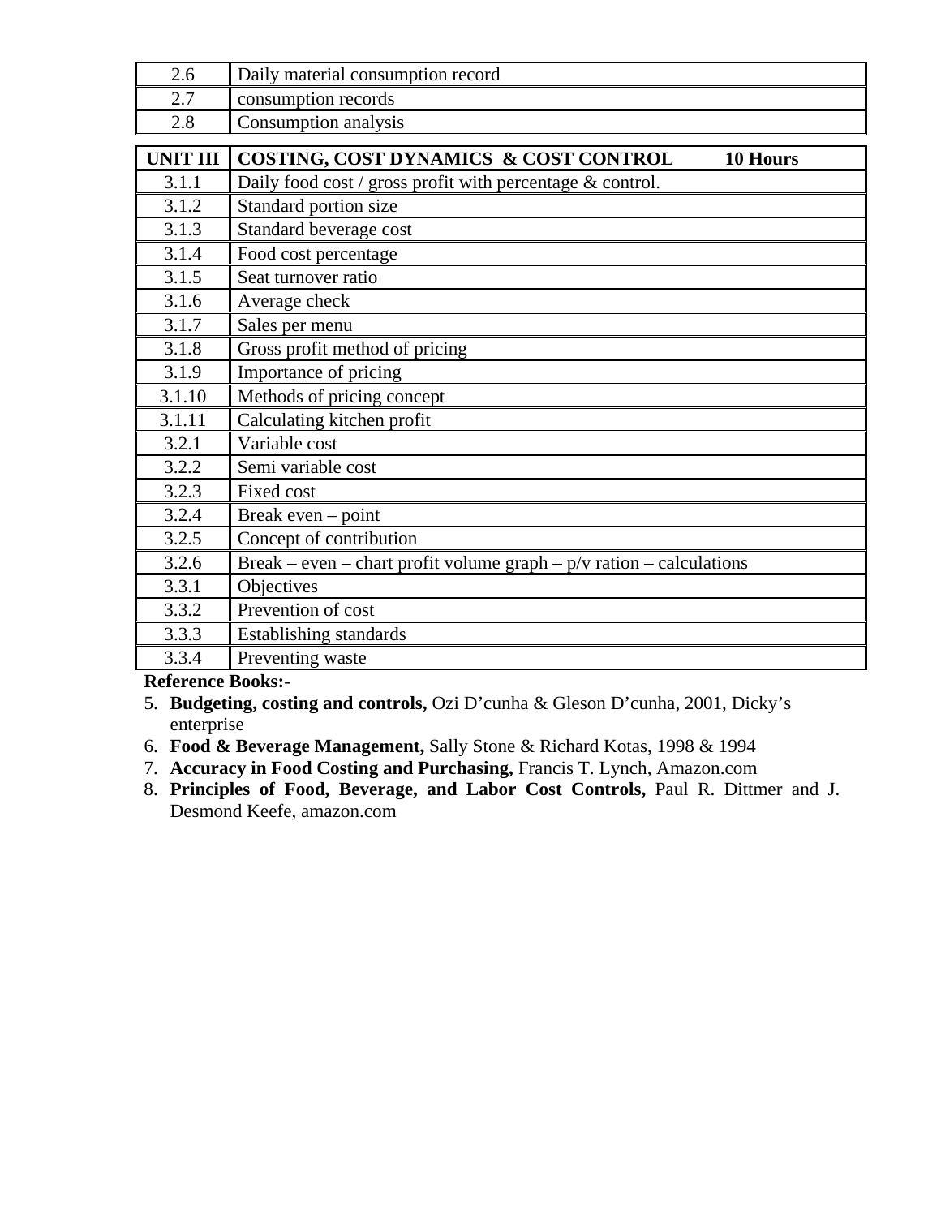| 2.6 | Daily material consumption record |
|---|---|
| 2.7 | consumption records |
| 2.8 | Consumption analysis |

| **UNIT III** | **COSTING, COST DYNAMICS & COST CONTROL 10 Hours** |
|---|---|
| 3.1.1 | Daily food cost / gross profit with percentage & control. |
| 3.1.2 | Standard portion size |
| 3.1.3 | Standard beverage cost |
| 3.1.4 | Food cost percentage |
| 3.1.5 | Seat turnover ratio |
| 3.1.6 | Average check |
| 3.1.7 | Sales per menu |
| 3.1.8 | Gross profit method of pricing |
| 3.1.9 | Importance of pricing |
| 3.1.10 | Methods of pricing concept |
| 3.1.11 | Calculating kitchen profit |
| 3.2.1 | Variable cost |
| 3.2.2 | Semi variable cost |
| 3.2.3 | Fixed cost |
| 3.2.4 | Break even – point |
| 3.2.5 | Concept of contribution |
| 3.2.6 | Break – even – chart profit volume graph – p/v ration – calculations |
| 3.3.1 | Objectives |
| 3.3.2 | Prevention of cost |
| 3.3.3 | Establishing standards |
| 3.3.4 | Preventing waste |

**Reference Books:-**

5. **Budgeting, costing and controls,** Ozi D'cunha & Gleson D'cunha, 2001, Dicky's enterprise
6. **Food & Beverage Management,** Sally Stone & Richard Kotas, 1998 & 1994
7. **Accuracy in Food Costing and Purchasing,** Francis T. Lynch, Amazon.com
8. **Principles of Food, Beverage, and Labor Cost Controls,** Paul R. Dittmer and J. Desmond Keefe, amazon.com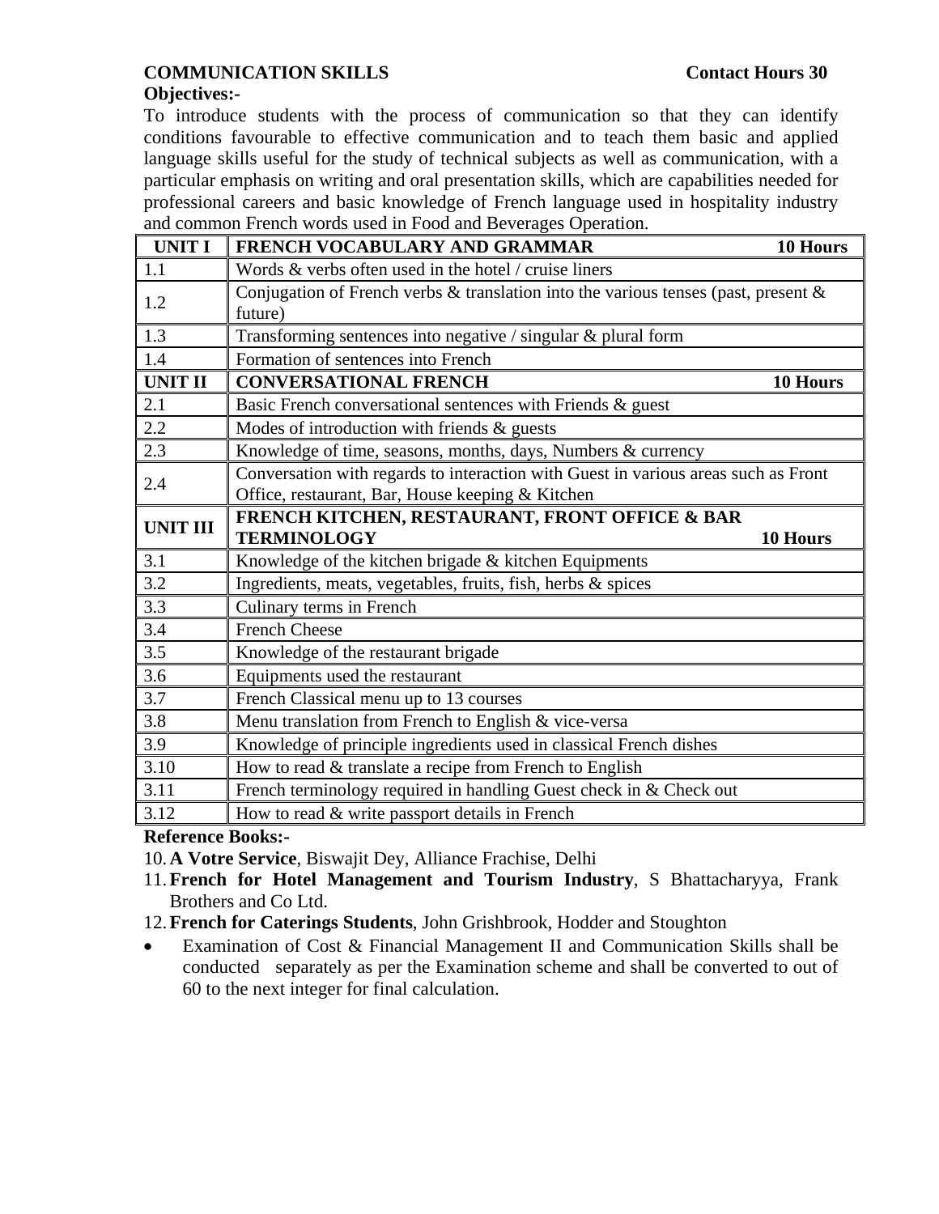**COMMUNICATION SKILLS** **Contact Hours 30**

**Objectives:-**

To introduce students with the process of communication so that they can identify conditions favourable to effective communication and to teach them basic and applied language skills useful for the study of technical subjects as well as communication, with a particular emphasis on writing and oral presentation skills, which are capabilities needed for professional careers and basic knowledge of French language used in hospitality industry and common French words used in Food and Beverages Operation.

| **UNIT I** | **FRENCH VOCABULARY AND GRAMMAR** **10 Hours** |
|---|---|
| 1.1 | Words & verbs often used in the hotel / cruise liners |
| 1.2 | Conjugation of French verbs & translation into the various tenses (past, present & future) |
| 1.3 | Transforming sentences into negative / singular & plural form |
| 1.4 | Formation of sentences into French |
| **UNIT II** | **CONVERSATIONAL FRENCH** **10 Hours** |
| 2.1 | Basic French conversational sentences with Friends & guest |
| 2.2 | Modes of introduction with friends & guests |
| 2.3 | Knowledge of time, seasons, months, days, Numbers & currency |
| 2.4 | Conversation with regards to interaction with Guest in various areas such as Front Office, restaurant, Bar, House keeping & Kitchen |
| **UNIT III** | **FRENCH KITCHEN, RESTAURANT, FRONT OFFICE & BAR TERMINOLOGY** **10 Hours** |
| 3.1 | Knowledge of the kitchen brigade & kitchen Equipments |
| 3.2 | Ingredients, meats, vegetables, fruits, fish, herbs & spices |
| 3.3 | Culinary terms in French |
| 3.4 | French Cheese |
| 3.5 | Knowledge of the restaurant brigade |
| 3.6 | Equipments used the restaurant |
| 3.7 | French Classical menu up to 13 courses |
| 3.8 | Menu translation from French to English & vice-versa |
| 3.9 | Knowledge of principle ingredients used in classical French dishes |
| 3.10 | How to read & translate a recipe from French to English |
| 3.11 | French terminology required in handling Guest check in & Check out |
| 3.12 | How to read & write passport details in French |

**Reference Books:-**

10. **A Votre Service**, Biswajit Dey, Alliance Frachise, Delhi
11. **French for Hotel Management and Tourism Industry**, S Bhattacharyya, Frank Brothers and Co Ltd.
12. **French for Caterings Students**, John Grishbrook, Hodder and Stoughton

- Examination of Cost & Financial Management II and Communication Skills shall be conducted separately as per the Examination scheme and shall be converted to out of 60 to the next integer for final calculation.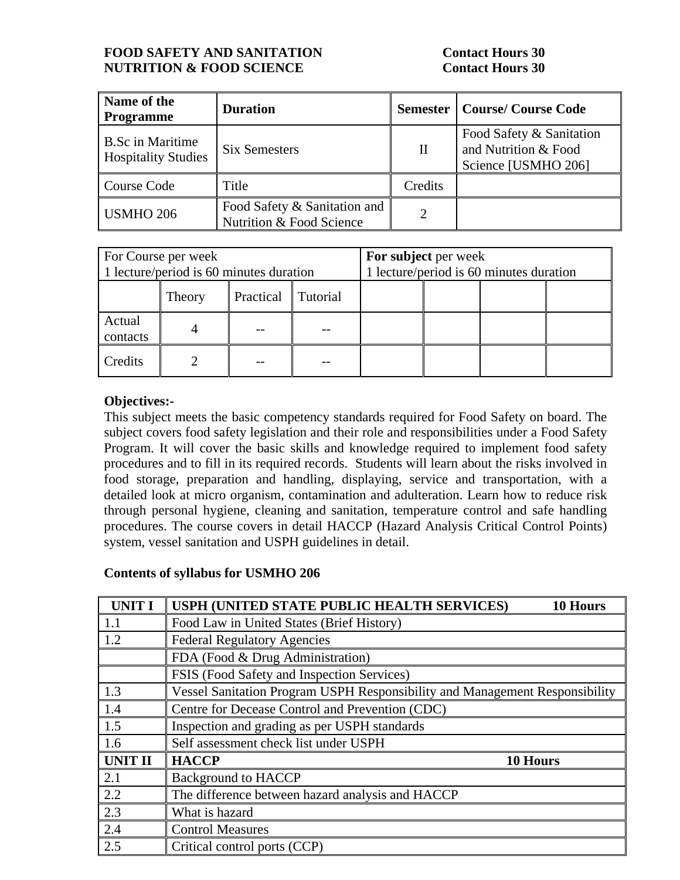**FOOD SAFETY AND SANITATION Contact Hours 30**
**NUTRITION & FOOD SCIENCE Contact Hours 30**

| **Name of the Programme** | **Duration** | **Semester** | **Course/ Course Code** |
|---|---|---|---|
| B.Sc in Maritime Hospitality Studies | Six Semesters | II | Food Safety & Sanitation and Nutrition & Food Science [USMHO 206] |
| Course Code | Title | Credits | |
| USMHO 206 | Food Safety & Sanitation and Nutrition & Food Science | 2 | |

| For Course per week<br>1 lecture/period is 60 minutes duration | | | | **For subject** per week<br>1 lecture/period is 60 minutes duration | | | |
|---|---|---|---|---|---|---|---|
| | Theory | Practical | Tutorial | | | | |
| Actual contacts | 4 | -- | -- | | | | |
| Credits | 2 | -- | -- | | | | |

**Objectives:-**

This subject meets the basic competency standards required for Food Safety on board. The subject covers food safety legislation and their role and responsibilities under a Food Safety Program. It will cover the basic skills and knowledge required to implement food safety procedures and to fill in its required records. Students will learn about the risks involved in food storage, preparation and handling, displaying, service and transportation, with a detailed look at micro organism, contamination and adulteration. Learn how to reduce risk through personal hygiene, cleaning and sanitation, temperature control and safe handling procedures. The course covers in detail HACCP (Hazard Analysis Critical Control Points) system, vessel sanitation and USPH guidelines in detail.

**Contents of syllabus for USMHO 206**

| **UNIT I** | **USPH (UNITED STATE PUBLIC HEALTH SERVICES) 10 Hours** |
|---|---|
| 1.1 | Food Law in United States (Brief History) |
| 1.2 | Federal Regulatory Agencies |
| | FDA (Food & Drug Administration) |
| | FSIS (Food Safety and Inspection Services) |
| 1.3 | Vessel Sanitation Program USPH Responsibility and Management Responsibility |
| 1.4 | Centre for Decease Control and Prevention (CDC) |
| 1.5 | Inspection and grading as per USPH standards |
| 1.6 | Self assessment check list under USPH |
| **UNIT II** | **HACCP 10 Hours** |
| 2.1 | Background to HACCP |
| 2.2 | The difference between hazard analysis and HACCP |
| 2.3 | What is hazard |
| 2.4 | Control Measures |
| 2.5 | Critical control ports (CCP) |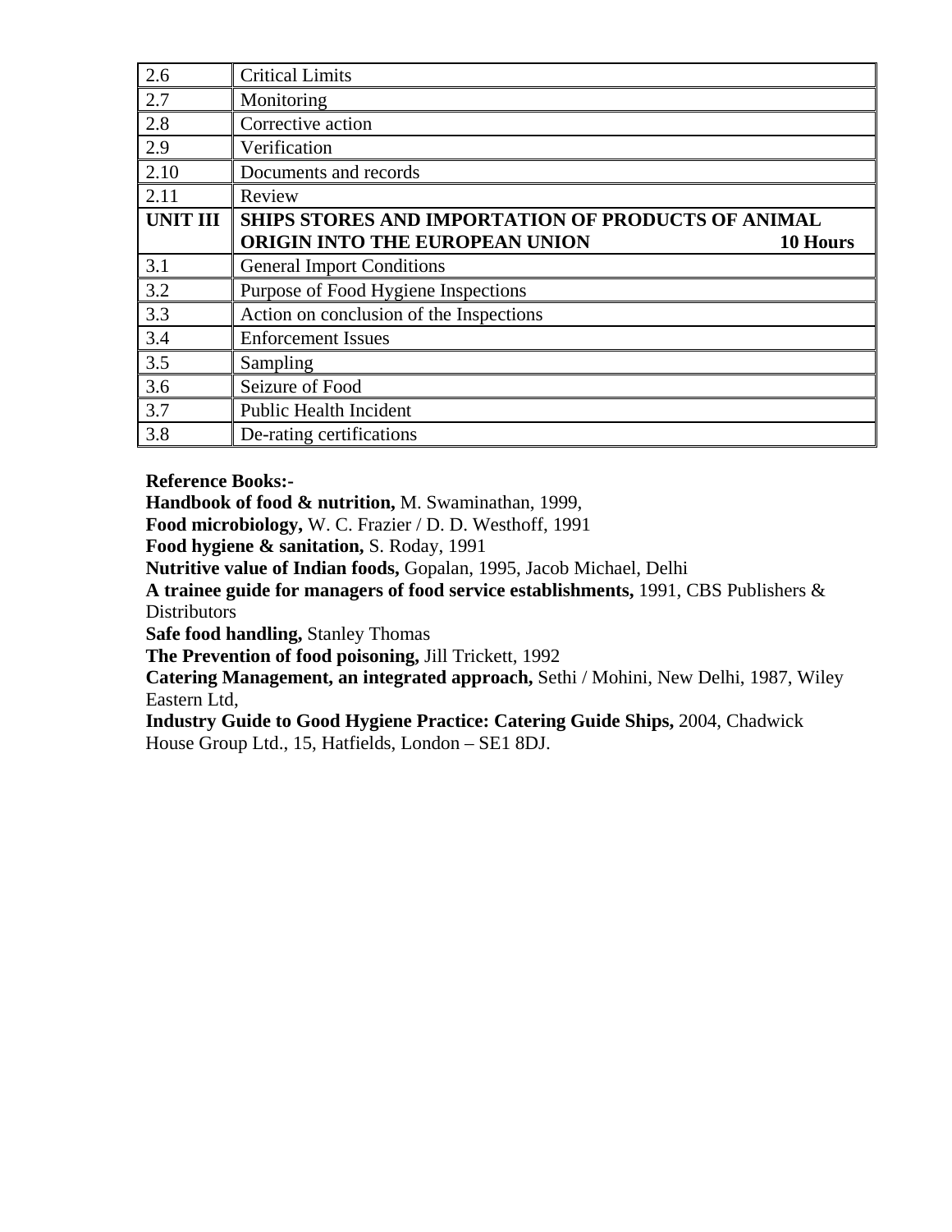| 2.6 | Critical Limits |
|---|---|
| 2.7 | Monitoring |
| 2.8 | Corrective action |
| 2.9 | Verification |
| 2.10 | Documents and records |
| 2.11 | Review |
| **UNIT III** | **SHIPS STORES AND IMPORTATION OF PRODUCTS OF ANIMAL ORIGIN INTO THE EUROPEAN UNION 10 Hours** |
| 3.1 | General Import Conditions |
| 3.2 | Purpose of Food Hygiene Inspections |
| 3.3 | Action on conclusion of the Inspections |
| 3.4 | Enforcement Issues |
| 3.5 | Sampling |
| 3.6 | Seizure of Food |
| 3.7 | Public Health Incident |
| 3.8 | De-rating certifications |

**Reference Books:-**

**Handbook of food & nutrition,** M. Swaminathan, 1999,

**Food microbiology,** W. C. Frazier / D. D. Westhoff, 1991

**Food hygiene & sanitation,** S. Roday, 1991

**Nutritive value of Indian foods,** Gopalan, 1995, Jacob Michael, Delhi

**A trainee guide for managers of food service establishments,** 1991, CBS Publishers & Distributors

**Safe food handling,** Stanley Thomas

**The Prevention of food poisoning,** Jill Trickett, 1992

**Catering Management, an integrated approach,** Sethi / Mohini, New Delhi, 1987, Wiley Eastern Ltd,

**Industry Guide to Good Hygiene Practice: Catering Guide Ships,** 2004, Chadwick House Group Ltd., 15, Hatfields, London – SE1 8DJ.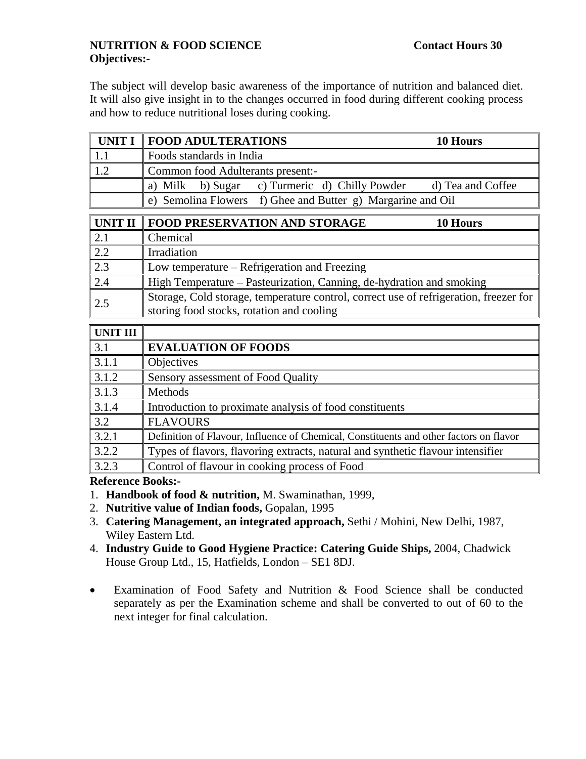**NUTRITION & FOOD SCIENCE** **Contact Hours 30**

**Objectives:-**

The subject will develop basic awareness of the importance of nutrition and balanced diet. It will also give insight in to the changes occurred in food during different cooking process and how to reduce nutritional loses during cooking.

| **UNIT I** | **FOOD ADULTERATIONS** **10 Hours** |
|---|---|
| 1.1 | Foods standards in India |
| 1.2 | Common food Adulterants present:- |
| | a) Milk b) Sugar c) Turmeric d) Chilly Powder d) Tea and Coffee |
| | e) Semolina Flowers f) Ghee and Butter g) Margarine and Oil |

| **UNIT II** | **FOOD PRESERVATION AND STORAGE** **10 Hours** |
|---|---|
| 2.1 | Chemical |
| 2.2 | Irradiation |
| 2.3 | Low temperature – Refrigeration and Freezing |
| 2.4 | High Temperature – Pasteurization, Canning, de-hydration and smoking |
| 2.5 | Storage, Cold storage, temperature control, correct use of refrigeration, freezer for storing food stocks, rotation and cooling |

| **UNIT III** | |
|---|---|
| 3.1 | **EVALUATION OF FOODS** |
| 3.1.1 | Objectives |
| 3.1.2 | Sensory assessment of Food Quality |
| 3.1.3 | Methods |
| 3.1.4 | Introduction to proximate analysis of food constituents |
| 3.2 | FLAVOURS |
| 3.2.1 | Definition of Flavour, Influence of Chemical, Constituents and other factors on flavor |
| 3.2.2 | Types of flavors, flavoring extracts, natural and synthetic flavour intensifier |
| 3.2.3 | Control of flavour in cooking process of Food |

**Reference Books:-**

1. **Handbook of food & nutrition,** M. Swaminathan, 1999,
2. **Nutritive value of Indian foods,** Gopalan, 1995
3. **Catering Management, an integrated approach,** Sethi / Mohini, New Delhi, 1987, Wiley Eastern Ltd.
4. **Industry Guide to Good Hygiene Practice: Catering Guide Ships,** 2004, Chadwick House Group Ltd., 15, Hatfields, London – SE1 8DJ.

- Examination of Food Safety and Nutrition & Food Science shall be conducted separately as per the Examination scheme and shall be converted to out of 60 to the next integer for final calculation.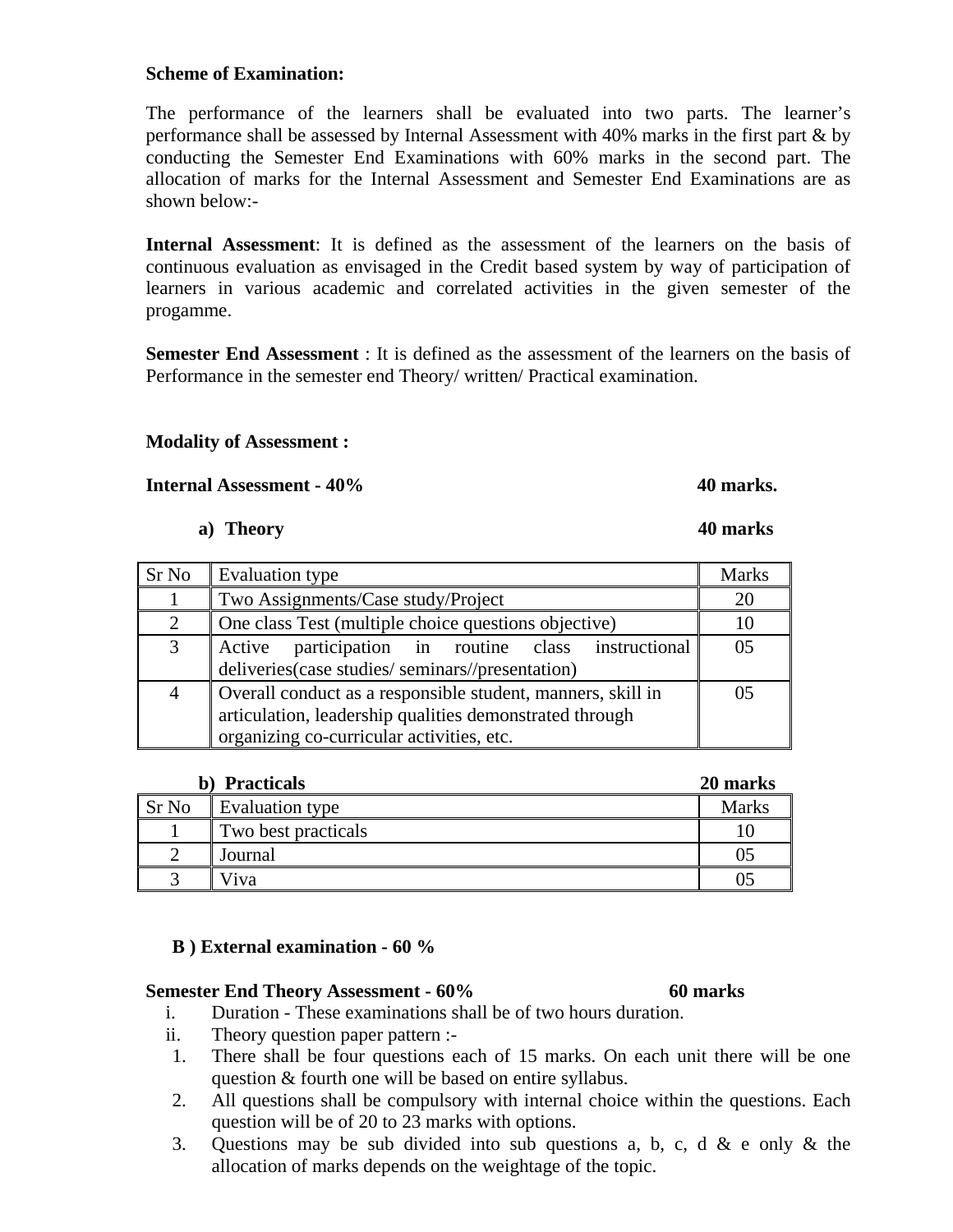**Scheme of Examination:**

The performance of the learners shall be evaluated into two parts. The learner's performance shall be assessed by Internal Assessment with 40% marks in the first part & by conducting the Semester End Examinations with 60% marks in the second part. The allocation of marks for the Internal Assessment and Semester End Examinations are as shown below:-

**Internal Assessment**: It is defined as the assessment of the learners on the basis of continuous evaluation as envisaged in the Credit based system by way of participation of learners in various academic and correlated activities in the given semester of the progamme.

**Semester End Assessment** : It is defined as the assessment of the learners on the basis of Performance in the semester end Theory/ written/ Practical examination.

**Modality of Assessment :**

**Internal Assessment - 40%** **40 marks.**

**a) Theory** **40 marks**

| Sr No | Evaluation type | Marks |
|---|---|---|
| 1 | Two Assignments/Case study/Project | 20 |
| 2 | One class Test (multiple choice questions objective) | 10 |
| 3 | Active participation in routine class instructional deliveries(case studies/ seminars//presentation) | 05 |
| 4 | Overall conduct as a responsible student, manners, skill in articulation, leadership qualities demonstrated through organizing co-curricular activities, etc. | 05 |

**b) Practicals** **20 marks**

| Sr No | Evaluation type | Marks |
|---|---|---|
| 1 | Two best practicals | 10 |
| 2 | Journal | 05 |
| 3 | Viva | 05 |

**B ) External examination - 60 %**

**Semester End Theory Assessment - 60%** **60 marks**

i. Duration - These examinations shall be of two hours duration.

ii. Theory question paper pattern :-

1. There shall be four questions each of 15 marks. On each unit there will be one question & fourth one will be based on entire syllabus.
2. All questions shall be compulsory with internal choice within the questions. Each question will be of 20 to 23 marks with options.
3. Questions may be sub divided into sub questions a, b, c, d & e only & the allocation of marks depends on the weightage of the topic.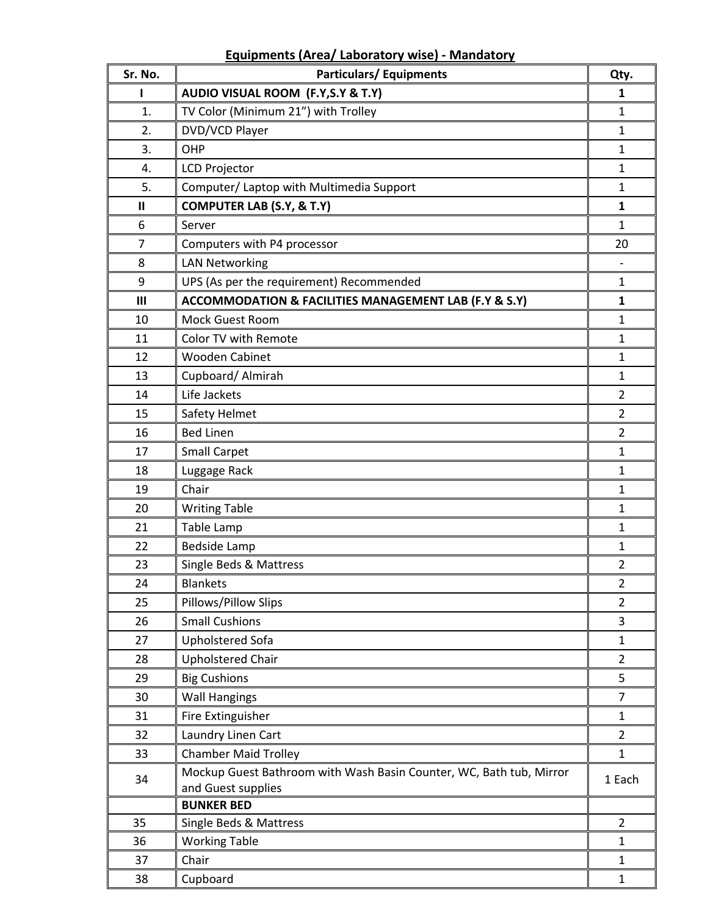## Equipments (Area/ Laboratory wise) - Mandatory

| Sr. No. | Particulars/ Equipments | Qty. |
|---|---|---|
| **I** | **AUDIO VISUAL ROOM (F.Y,S.Y & T.Y)** | **1** |
| 1. | TV Color (Minimum 21") with Trolley | 1 |
| 2. | DVD/VCD Player | 1 |
| 3. | OHP | 1 |
| 4. | LCD Projector | 1 |
| 5. | Computer/ Laptop with Multimedia Support | 1 |
| **II** | **COMPUTER LAB (S.Y, & T.Y)** | **1** |
| 6 | Server | 1 |
| 7 | Computers with P4 processor | 20 |
| 8 | LAN Networking | - |
| 9 | UPS (As per the requirement) Recommended | 1 |
| **III** | **ACCOMMODATION & FACILITIES MANAGEMENT LAB (F.Y & S.Y)** | **1** |
| 10 | Mock Guest Room | 1 |
| 11 | Color TV with Remote | 1 |
| 12 | Wooden Cabinet | 1 |
| 13 | Cupboard/ Almirah | 1 |
| 14 | Life Jackets | 2 |
| 15 | Safety Helmet | 2 |
| 16 | Bed Linen | 2 |
| 17 | Small Carpet | 1 |
| 18 | Luggage Rack | 1 |
| 19 | Chair | 1 |
| 20 | Writing Table | 1 |
| 21 | Table Lamp | 1 |
| 22 | Bedside Lamp | 1 |
| 23 | Single Beds & Mattress | 2 |
| 24 | Blankets | 2 |
| 25 | Pillows/Pillow Slips | 2 |
| 26 | Small Cushions | 3 |
| 27 | Upholstered Sofa | 1 |
| 28 | Upholstered Chair | 2 |
| 29 | Big Cushions | 5 |
| 30 | Wall Hangings | 7 |
| 31 | Fire Extinguisher | 1 |
| 32 | Laundry Linen Cart | 2 |
| 33 | Chamber Maid Trolley | 1 |
| 34 | Mockup Guest Bathroom with Wash Basin Counter, WC, Bath tub, Mirror and Guest supplies | 1 Each |
| | **BUNKER BED** | |
| 35 | Single Beds & Mattress | 2 |
| 36 | Working Table | 1 |
| 37 | Chair | 1 |
| 38 | Cupboard | 1 |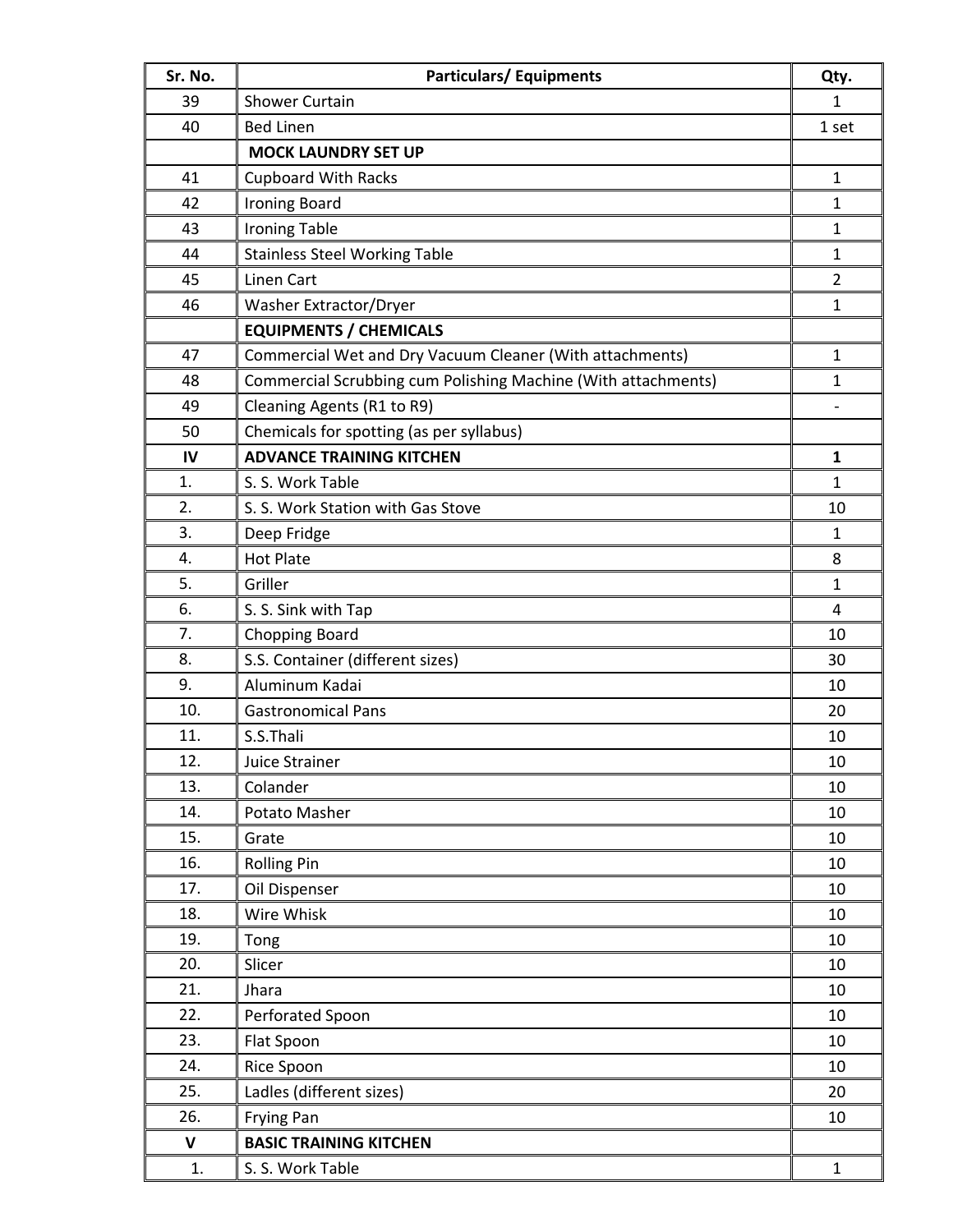| Sr. No. | Particulars/ Equipments | Qty. |
|---|---|---|
| 39 | Shower Curtain | 1 |
| 40 | Bed Linen | 1 set |
| | **MOCK LAUNDRY SET UP** | |
| 41 | Cupboard With Racks | 1 |
| 42 | Ironing Board | 1 |
| 43 | Ironing Table | 1 |
| 44 | Stainless Steel Working Table | 1 |
| 45 | Linen Cart | 2 |
| 46 | Washer Extractor/Dryer | 1 |
| | **EQUIPMENTS / CHEMICALS** | |
| 47 | Commercial Wet and Dry Vacuum Cleaner (With attachments) | 1 |
| 48 | Commercial Scrubbing cum Polishing Machine (With attachments) | 1 |
| 49 | Cleaning Agents (R1 to R9) | - |
| 50 | Chemicals for spotting (as per syllabus) | |
| **IV** | **ADVANCE TRAINING KITCHEN** | **1** |
| 1. | S. S. Work Table | 1 |
| 2. | S. S. Work Station with Gas Stove | 10 |
| 3. | Deep Fridge | 1 |
| 4. | Hot Plate | 8 |
| 5. | Griller | 1 |
| 6. | S. S. Sink with Tap | 4 |
| 7. | Chopping Board | 10 |
| 8. | S.S. Container (different sizes) | 30 |
| 9. | Aluminum Kadai | 10 |
| 10. | Gastronomical Pans | 20 |
| 11. | S.S.Thali | 10 |
| 12. | Juice Strainer | 10 |
| 13. | Colander | 10 |
| 14. | Potato Masher | 10 |
| 15. | Grate | 10 |
| 16. | Rolling Pin | 10 |
| 17. | Oil Dispenser | 10 |
| 18. | Wire Whisk | 10 |
| 19. | Tong | 10 |
| 20. | Slicer | 10 |
| 21. | Jhara | 10 |
| 22. | Perforated Spoon | 10 |
| 23. | Flat Spoon | 10 |
| 24. | Rice Spoon | 10 |
| 25. | Ladles (different sizes) | 20 |
| 26. | Frying Pan | 10 |
| **V** | **BASIC TRAINING KITCHEN** | |
| 1. | S. S. Work Table | 1 |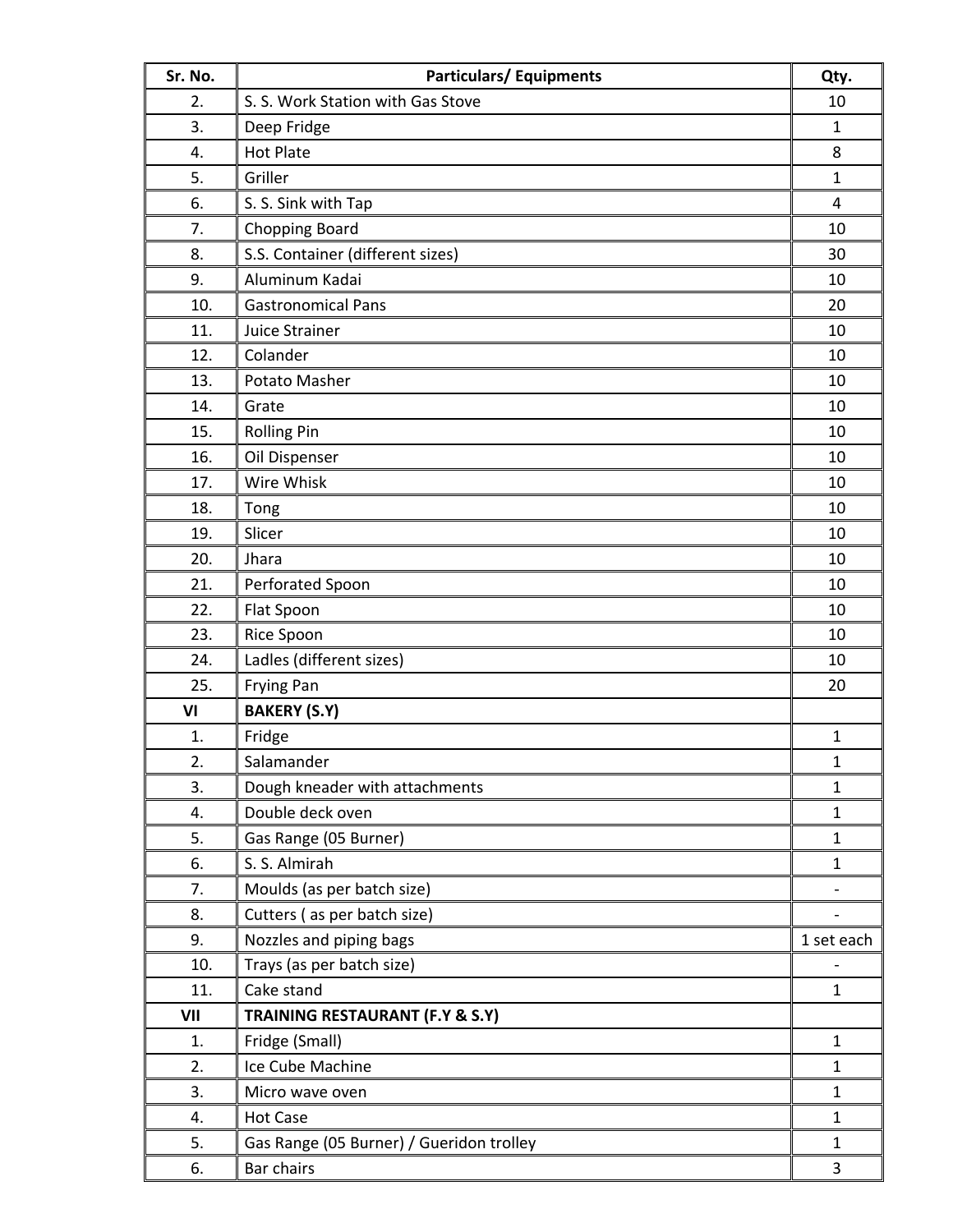| Sr. No. | Particulars/ Equipments | Qty. |
| --- | --- | --- |
| 2. | S. S. Work Station with Gas Stove | 10 |
| 3. | Deep Fridge | 1 |
| 4. | Hot Plate | 8 |
| 5. | Griller | 1 |
| 6. | S. S. Sink with Tap | 4 |
| 7. | Chopping Board | 10 |
| 8. | S.S. Container (different sizes) | 30 |
| 9. | Aluminum Kadai | 10 |
| 10. | Gastronomical Pans | 20 |
| 11. | Juice Strainer | 10 |
| 12. | Colander | 10 |
| 13. | Potato Masher | 10 |
| 14. | Grate | 10 |
| 15. | Rolling Pin | 10 |
| 16. | Oil Dispenser | 10 |
| 17. | Wire Whisk | 10 |
| 18. | Tong | 10 |
| 19. | Slicer | 10 |
| 20. | Jhara | 10 |
| 21. | Perforated Spoon | 10 |
| 22. | Flat Spoon | 10 |
| 23. | Rice Spoon | 10 |
| 24. | Ladles (different sizes) | 10 |
| 25. | Frying Pan | 20 |
| **VI** | **BAKERY (S.Y)** | |
| 1. | Fridge | 1 |
| 2. | Salamander | 1 |
| 3. | Dough kneader with attachments | 1 |
| 4. | Double deck oven | 1 |
| 5. | Gas Range (05 Burner) | 1 |
| 6. | S. S. Almirah | 1 |
| 7. | Moulds (as per batch size) | - |
| 8. | Cutters ( as per batch size) | - |
| 9. | Nozzles and piping bags | 1 set each |
| 10. | Trays (as per batch size) | - |
| 11. | Cake stand | 1 |
| **VII** | **TRAINING RESTAURANT (F.Y & S.Y)** | |
| 1. | Fridge (Small) | 1 |
| 2. | Ice Cube Machine | 1 |
| 3. | Micro wave oven | 1 |
| 4. | Hot Case | 1 |
| 5. | Gas Range (05 Burner) / Gueridon trolley | 1 |
| 6. | Bar chairs | 3 |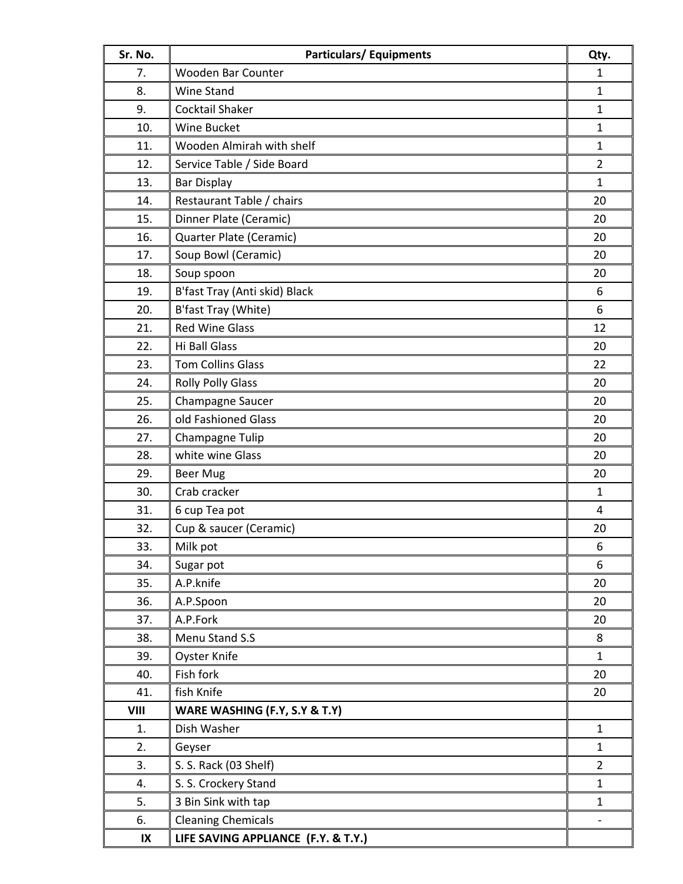| Sr. No. | Particulars/ Equipments | Qty. |
| --- | --- | --- |
| 7. | Wooden Bar Counter | 1 |
| 8. | Wine Stand | 1 |
| 9. | Cocktail Shaker | 1 |
| 10. | Wine Bucket | 1 |
| 11. | Wooden Almirah with shelf | 1 |
| 12. | Service Table / Side Board | 2 |
| 13. | Bar Display | 1 |
| 14. | Restaurant Table / chairs | 20 |
| 15. | Dinner Plate (Ceramic) | 20 |
| 16. | Quarter Plate (Ceramic) | 20 |
| 17. | Soup Bowl (Ceramic) | 20 |
| 18. | Soup spoon | 20 |
| 19. | B'fast Tray (Anti skid) Black | 6 |
| 20. | B'fast Tray (White) | 6 |
| 21. | Red Wine Glass | 12 |
| 22. | Hi Ball Glass | 20 |
| 23. | Tom Collins Glass | 22 |
| 24. | Rolly Polly Glass | 20 |
| 25. | Champagne Saucer | 20 |
| 26. | old Fashioned Glass | 20 |
| 27. | Champagne Tulip | 20 |
| 28. | white wine Glass | 20 |
| 29. | Beer Mug | 20 |
| 30. | Crab cracker | 1 |
| 31. | 6 cup Tea pot | 4 |
| 32. | Cup & saucer (Ceramic) | 20 |
| 33. | Milk pot | 6 |
| 34. | Sugar pot | 6 |
| 35. | A.P.knife | 20 |
| 36. | A.P.Spoon | 20 |
| 37. | A.P.Fork | 20 |
| 38. | Menu Stand S.S | 8 |
| 39. | Oyster Knife | 1 |
| 40. | Fish fork | 20 |
| 41. | fish Knife | 20 |
| **VIII** | **WARE WASHING (F.Y, S.Y & T.Y)** | |
| 1. | Dish Washer | 1 |
| 2. | Geyser | 1 |
| 3. | S. S. Rack (03 Shelf) | 2 |
| 4. | S. S. Crockery Stand | 1 |
| 5. | 3 Bin Sink with tap | 1 |
| 6. | Cleaning Chemicals | - |
| **IX** | **LIFE SAVING APPLIANCE (F.Y. & T.Y.)** | |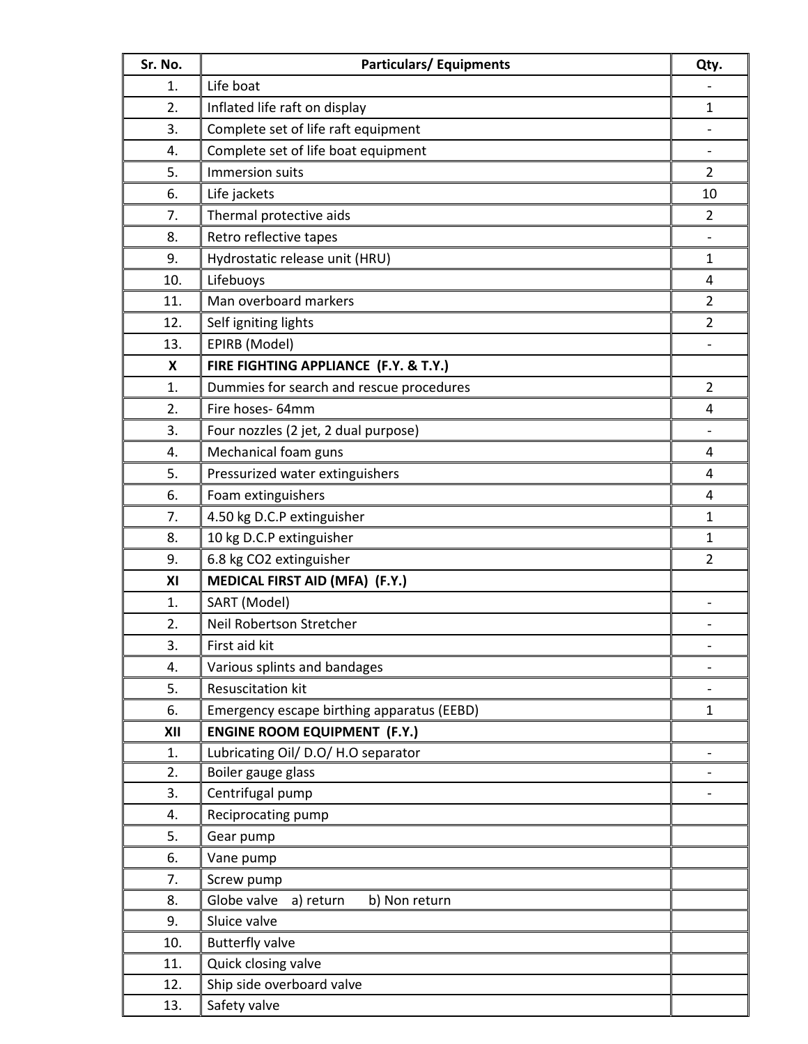| Sr. No. | Particulars/ Equipments | Qty. |
|---|---|---|
| 1. | Life boat | - |
| 2. | Inflated life raft on display | 1 |
| 3. | Complete set of life raft equipment | - |
| 4. | Complete set of life boat equipment | - |
| 5. | Immersion suits | 2 |
| 6. | Life jackets | 10 |
| 7. | Thermal protective aids | 2 |
| 8. | Retro reflective tapes | - |
| 9. | Hydrostatic release unit (HRU) | 1 |
| 10. | Lifebuoys | 4 |
| 11. | Man overboard markers | 2 |
| 12. | Self igniting lights | 2 |
| 13. | EPIRB (Model) | - |
| **X** | **FIRE FIGHTING APPLIANCE (F.Y. & T.Y.)** | |
| 1. | Dummies for search and rescue procedures | 2 |
| 2. | Fire hoses- 64mm | 4 |
| 3. | Four nozzles (2 jet, 2 dual purpose) | - |
| 4. | Mechanical foam guns | 4 |
| 5. | Pressurized water extinguishers | 4 |
| 6. | Foam extinguishers | 4 |
| 7. | 4.50 kg D.C.P extinguisher | 1 |
| 8. | 10 kg D.C.P extinguisher | 1 |
| 9. | 6.8 kg CO2 extinguisher | 2 |
| **XI** | **MEDICAL FIRST AID (MFA) (F.Y.)** | |
| 1. | SART (Model) | - |
| 2. | Neil Robertson Stretcher | - |
| 3. | First aid kit | - |
| 4. | Various splints and bandages | - |
| 5. | Resuscitation kit | - |
| 6. | Emergency escape birthing apparatus (EEBD) | 1 |
| **XII** | **ENGINE ROOM EQUIPMENT (F.Y.)** | |
| 1. | Lubricating Oil/ D.O/ H.O separator | - |
| 2. | Boiler gauge glass | - |
| 3. | Centrifugal pump | - |
| 4. | Reciprocating pump | |
| 5. | Gear pump | |
| 6. | Vane pump | |
| 7. | Screw pump | |
| 8. | Globe valve a) return b) Non return | |
| 9. | Sluice valve | |
| 10. | Butterfly valve | |
| 11. | Quick closing valve | |
| 12. | Ship side overboard valve | |
| 13. | Safety valve | |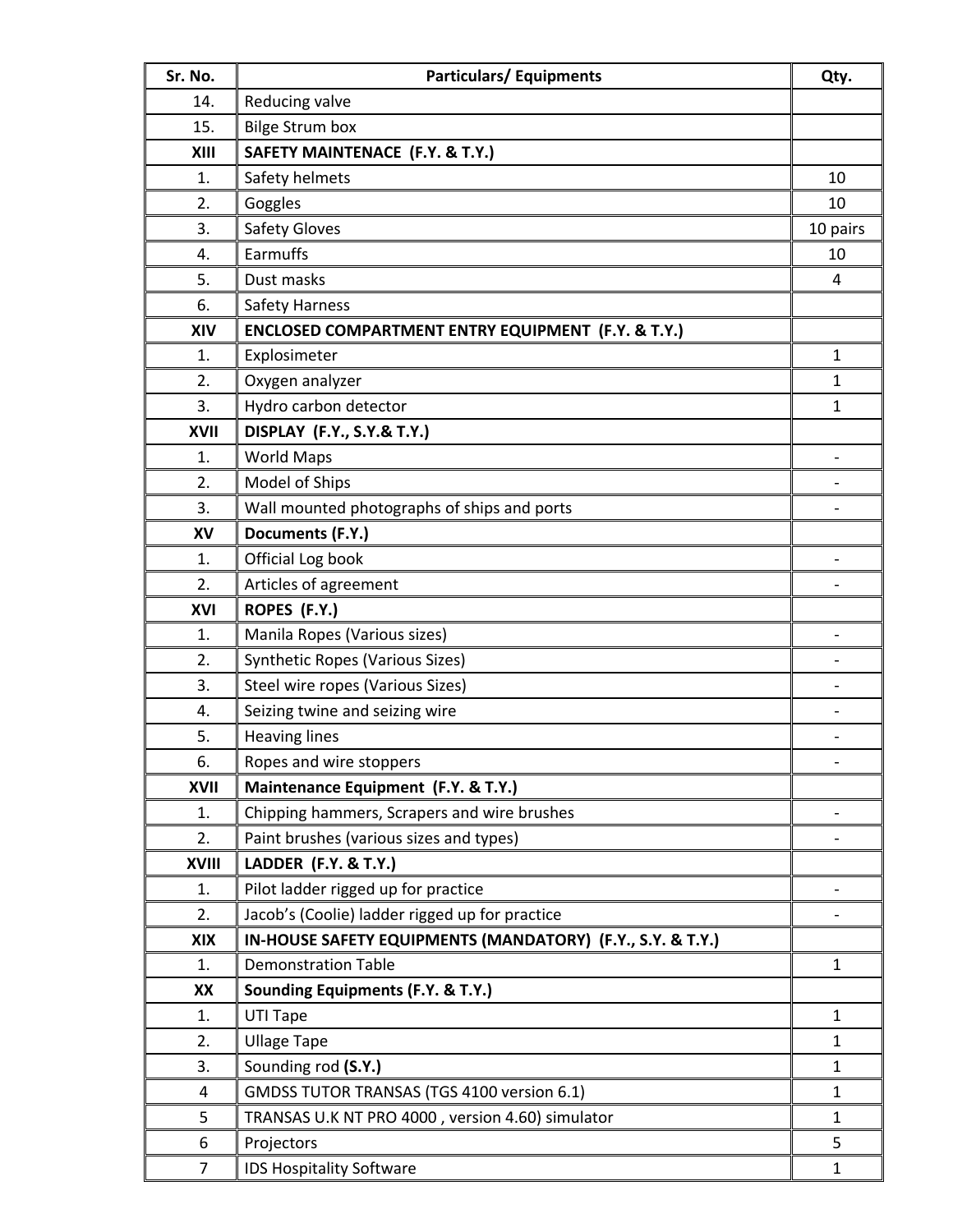| Sr. No. | Particulars/ Equipments | Qty. |
|---|---|---|
| 14. | Reducing valve | |
| 15. | Bilge Strum box | |
| **XIII** | **SAFETY MAINTENACE (F.Y. & T.Y.)** | |
| 1. | Safety helmets | 10 |
| 2. | Goggles | 10 |
| 3. | Safety Gloves | 10 pairs |
| 4. | Earmuffs | 10 |
| 5. | Dust masks | 4 |
| 6. | Safety Harness | |
| **XIV** | **ENCLOSED COMPARTMENT ENTRY EQUIPMENT (F.Y. & T.Y.)** | |
| 1. | Explosimeter | 1 |
| 2. | Oxygen analyzer | 1 |
| 3. | Hydro carbon detector | 1 |
| **XVII** | **DISPLAY (F.Y., S.Y.& T.Y.)** | |
| 1. | World Maps | - |
| 2. | Model of Ships | - |
| 3. | Wall mounted photographs of ships and ports | - |
| **XV** | **Documents (F.Y.)** | |
| 1. | Official Log book | - |
| 2. | Articles of agreement | - |
| **XVI** | **ROPES (F.Y.)** | |
| 1. | Manila Ropes (Various sizes) | - |
| 2. | Synthetic Ropes (Various Sizes) | - |
| 3. | Steel wire ropes (Various Sizes) | - |
| 4. | Seizing twine and seizing wire | - |
| 5. | Heaving lines | - |
| 6. | Ropes and wire stoppers | - |
| **XVII** | **Maintenance Equipment (F.Y. & T.Y.)** | |
| 1. | Chipping hammers, Scrapers and wire brushes | - |
| 2. | Paint brushes (various sizes and types) | - |
| **XVIII** | **LADDER (F.Y. & T.Y.)** | |
| 1. | Pilot ladder rigged up for practice | - |
| 2. | Jacob's (Coolie) ladder rigged up for practice | - |
| **XIX** | **IN-HOUSE SAFETY EQUIPMENTS (MANDATORY) (F.Y., S.Y. & T.Y.)** | |
| 1. | Demonstration Table | 1 |
| **XX** | **Sounding Equipments (F.Y. & T.Y.)** | |
| 1. | UTI Tape | 1 |
| 2. | Ullage Tape | 1 |
| 3. | Sounding rod **(S.Y.)** | 1 |
| 4 | GMDSS TUTOR TRANSAS (TGS 4100 version 6.1) | 1 |
| 5 | TRANSAS U.K NT PRO 4000 , version 4.60) simulator | 1 |
| 6 | Projectors | 5 |
| 7 | IDS Hospitality Software | 1 |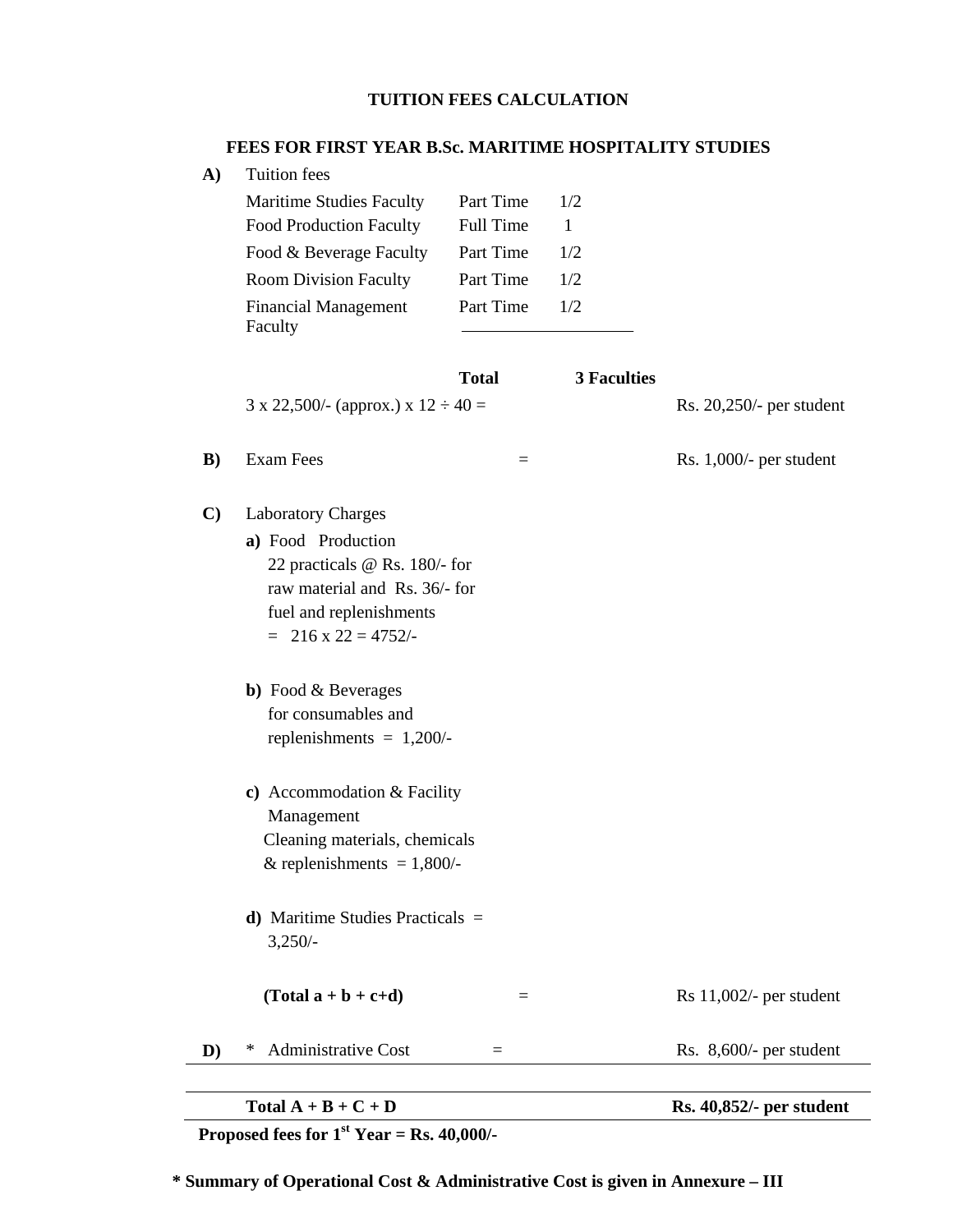## TUITION FEES CALCULATION

### FEES FOR FIRST YEAR B.Sc. MARITIME HOSPITALITY STUDIES

**A)** Tuition fees

| | | |
|---|---|---|
| Maritime Studies Faculty | Part Time | 1/2 |
| Food Production Faculty | Full Time | 1 |
| Food & Beverage Faculty | Part Time | 1/2 |
| Room Division Faculty | Part Time | 1/2 |
| Financial Management Faculty | Part Time | 1/2 |
| | **Total** | **3 Faculties** |

3 x 22,500/- (approx.) x 12 ÷ 40 = Rs. 20,250/- per student

**B)** Exam Fees = Rs. 1,000/- per student

**C)** Laboratory Charges

**a)** Food Production
22 practicals @ Rs. 180/- for raw material and Rs. 36/- for fuel and replenishments
= 216 x 22 = 4752/-

**b)** Food & Beverages
for consumables and replenishments = 1,200/-

**c)** Accommodation & Facility Management
Cleaning materials, chemicals & replenishments = 1,800/-

**d)** Maritime Studies Practicals = 3,250/-

**(Total a + b + c+d)** = Rs 11,002/- per student

**D)** * Administrative Cost = Rs. 8,600/- per student

---

**Total A + B + C + D** **Rs. 40,852/- per student**

---

**Proposed fees for 1st Year = Rs. 40,000/-**

**\* Summary of Operational Cost & Administrative Cost is given in Annexure – III**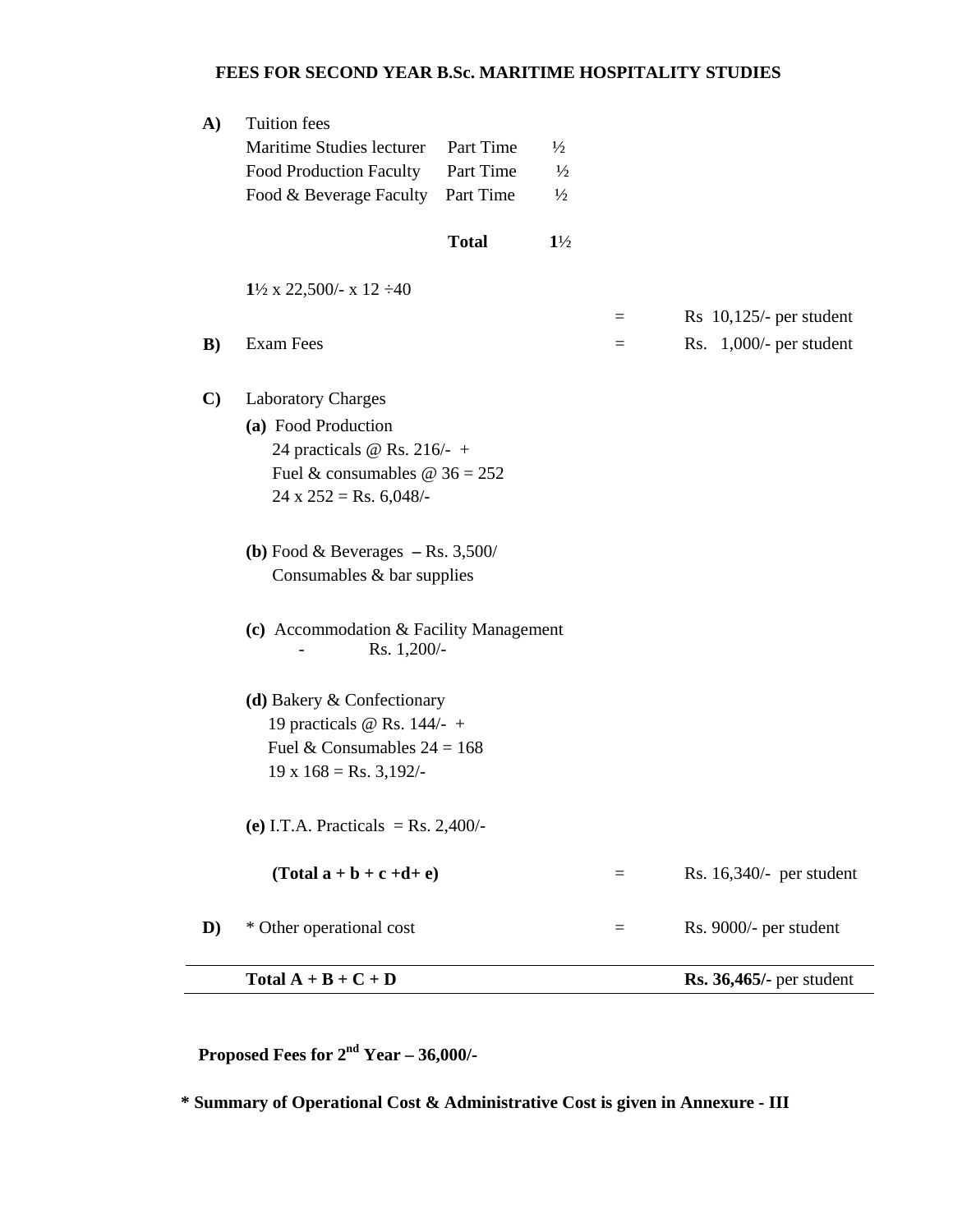# FEES FOR SECOND YEAR B.Sc. MARITIME HOSPITALITY STUDIES

**A)** Tuition fees

| | | |
|---|---|---|
| Maritime Studies lecturer | Part Time | ½ |
| Food Production Faculty | Part Time | ½ |
| Food & Beverage Faculty | Part Time | ½ |
| | **Total** | **1**½ |

**1**½ x 22,500/- x 12 ÷40

= Rs 10,125/- per student

**B)** Exam Fees = Rs. 1,000/- per student

**C)** Laboratory Charges

**(a)** Food Production
24 practicals @ Rs. 216/- +
Fuel & consumables @ 36 = 252
24 x 252 = Rs. 6,048/-

**(b)** Food & Beverages **–** Rs. 3,500/
Consumables & bar supplies

**(c)** Accommodation & Facility Management
- Rs. 1,200/-

**(d)** Bakery & Confectionary
19 practicals @ Rs. 144/- +
Fuel & Consumables 24 = 168
19 x 168 = Rs. 3,192/-

**(e)** I.T.A. Practicals = Rs. 2,400/-

**(Total a + b + c +d+ e)** = Rs. 16,340/- per student

**D)** * Other operational cost = Rs. 9000/- per student

---

**Total A + B + C + D** **Rs. 36,465/-** per student

---

**Proposed Fees for 2nd Year – 36,000/-**

**\* Summary of Operational Cost & Administrative Cost is given in Annexure - III**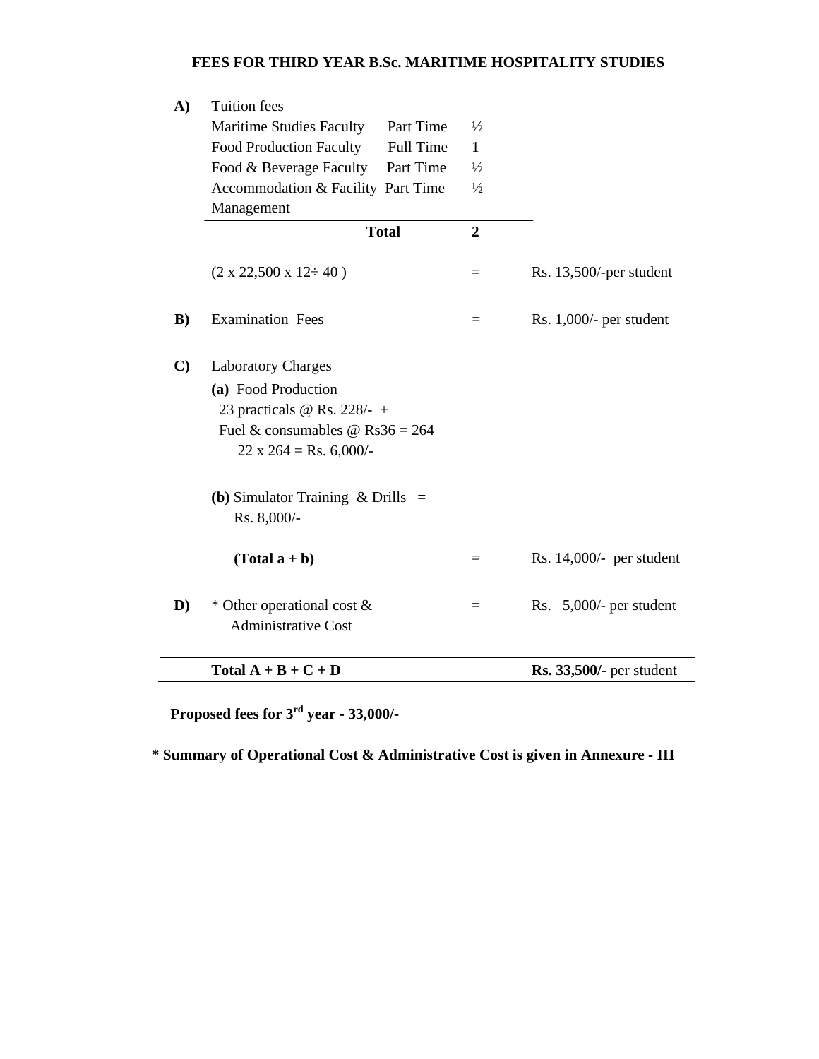# FEES FOR THIRD YEAR B.Sc. MARITIME HOSPITALITY STUDIES

**A)** Tuition fees

| Faculty | Type | |
|---|---|---|
| Maritime Studies Faculty | Part Time | ½ |
| Food Production Faculty | Full Time | 1 |
| Food & Beverage Faculty | Part Time | ½ |
| Accommodation & Facility Management | Part Time | ½ |
| **Total** | | **2** |

(2 x 22,500 x 12÷ 40 ) = Rs. 13,500/-per student

**B)** Examination Fees = Rs. 1,000/- per student

**C)** Laboratory Charges

**(a)** Food Production
23 practicals @ Rs. 228/- +
Fuel & consumables @ Rs36 = 264
22 x 264 = Rs. 6,000/-

**(b)** Simulator Training & Drills **=**
Rs. 8,000/-

**(Total a + b)** = Rs. 14,000/- per student

**D)** * Other operational cost & Administrative Cost = Rs. 5,000/- per student

**Total A + B + C + D** **Rs. 33,500/-** per student

**Proposed fees for 3rd year - 33,000/-**

**\* Summary of Operational Cost & Administrative Cost is given in Annexure - III**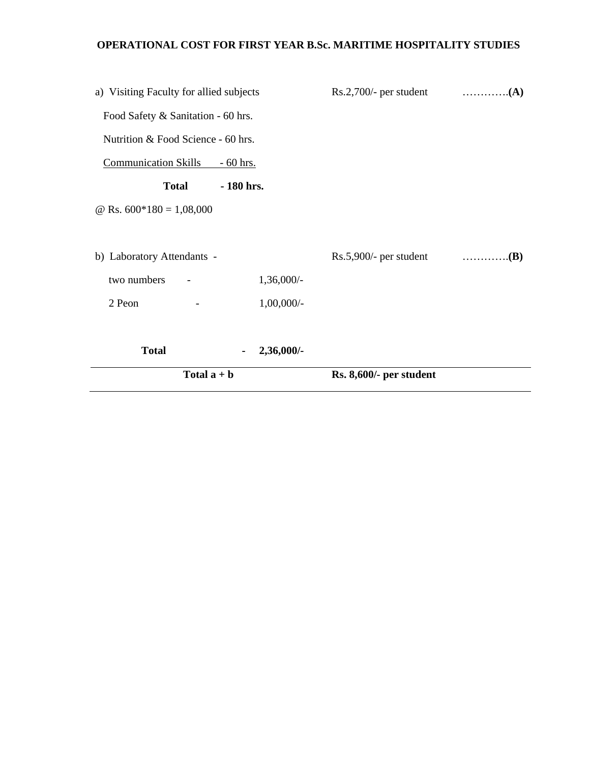# OPERATIONAL COST FOR FIRST YEAR B.Sc. MARITIME HOSPITALITY STUDIES

a) Visiting Faculty for allied subjects — Rs.2,700/- per student …………**(A)**

Food Safety & Sanitation - 60 hrs.

Nutrition & Food Science - 60 hrs.

Communication Skills - 60 hrs.

**Total - 180 hrs.**

@ Rs. 600*180 = 1,08,000

b) Laboratory Attendants - — Rs.5,900/- per student …………**(B)**

| | | |
|---|---|---|
| two numbers | - | 1,36,000/- |
| 2 Peon | - | 1,00,000/- |
| **Total** | - | **2,36,000/-** |

| | |
|---|---|
| **Total a + b** | **Rs. 8,600/- per student** |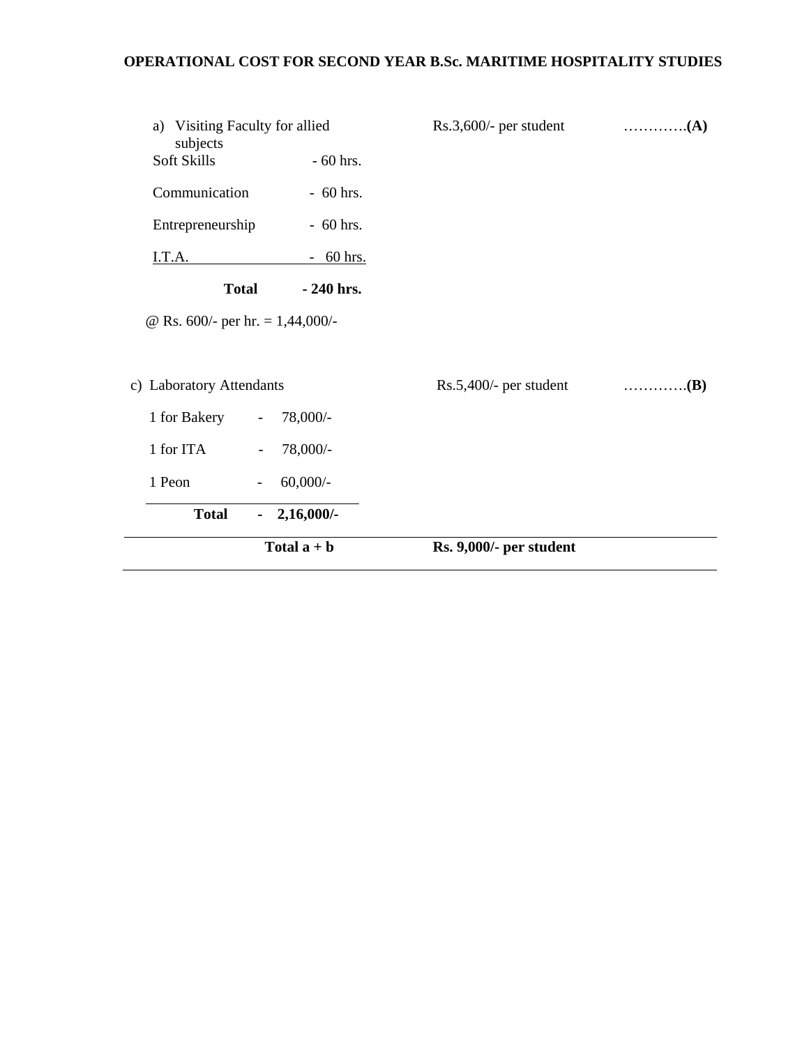# OPERATIONAL COST FOR SECOND YEAR B.Sc. MARITIME HOSPITALITY STUDIES

a) Visiting Faculty for allied subjects — Rs.3,600/- per student …………**(A)**

| | |
|---|---|
| Soft Skills | - 60 hrs. |
| Communication | - 60 hrs. |
| Entrepreneurship | - 60 hrs. |
| I.T.A. | - 60 hrs. |
| **Total** | **- 240 hrs.** |

@ Rs. 600/- per hr. = 1,44,000/-

c) Laboratory Attendants — Rs.5,400/- per student …………**(B)**

| | |
|---|---|
| 1 for Bakery | - 78,000/- |
| 1 for ITA | - 78,000/- |
| 1 Peon | - 60,000/- |
| **Total** | **- 2,16,000/-** |

**Total a + b** — **Rs. 9,000/- per student**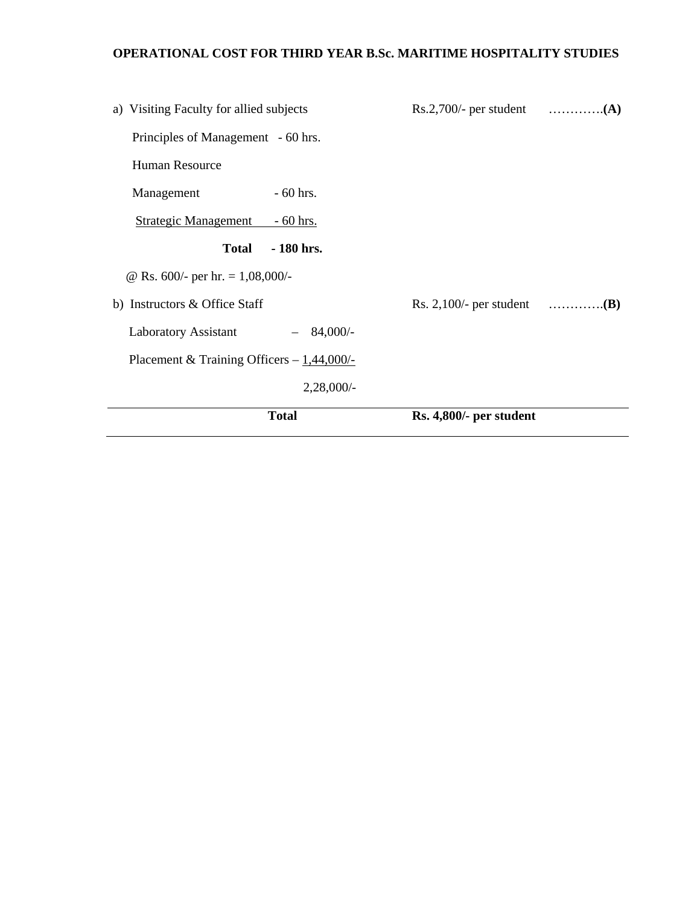**OPERATIONAL COST FOR THIRD YEAR B.Sc. MARITIME HOSPITALITY STUDIES**

| | | |
|---|---|---|
| a) Visiting Faculty for allied subjects | Rs.2,700/- per student | ………….**(A)** |
| Principles of Management - 60 hrs. | | |
| Human Resource Management - 60 hrs. | | |
| Strategic Management - 60 hrs. | | |
| **Total - 180 hrs.** | | |
| @ Rs. 600/- per hr. = 1,08,000/- | | |
| b) Instructors & Office Staff | Rs. 2,100/- per student | ………….**(B)** |
| Laboratory Assistant – 84,000/- | | |
| Placement & Training Officers – 1,44,000/- | | |
| 2,28,000/- | | |
| **Total** | **Rs. 4,800/- per student** | |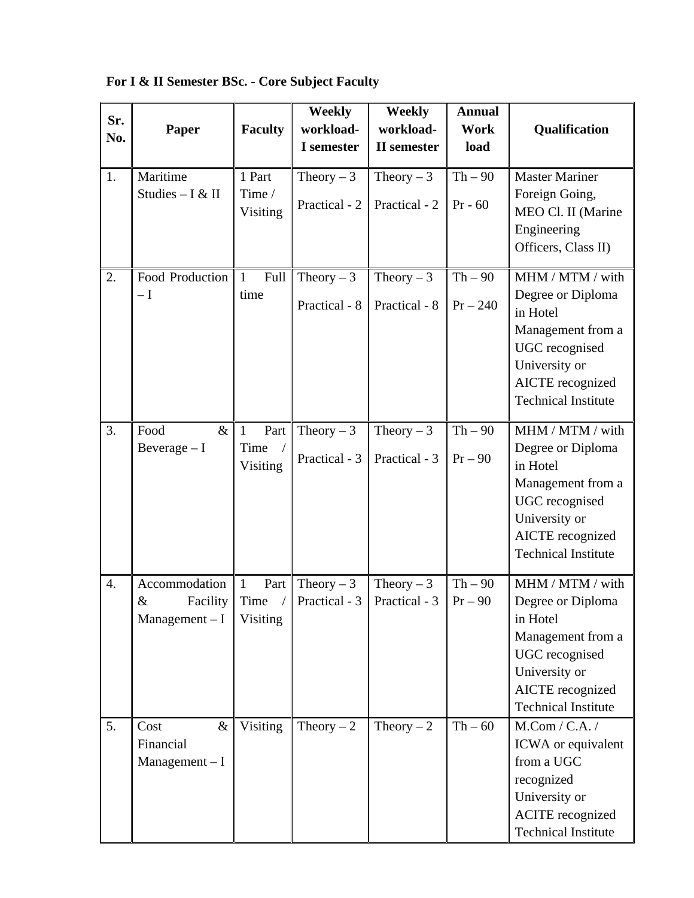**For I & II Semester BSc. - Core Subject Faculty**

| Sr. No. | Paper | Faculty | Weekly workload- I semester | Weekly workload- II semester | Annual Work load | Qualification |
|---|---|---|---|---|---|---|
| 1. | Maritime Studies – I & II | 1 Part Time / Visiting | Theory – 3<br>Practical - 2 | Theory – 3<br>Practical - 2 | Th – 90<br>Pr - 60 | Master Mariner Foreign Going, MEO Cl. II (Marine Engineering Officers, Class II) |
| 2. | Food Production – I | 1 Full time | Theory – 3<br>Practical - 8 | Theory – 3<br>Practical - 8 | Th – 90<br>Pr – 240 | MHM / MTM / with Degree or Diploma in Hotel Management from a UGC recognised University or AICTE recognized Technical Institute |
| 3. | Food & Beverage – I | 1 Part Time / Visiting | Theory – 3<br>Practical - 3 | Theory – 3<br>Practical - 3 | Th – 90<br>Pr – 90 | MHM / MTM / with Degree or Diploma in Hotel Management from a UGC recognised University or AICTE recognized Technical Institute |
| 4. | Accommodation & Facility Management – I | 1 Part Time / Visiting | Theory – 3<br>Practical - 3 | Theory – 3<br>Practical - 3 | Th – 90<br>Pr – 90 | MHM / MTM / with Degree or Diploma in Hotel Management from a UGC recognised University or AICTE recognized Technical Institute |
| 5. | Cost & Financial Management – I | Visiting | Theory – 2 | Theory – 2 | Th – 60 | M.Com / C.A. / ICWA or equivalent from a UGC recognized University or ACITE recognized Technical Institute |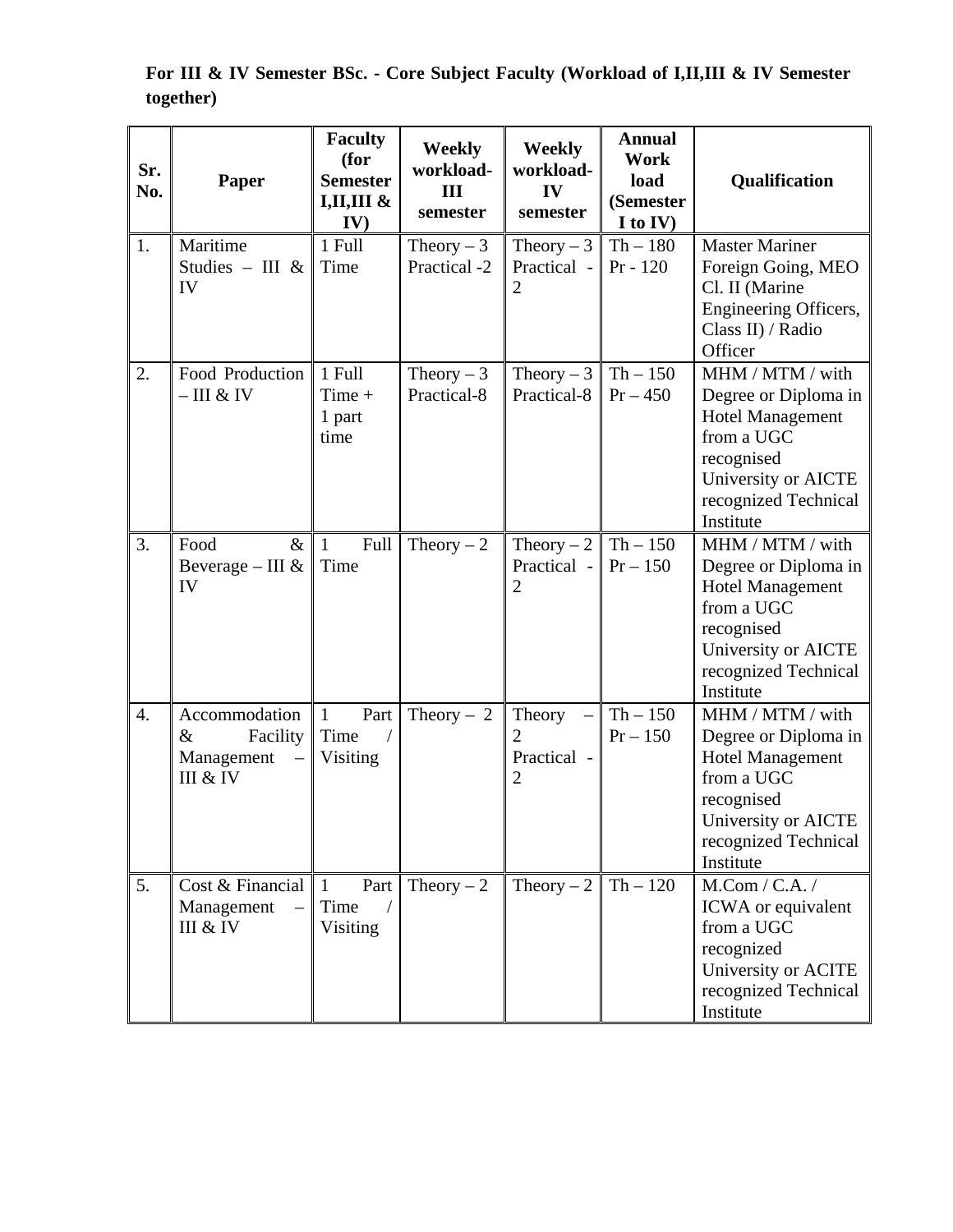**For III & IV Semester BSc. - Core Subject Faculty (Workload of I,II,III & IV Semester together)**

| Sr. No. | Paper | Faculty (for Semester I,II,III & IV) | Weekly workload- III semester | Weekly workload- IV semester | Annual Work load (Semester I to IV) | Qualification |
|---|---|---|---|---|---|---|
| 1. | Maritime Studies – III & IV | 1 Full Time | Theory – 3 Practical -2 | Theory – 3 Practical - 2 | Th – 180 Pr - 120 | Master Mariner Foreign Going, MEO Cl. II (Marine Engineering Officers, Class II) / Radio Officer |
| 2. | Food Production – III & IV | 1 Full Time + 1 part time | Theory – 3 Practical-8 | Theory – 3 Practical-8 | Th – 150 Pr – 450 | MHM / MTM / with Degree or Diploma in Hotel Management from a UGC recognised University or AICTE recognized Technical Institute |
| 3. | Food & Beverage – III & IV | 1 Full Time | Theory – 2 | Theory – 2 Practical - 2 | Th – 150 Pr – 150 | MHM / MTM / with Degree or Diploma in Hotel Management from a UGC recognised University or AICTE recognized Technical Institute |
| 4. | Accommodation & Facility Management – III & IV | 1 Part Time / Visiting | Theory – 2 | Theory – 2 Practical - 2 | Th – 150 Pr – 150 | MHM / MTM / with Degree or Diploma in Hotel Management from a UGC recognised University or AICTE recognized Technical Institute |
| 5. | Cost & Financial Management – III & IV | 1 Part Time / Visiting | Theory – 2 | Theory – 2 | Th – 120 | M.Com / C.A. / ICWA or equivalent from a UGC recognized University or ACITE recognized Technical Institute |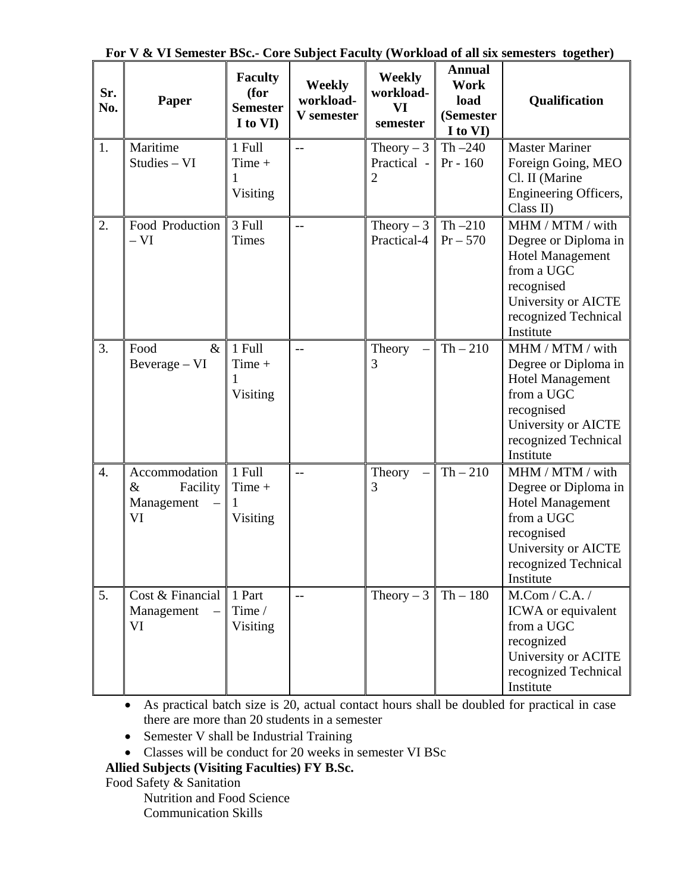**For V & VI Semester BSc.- Core Subject Faculty (Workload of all six semesters together)**

| Sr. No. | Paper | Faculty (for Semester I to VI) | Weekly workload-V semester | Weekly workload-VI semester | Annual Work load (Semester I to VI) | Qualification |
|---|---|---|---|---|---|---|
| 1. | Maritime Studies – VI | 1 Full Time + 1 Visiting | -- | Theory – 3 Practical - 2 | Th –240 Pr - 160 | Master Mariner Foreign Going, MEO Cl. II (Marine Engineering Officers, Class II) |
| 2. | Food Production – VI | 3 Full Times | -- | Theory – 3 Practical-4 | Th –210 Pr – 570 | MHM / MTM / with Degree or Diploma in Hotel Management from a UGC recognised University or AICTE recognized Technical Institute |
| 3. | Food & Beverage – VI | 1 Full Time + 1 Visiting | -- | Theory – 3 | Th – 210 | MHM / MTM / with Degree or Diploma in Hotel Management from a UGC recognised University or AICTE recognized Technical Institute |
| 4. | Accommodation & Facility Management – VI | 1 Full Time + 1 Visiting | -- | Theory – 3 | Th – 210 | MHM / MTM / with Degree or Diploma in Hotel Management from a UGC recognised University or AICTE recognized Technical Institute |
| 5. | Cost & Financial Management – VI | 1 Part Time / Visiting | -- | Theory – 3 | Th – 180 | M.Com / C.A. / ICWA or equivalent from a UGC recognized University or ACITE recognized Technical Institute |

- As practical batch size is 20, actual contact hours shall be doubled for practical in case there are more than 20 students in a semester
- Semester V shall be Industrial Training
- Classes will be conduct for 20 weeks in semester VI BSc

**Allied Subjects (Visiting Faculties) FY B.Sc.**

Food Safety & Sanitation

Nutrition and Food Science

Communication Skills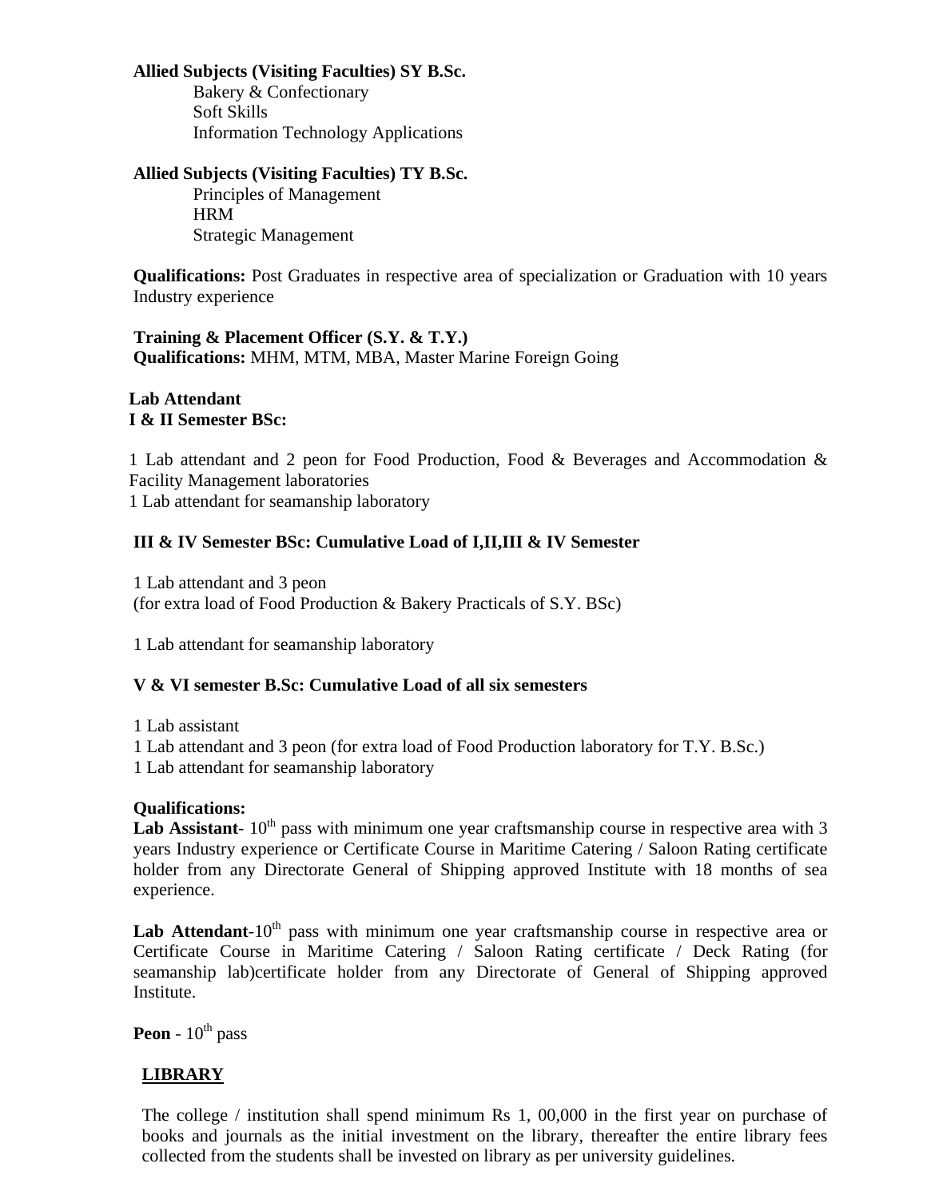**Allied Subjects (Visiting Faculties) SY B.Sc.**

Bakery & Confectionary
Soft Skills
Information Technology Applications

**Allied Subjects (Visiting Faculties) TY B.Sc.**

Principles of Management
HRM
Strategic Management

**Qualifications:** Post Graduates in respective area of specialization or Graduation with 10 years Industry experience

**Training & Placement Officer (S.Y. & T.Y.)**
**Qualifications:** MHM, MTM, MBA, Master Marine Foreign Going

**Lab Attendant**
**I & II Semester BSc:**

1 Lab attendant and 2 peon for Food Production, Food & Beverages and Accommodation & Facility Management laboratories
1 Lab attendant for seamanship laboratory

**III & IV Semester BSc: Cumulative Load of I,II,III & IV Semester**

1 Lab attendant and 3 peon
(for extra load of Food Production & Bakery Practicals of S.Y. BSc)

1 Lab attendant for seamanship laboratory

**V & VI semester B.Sc: Cumulative Load of all six semesters**

1 Lab assistant
1 Lab attendant and 3 peon (for extra load of Food Production laboratory for T.Y. B.Sc.)
1 Lab attendant for seamanship laboratory

**Qualifications:**
**Lab Assistant**- 10th pass with minimum one year craftsmanship course in respective area with 3 years Industry experience or Certificate Course in Maritime Catering / Saloon Rating certificate holder from any Directorate General of Shipping approved Institute with 18 months of sea experience.

**Lab Attendant**-10th pass with minimum one year craftsmanship course in respective area or Certificate Course in Maritime Catering / Saloon Rating certificate / Deck Rating (for seamanship lab)certificate holder from any Directorate of General of Shipping approved Institute.

**Peon** - 10th pass

## LIBRARY

The college / institution shall spend minimum Rs 1, 00,000 in the first year on purchase of books and journals as the initial investment on the library, thereafter the entire library fees collected from the students shall be invested on library as per university guidelines.